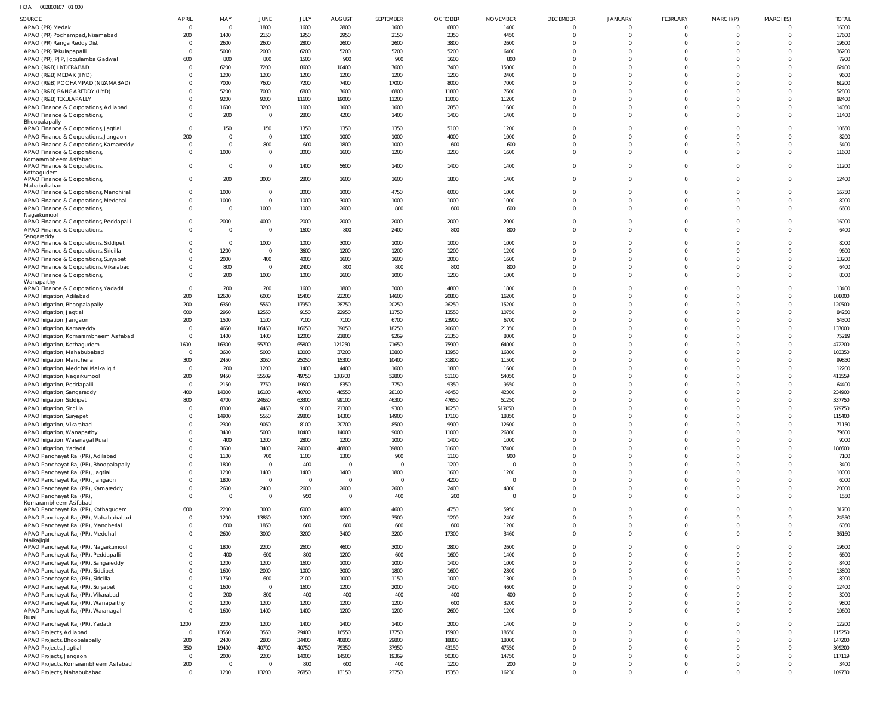HOA 002800107 01 000

| SOURCE | APRIL | MAY | JUNE | JULY | AUGUST | SEPTEMBER | OCTOBER | NOVEMBER | DECEMBER | JANUARY | FEBRUARY | MARCH(P) | MARCH(S) | TOTAL |
|---|---|---|---|---|---|---|---|---|---|---|---|---|---|---|
| APAO (PR) Medak | 0 | 0 | 1800 | 1600 | 2800 | 1600 | 6800 | 1400 | 0 | 0 | 0 | 0 | 0 | 16000 |
| APAO (PR) Pochampad, Nizamabad | 200 | 1400 | 2150 | 1950 | 2950 | 2150 | 2350 | 4450 | 0 | 0 | 0 | 0 | 0 | 17600 |
| APAO (PR) Ranga Reddy Dist | 0 | 2600 | 2600 | 2800 | 2600 | 2600 | 3800 | 2600 | 0 | 0 | 0 | 0 | 0 | 19600 |
| APAO (PR) Tekulapapalli | 0 | 5000 | 2000 | 6200 | 5200 | 5200 | 5200 | 6400 | 0 | 0 | 0 | 0 | 0 | 35200 |
| APAO (PR), PJP, Jogulamba Gadwal | 600 | 800 | 800 | 1500 | 900 | 900 | 1600 | 800 | 0 | 0 | 0 | 0 | 0 | 7900 |
| APAO (R&B) HYDERABAD | 0 | 6200 | 7200 | 8600 | 10400 | 7600 | 7400 | 15000 | 0 | 0 | 0 | 0 | 0 | 62400 |
| APAO (R&B) MEDAK (HYD) | 0 | 1200 | 1200 | 1200 | 1200 | 1200 | 1200 | 2400 | 0 | 0 | 0 | 0 | 0 | 9600 |
| APAO (R&B) POCHAMPAD (NIZAMABAD) | 0 | 7000 | 7600 | 7200 | 7400 | 17000 | 8000 | 7000 | 0 | 0 | 0 | 0 | 0 | 61200 |
| APAO (R&B) RANGAREDDY (HYD) | 0 | 5200 | 7000 | 6800 | 7600 | 6800 | 11800 | 7600 | 0 | 0 | 0 | 0 | 0 | 52800 |
| APAO (R&B) TEKULAPALLY | 0 | 9200 | 9200 | 11600 | 19000 | 11200 | 11000 | 11200 | 0 | 0 | 0 | 0 | 0 | 82400 |
| APAO Finance & Corporations, Adilabad | 0 | 1600 | 3200 | 1600 | 1600 | 1600 | 2850 | 1600 | 0 | 0 | 0 | 0 | 0 | 14050 |
| APAO Finance & Corporations, Bhoopalapally | 0 | 200 | 0 | 2800 | 4200 | 1400 | 1400 | 1400 | 0 | 0 | 0 | 0 | 0 | 11400 |
| APAO Finance & Corporations, Jagtial | 0 | 150 | 150 | 1350 | 1350 | 1350 | 5100 | 1200 | 0 | 0 | 0 | 0 | 0 | 10650 |
| APAO Finance & Corporations, Jangaon | 200 | 0 | 0 | 1000 | 1000 | 1000 | 4000 | 1000 | 0 | 0 | 0 | 0 | 0 | 8200 |
| APAO Finance & Corporations, Kamareddy | 0 | 0 | 800 | 600 | 1800 | 1000 | 600 | 600 | 0 | 0 | 0 | 0 | 0 | 5400 |
| APAO Finance & Corporations, Komarambheem Asifabad | 0 | 1000 | 0 | 3000 | 1600 | 1200 | 3200 | 1600 | 0 | 0 | 0 | 0 | 0 | 11600 |
| APAO Finance & Corporations, Kothagudem | 0 | 0 | 0 | 1400 | 5600 | 1400 | 1400 | 1400 | 0 | 0 | 0 | 0 | 0 | 11200 |
| APAO Finance & Corporations, Mahabubabad | 0 | 200 | 3000 | 2800 | 1600 | 1600 | 1800 | 1400 | 0 | 0 | 0 | 0 | 0 | 12400 |
| APAO Finance & Corporations, Manchirial | 0 | 1000 | 0 | 3000 | 1000 | 4750 | 6000 | 1000 | 0 | 0 | 0 | 0 | 0 | 16750 |
| APAO Finance & Corporations, Medchal | 0 | 1000 | 0 | 1000 | 3000 | 1000 | 1000 | 1000 | 0 | 0 | 0 | 0 | 0 | 8000 |
| APAO Finance & Corporations, Nagarkurnool | 0 | 0 | 1000 | 1000 | 2600 | 800 | 600 | 600 | 0 | 0 | 0 | 0 | 0 | 6600 |
| APAO Finance & Corporations, Peddapalli | 0 | 2000 | 4000 | 2000 | 2000 | 2000 | 2000 | 2000 | 0 | 0 | 0 | 0 | 0 | 16000 |
| APAO Finance & Corporations, Sangareddy | 0 | 0 | 0 | 1600 | 800 | 2400 | 800 | 800 | 0 | 0 | 0 | 0 | 0 | 6400 |
| APAO Finance & Corporations, Siddipet | 0 | 0 | 1000 | 1000 | 3000 | 1000 | 1000 | 1000 | 0 | 0 | 0 | 0 | 0 | 8000 |
| APAO Finance & Corporations, Siricilla | 0 | 1200 | 0 | 3600 | 1200 | 1200 | 1200 | 1200 | 0 | 0 | 0 | 0 | 0 | 9600 |
| APAO Finance & Corporations, Suryapet | 0 | 2000 | 400 | 4000 | 1600 | 1600 | 2000 | 1600 | 0 | 0 | 0 | 0 | 0 | 13200 |
| APAO Finance & Corporations, Vikarabad | 0 | 800 | 0 | 2400 | 800 | 800 | 800 | 800 | 0 | 0 | 0 | 0 | 0 | 6400 |
| APAO Finance & Corporations, Wanaparthy | 0 | 200 | 1000 | 1000 | 2600 | 1000 | 1200 | 1000 | 0 | 0 | 0 | 0 | 0 | 8000 |
| APAO Finance & Corporations, Yadadri | 0 | 200 | 200 | 1600 | 1800 | 3000 | 4800 | 1800 | 0 | 0 | 0 | 0 | 0 | 13400 |
| APAO Irrigation, Adilabad | 200 | 12600 | 6000 | 15400 | 22200 | 14600 | 20800 | 16200 | 0 | 0 | 0 | 0 | 0 | 108000 |
| APAO Irrigation, Bhoopalapally | 200 | 6350 | 5550 | 17950 | 28750 | 20250 | 26250 | 15200 | 0 | 0 | 0 | 0 | 0 | 120500 |
| APAO Irrigation, Jagtial | 600 | 2950 | 12550 | 9150 | 22950 | 11750 | 13550 | 10750 | 0 | 0 | 0 | 0 | 0 | 84250 |
| APAO Irrigation, Jangaon | 200 | 1500 | 1100 | 7100 | 7100 | 6700 | 23900 | 6700 | 0 | 0 | 0 | 0 | 0 | 54300 |
| APAO Irrigation, Kamareddy | 0 | 4650 | 16450 | 16650 | 39050 | 18250 | 20600 | 21350 | 0 | 0 | 0 | 0 | 0 | 137000 |
| APAO Irrigation, Komarambheem Asifabad | 0 | 1400 | 1400 | 12000 | 21800 | 9269 | 21350 | 8000 | 0 | 0 | 0 | 0 | 0 | 75219 |
| APAO Irrigation, Kothagudem | 1600 | 16300 | 55700 | 65800 | 121250 | 71650 | 75900 | 64000 | 0 | 0 | 0 | 0 | 0 | 472200 |
| APAO Irrigation, Mahabubabad | 0 | 3600 | 5000 | 13000 | 37200 | 13800 | 13950 | 16800 | 0 | 0 | 0 | 0 | 0 | 103350 |
| APAO Irrigation, Mancherial | 300 | 2450 | 3050 | 25050 | 15300 | 10400 | 31800 | 11500 | 0 | 0 | 0 | 0 | 0 | 99850 |
| APAO Irrigation, Medchal Malkajigiri | 0 | 200 | 1200 | 1400 | 4400 | 1600 | 1800 | 1600 | 0 | 0 | 0 | 0 | 0 | 12200 |
| APAO Irrigation, Nagarkurnool | 200 | 9450 | 55509 | 49750 | 138700 | 52800 | 51100 | 54050 | 0 | 0 | 0 | 0 | 0 | 411559 |
| APAO Irrigation, Peddapalli | 0 | 2150 | 7750 | 19500 | 8350 | 7750 | 9350 | 9550 | 0 | 0 | 0 | 0 | 0 | 64400 |
| APAO Irrigation, Sangareddy | 400 | 14300 | 16100 | 40700 | 46550 | 28100 | 46450 | 42300 | 0 | 0 | 0 | 0 | 0 | 234900 |
| APAO Irrigation, Siddipet | 800 | 4700 | 24650 | 63300 | 99100 | 46300 | 47650 | 51250 | 0 | 0 | 0 | 0 | 0 | 337750 |
| APAO Irrigation, Siricilla | 0 | 8300 | 4450 | 9100 | 21300 | 9300 | 10250 | 517050 | 0 | 0 | 0 | 0 | 0 | 579750 |
| APAO Irrigation, Suryapet | 0 | 14900 | 5550 | 29800 | 14300 | 14900 | 17100 | 18850 | 0 | 0 | 0 | 0 | 0 | 115400 |
| APAO Irrigation, Vikarabad | 0 | 2300 | 9050 | 8100 | 20700 | 8500 | 9900 | 12600 | 0 | 0 | 0 | 0 | 0 | 71150 |
| APAO Irrigation, Wanaparthy | 0 | 3400 | 5000 | 10400 | 14000 | 9000 | 11000 | 26800 | 0 | 0 | 0 | 0 | 0 | 79600 |
| APAO Irrigation, Waranagal Rural | 0 | 400 | 1200 | 2800 | 1200 | 1000 | 1400 | 1000 | 0 | 0 | 0 | 0 | 0 | 9000 |
| APAO Irrigation, Yadadri | 0 | 3600 | 3400 | 24000 | 46800 | 39800 | 31600 | 37400 | 0 | 0 | 0 | 0 | 0 | 186600 |
| APAO Panchayat Raj (PR), Adilabad | 0 | 1100 | 700 | 1100 | 1300 | 900 | 1100 | 900 | 0 | 0 | 0 | 0 | 0 | 7100 |
| APAO Panchayat Raj (PR), Bhoopalapally | 0 | 1800 | 0 | 400 | 0 | 0 | 1200 | 0 | 0 | 0 | 0 | 0 | 0 | 3400 |
| APAO Panchayat Raj (PR), Jagtial | 0 | 1200 | 1400 | 1400 | 1400 | 1800 | 1600 | 1200 | 0 | 0 | 0 | 0 | 0 | 10000 |
| APAO Panchayat Raj (PR), Jangaon | 0 | 1800 | 0 | 0 | 0 | 0 | 4200 | 0 | 0 | 0 | 0 | 0 | 0 | 6000 |
| APAO Panchayat Raj (PR), Kamareddy | 0 | 2600 | 2400 | 2600 | 2600 | 2600 | 2400 | 4800 | 0 | 0 | 0 | 0 | 0 | 20000 |
| APAO Panchayat Raj (PR), Komarambheem Asifabad | 0 | 0 | 0 | 950 | 0 | 400 | 200 | 0 | 0 | 0 | 0 | 0 | 0 | 1550 |
| APAO Panchayat Raj (PR), Kothagudem | 600 | 2200 | 3000 | 6000 | 4600 | 4600 | 4750 | 5950 | 0 | 0 | 0 | 0 | 0 | 31700 |
| APAO Panchayat Raj (PR), Mahabubabad | 0 | 1200 | 13850 | 1200 | 1200 | 3500 | 1200 | 2400 | 0 | 0 | 0 | 0 | 0 | 24550 |
| APAO Panchayat Raj (PR), Mancherial | 0 | 600 | 1850 | 600 | 600 | 600 | 600 | 1200 | 0 | 0 | 0 | 0 | 0 | 6050 |
| APAO Panchayat Raj (PR), Medchal Malkajigiri | 0 | 2600 | 3000 | 3200 | 3400 | 3200 | 17300 | 3460 | 0 | 0 | 0 | 0 | 0 | 36160 |
| APAO Panchayat Raj (PR), Nagarkurnool | 0 | 1800 | 2200 | 2600 | 4600 | 3000 | 2800 | 2600 | 0 | 0 | 0 | 0 | 0 | 19600 |
| APAO Panchayat Raj (PR), Peddapalli | 0 | 400 | 600 | 800 | 1200 | 600 | 1600 | 1400 | 0 | 0 | 0 | 0 | 0 | 6600 |
| APAO Panchayat Raj (PR), Sangareddy | 0 | 1200 | 1200 | 1600 | 1000 | 1000 | 1400 | 1000 | 0 | 0 | 0 | 0 | 0 | 8400 |
| APAO Panchayat Raj (PR), Siddipet | 0 | 1600 | 2000 | 1000 | 3000 | 1800 | 1600 | 2800 | 0 | 0 | 0 | 0 | 0 | 13800 |
| APAO Panchayat Raj (PR), Siricilla | 0 | 1750 | 600 | 2100 | 1000 | 1150 | 1000 | 1300 | 0 | 0 | 0 | 0 | 0 | 8900 |
| APAO Panchayat Raj (PR), Suryapet | 0 | 1600 | 0 | 1600 | 1200 | 2000 | 1400 | 4600 | 0 | 0 | 0 | 0 | 0 | 12400 |
| APAO Panchayat Raj (PR), Vikarabad | 0 | 200 | 800 | 400 | 400 | 400 | 400 | 400 | 0 | 0 | 0 | 0 | 0 | 3000 |
| APAO Panchayat Raj (PR), Wanaparthy | 0 | 1200 | 1200 | 1200 | 1200 | 1200 | 600 | 3200 | 0 | 0 | 0 | 0 | 0 | 9800 |
| APAO Panchayat Raj (PR), Waranagal Rural | 0 | 1600 | 1400 | 1400 | 1200 | 1200 | 2600 | 1200 | 0 | 0 | 0 | 0 | 0 | 10600 |
| APAO Panchayat Raj (PR), Yadadri | 1200 | 2200 | 1200 | 1400 | 1400 | 1400 | 2000 | 1400 | 0 | 0 | 0 | 0 | 0 | 12200 |
| APAO Projects, Adilabad | 0 | 13550 | 3550 | 29400 | 16550 | 17750 | 15900 | 18550 | 0 | 0 | 0 | 0 | 0 | 115250 |
| APAO Projects, Bhoopalapally | 200 | 2400 | 2800 | 34400 | 40800 | 29800 | 18800 | 18000 | 0 | 0 | 0 | 0 | 0 | 147200 |
| APAO Projects, Jagtial | 350 | 19400 | 40700 | 40750 | 79350 | 37950 | 43150 | 47550 | 0 | 0 | 0 | 0 | 0 | 309200 |
| APAO Projects, Jangaon | 0 | 2000 | 2200 | 14000 | 14500 | 19369 | 50300 | 14750 | 0 | 0 | 0 | 0 | 0 | 117119 |
| APAO Projects, Komarambheem Asifabad | 200 | 0 | 0 | 800 | 600 | 400 | 1200 | 200 | 0 | 0 | 0 | 0 | 0 | 3400 |
| APAO Projects, Mahabubabad | 0 | 1200 | 13200 | 26850 | 13150 | 23750 | 15350 | 16230 | 0 | 0 | 0 | 0 | 0 | 109730 |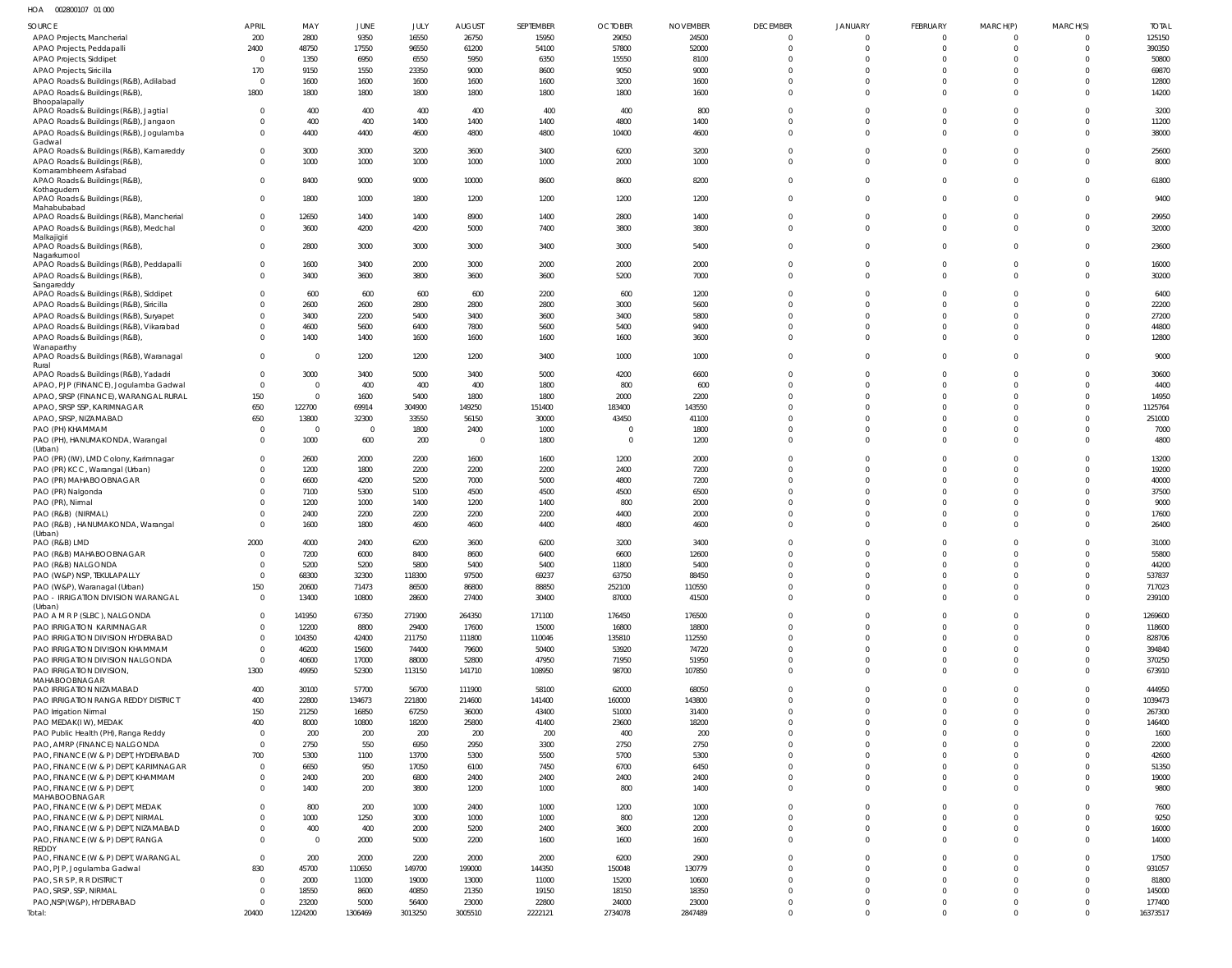HOA 002800107 01 000

| SOURCE | APRIL | MAY | JUNE | JULY | AUGUST | SEPTEMBER | OCTOBER | NOVEMBER | DECEMBER | JANUARY | FEBRUARY | MARCH(P) | MARCH(S) | TOTAL |
|---|---|---|---|---|---|---|---|---|---|---|---|---|---|---|
| APAO Projects, Mancherial | 200 | 2800 | 9350 | 16550 | 26750 | 15950 | 29050 | 24500 | 0 | 0 | 0 | 0 | 0 | 125150 |
| APAO Projects, Peddapalli | 2400 | 48750 | 17550 | 96550 | 61200 | 54100 | 57800 | 52000 | 0 | 0 | 0 | 0 | 0 | 390350 |
| APAO Projects, Siddipet | 0 | 1350 | 6950 | 6550 | 5950 | 6350 | 15550 | 8100 | 0 | 0 | 0 | 0 | 0 | 50800 |
| APAO Projects, Siricilla | 170 | 9150 | 1550 | 23350 | 9000 | 8600 | 9050 | 9000 | 0 | 0 | 0 | 0 | 0 | 69870 |
| APAO Roads & Buildings (R&B), Adilabad | 0 | 1600 | 1600 | 1600 | 1600 | 1600 | 3200 | 1600 | 0 | 0 | 0 | 0 | 0 | 12800 |
| APAO Roads & Buildings (R&B), Bhoopalapally | 1800 | 1800 | 1800 | 1800 | 1800 | 1800 | 1800 | 1600 | 0 | 0 | 0 | 0 | 0 | 14200 |
| APAO Roads & Buildings (R&B), Jagtial | 0 | 400 | 400 | 400 | 400 | 400 | 400 | 800 | 0 | 0 | 0 | 0 | 0 | 3200 |
| APAO Roads & Buildings (R&B), Jangaon | 0 | 400 | 400 | 1400 | 1400 | 1400 | 4800 | 1400 | 0 | 0 | 0 | 0 | 0 | 11200 |
| APAO Roads & Buildings (R&B), Jogulamba Gadwal | 0 | 4400 | 4400 | 4600 | 4800 | 4800 | 10400 | 4600 | 0 | 0 | 0 | 0 | 0 | 38000 |
| APAO Roads & Buildings (R&B), Kamareddy | 0 | 3000 | 3000 | 3200 | 3600 | 3400 | 6200 | 3200 | 0 | 0 | 0 | 0 | 0 | 25600 |
| APAO Roads & Buildings (R&B), Komarambheem Asifabad | 0 | 1000 | 1000 | 1000 | 1000 | 1000 | 2000 | 1000 | 0 | 0 | 0 | 0 | 0 | 8000 |
| APAO Roads & Buildings (R&B), Kothagudem | 0 | 8400 | 9000 | 9000 | 10000 | 8600 | 8600 | 8200 | 0 | 0 | 0 | 0 | 0 | 61800 |
| APAO Roads & Buildings (R&B), Mahabubabad | 0 | 1800 | 1000 | 1800 | 1200 | 1200 | 1200 | 1200 | 0 | 0 | 0 | 0 | 0 | 9400 |
| APAO Roads & Buildings (R&B), Mancherial | 0 | 12650 | 1400 | 1400 | 8900 | 1400 | 2800 | 1400 | 0 | 0 | 0 | 0 | 0 | 29950 |
| APAO Roads & Buildings (R&B), Medchal Malkajigiri | 0 | 3600 | 4200 | 4200 | 5000 | 7400 | 3800 | 3800 | 0 | 0 | 0 | 0 | 0 | 32000 |
| APAO Roads & Buildings (R&B), Nagarkurnool | 0 | 2800 | 3000 | 3000 | 3000 | 3400 | 3000 | 5400 | 0 | 0 | 0 | 0 | 0 | 23600 |
| APAO Roads & Buildings (R&B), Peddapalli | 0 | 1600 | 3400 | 2000 | 3000 | 2000 | 2000 | 2000 | 0 | 0 | 0 | 0 | 0 | 16000 |
| APAO Roads & Buildings (R&B), Sangareddy | 0 | 3400 | 3600 | 3800 | 3600 | 3600 | 5200 | 7000 | 0 | 0 | 0 | 0 | 0 | 30200 |
| APAO Roads & Buildings (R&B), Siddipet | 0 | 600 | 600 | 600 | 600 | 2200 | 600 | 1200 | 0 | 0 | 0 | 0 | 0 | 6400 |
| APAO Roads & Buildings (R&B), Siricilla | 0 | 2600 | 2600 | 2800 | 2800 | 2800 | 3000 | 5600 | 0 | 0 | 0 | 0 | 0 | 22200 |
| APAO Roads & Buildings (R&B), Suryapet | 0 | 3400 | 2200 | 5400 | 3400 | 3600 | 3400 | 5800 | 0 | 0 | 0 | 0 | 0 | 27200 |
| APAO Roads & Buildings (R&B), Vikarabad | 0 | 4600 | 5600 | 6400 | 7800 | 5600 | 5400 | 9400 | 0 | 0 | 0 | 0 | 0 | 44800 |
| APAO Roads & Buildings (R&B), Wanaparthy | 0 | 1400 | 1400 | 1600 | 1600 | 1600 | 1600 | 3600 | 0 | 0 | 0 | 0 | 0 | 12800 |
| APAO Roads & Buildings (R&B), Waranagal Rural | 0 | 0 | 1200 | 1200 | 1200 | 3400 | 1000 | 1000 | 0 | 0 | 0 | 0 | 0 | 9000 |
| APAO Roads & Buildings (R&B), Yadadri | 0 | 3000 | 3400 | 5000 | 3400 | 5000 | 4200 | 6600 | 0 | 0 | 0 | 0 | 0 | 30600 |
| APAO, PJP (FINANCE), Jogulamba Gadwal | 0 | 0 | 400 | 400 | 400 | 1800 | 800 | 600 | 0 | 0 | 0 | 0 | 0 | 4400 |
| APAO, SRSP (FINANCE), WARANGAL RURAL | 150 | 0 | 1600 | 5400 | 1800 | 1800 | 2000 | 2200 | 0 | 0 | 0 | 0 | 0 | 14950 |
| APAO, SRSP SSP, KARIMNAGAR | 650 | 122700 | 69914 | 304900 | 149250 | 151400 | 183400 | 143550 | 0 | 0 | 0 | 0 | 0 | 1125764 |
| APAO, SRSP, NIZAMABAD | 650 | 13800 | 32300 | 33550 | 56150 | 30000 | 43450 | 41100 | 0 | 0 | 0 | 0 | 0 | 251000 |
| PAO (PH) KHAMMAM | 0 | 0 | 0 | 1800 | 2400 | 1000 | 0 | 1800 | 0 | 0 | 0 | 0 | 0 | 7000 |
| PAO (PH), HANUMAKONDA, Warangal (Urban) | 0 | 1000 | 600 | 200 | 0 | 1800 | 0 | 1200 | 0 | 0 | 0 | 0 | 0 | 4800 |
| PAO (PR) (IW), LMD Colony, Karimnagar | 0 | 2600 | 2000 | 2200 | 1600 | 1600 | 1200 | 2000 | 0 | 0 | 0 | 0 | 0 | 13200 |
| PAO (PR) KCC, Warangal (Urban) | 0 | 1200 | 1800 | 2200 | 2200 | 2200 | 2400 | 7200 | 0 | 0 | 0 | 0 | 0 | 19200 |
| PAO (PR) MAHABOOBNAGAR | 0 | 6600 | 4200 | 5200 | 7000 | 5000 | 4800 | 7200 | 0 | 0 | 0 | 0 | 0 | 40000 |
| PAO (PR) Nalgonda | 0 | 7100 | 5300 | 5100 | 4500 | 4500 | 4500 | 6500 | 0 | 0 | 0 | 0 | 0 | 37500 |
| PAO (PR), Nirmal | 0 | 1200 | 1000 | 1400 | 1200 | 1400 | 800 | 2000 | 0 | 0 | 0 | 0 | 0 | 9000 |
| PAO (R&B) (NIRMAL) | 0 | 2400 | 2200 | 2200 | 2200 | 2200 | 4400 | 2000 | 0 | 0 | 0 | 0 | 0 | 17600 |
| PAO (R&B), HANUMAKONDA, Warangal (Urban) | 0 | 1600 | 1800 | 4600 | 4600 | 4400 | 4800 | 4600 | 0 | 0 | 0 | 0 | 0 | 26400 |
| PAO (R&B) LMD | 2000 | 4000 | 2400 | 6200 | 3600 | 6200 | 3200 | 3400 | 0 | 0 | 0 | 0 | 0 | 31000 |
| PAO (R&B) MAHABOOBNAGAR | 0 | 7200 | 6000 | 8400 | 8600 | 6400 | 6600 | 12600 | 0 | 0 | 0 | 0 | 0 | 55800 |
| PAO (R&B) NALGONDA | 0 | 5200 | 5200 | 5800 | 5400 | 5400 | 11800 | 5400 | 0 | 0 | 0 | 0 | 0 | 44200 |
| PAO (W&P) NSP, TEKULAPALLY | 0 | 68300 | 32300 | 118300 | 97500 | 69237 | 63750 | 88450 | 0 | 0 | 0 | 0 | 0 | 537837 |
| PAO (W&P), Waranagal (Urban) | 150 | 20600 | 71473 | 86500 | 86800 | 88850 | 252100 | 110550 | 0 | 0 | 0 | 0 | 0 | 717023 |
| PAO - IRRIGATION DIVISION WARANGAL (Urban) | 0 | 13400 | 10800 | 28600 | 27400 | 30400 | 87000 | 41500 | 0 | 0 | 0 | 0 | 0 | 239100 |
| PAO A M R P (SLBC), NALGONDA | 0 | 141950 | 67350 | 271900 | 264350 | 171100 | 176450 | 176500 | 0 | 0 | 0 | 0 | 0 | 1269600 |
| PAO IRRIGATION KARIMNAGAR | 0 | 12200 | 8800 | 29400 | 17600 | 15000 | 16800 | 18800 | 0 | 0 | 0 | 0 | 0 | 118600 |
| PAO IRRIGATION DIVISION HYDERABAD | 0 | 104350 | 42400 | 211750 | 111800 | 110046 | 135810 | 112550 | 0 | 0 | 0 | 0 | 0 | 828706 |
| PAO IRRIGATION DIVISION KHAMMAM | 0 | 46200 | 15600 | 74400 | 79600 | 50400 | 53920 | 74720 | 0 | 0 | 0 | 0 | 0 | 394840 |
| PAO IRRIGATION DIVISION NALGONDA | 0 | 40600 | 17000 | 88000 | 52800 | 47950 | 71950 | 51950 | 0 | 0 | 0 | 0 | 0 | 370250 |
| PAO IRRIGATION DIVISION, MAHABOOBNAGAR | 1300 | 49950 | 52300 | 113150 | 141710 | 108950 | 98700 | 107850 | 0 | 0 | 0 | 0 | 0 | 673910 |
| PAO IRRIGATION NIZAMABAD | 400 | 30100 | 57700 | 56700 | 111900 | 58100 | 62000 | 68050 | 0 | 0 | 0 | 0 | 0 | 444950 |
| PAO IRRIGATION RANGA REDDY DISTRICT | 400 | 22800 | 134673 | 221800 | 214600 | 141400 | 160000 | 143800 | 0 | 0 | 0 | 0 | 0 | 1039473 |
| PAO Irrigation Nirmal | 150 | 21250 | 16850 | 67250 | 36000 | 43400 | 51000 | 31400 | 0 | 0 | 0 | 0 | 0 | 267300 |
| PAO MEDAK(IW), MEDAK | 400 | 8000 | 10800 | 18200 | 25800 | 41400 | 23600 | 18200 | 0 | 0 | 0 | 0 | 0 | 146400 |
| PAO Public Health (PH), Ranga Reddy | 0 | 200 | 200 | 200 | 200 | 200 | 400 | 200 | 0 | 0 | 0 | 0 | 0 | 1600 |
| PAO, AMRP (FINANCE) NALGONDA | 0 | 2750 | 550 | 6950 | 2950 | 3300 | 2750 | 2750 | 0 | 0 | 0 | 0 | 0 | 22000 |
| PAO, FINANCE (W & P) DEPT, HYDERABAD | 700 | 5300 | 1100 | 13700 | 5300 | 5500 | 5700 | 5300 | 0 | 0 | 0 | 0 | 0 | 42600 |
| PAO, FINANCE (W & P) DEPT, KARIMNAGAR | 0 | 6650 | 950 | 17050 | 6100 | 7450 | 6700 | 6450 | 0 | 0 | 0 | 0 | 0 | 51350 |
| PAO, FINANCE (W & P) DEPT, KHAMMAM | 0 | 2400 | 200 | 6800 | 2400 | 2400 | 2400 | 2400 | 0 | 0 | 0 | 0 | 0 | 19000 |
| PAO, FINANCE (W & P) DEPT, MAHABOOBNAGAR | 0 | 1400 | 200 | 3800 | 1200 | 1000 | 800 | 1400 | 0 | 0 | 0 | 0 | 0 | 9800 |
| PAO, FINANCE (W & P) DEPT, MEDAK | 0 | 800 | 200 | 1000 | 2400 | 1000 | 1200 | 1000 | 0 | 0 | 0 | 0 | 0 | 7600 |
| PAO, FINANCE (W & P) DEPT, NIRMAL | 0 | 1000 | 1250 | 3000 | 1000 | 1000 | 800 | 1200 | 0 | 0 | 0 | 0 | 0 | 9250 |
| PAO, FINANCE (W & P) DEPT, NIZAMABAD | 0 | 400 | 400 | 2000 | 5200 | 2400 | 3600 | 2000 | 0 | 0 | 0 | 0 | 0 | 16000 |
| PAO, FINANCE (W & P) DEPT, RANGA REDDY | 0 | 0 | 2000 | 5000 | 2200 | 1600 | 1600 | 1600 | 0 | 0 | 0 | 0 | 0 | 14000 |
| PAO, FINANCE (W & P) DEPT, WARANGAL | 0 | 200 | 2000 | 2200 | 2000 | 2000 | 6200 | 2900 | 0 | 0 | 0 | 0 | 0 | 17500 |
| PAO, PJP, Jogulamba Gadwal | 830 | 45700 | 110650 | 149700 | 199000 | 144350 | 150048 | 130779 | 0 | 0 | 0 | 0 | 0 | 931057 |
| PAO, S R S P, R R DISTRICT | 0 | 2000 | 11000 | 19000 | 13000 | 11000 | 15200 | 10600 | 0 | 0 | 0 | 0 | 0 | 81800 |
| PAO, SRSP, SSP, NIRMAL | 0 | 18550 | 8600 | 40850 | 21350 | 19150 | 18150 | 18350 | 0 | 0 | 0 | 0 | 0 | 145000 |
| PAO,NSP(W&P), HYDERABAD | 0 | 23200 | 5000 | 56400 | 23000 | 22800 | 24000 | 23000 | 0 | 0 | 0 | 0 | 0 | 177400 |
| Total: | 20400 | 1224200 | 1306469 | 3013250 | 3005510 | 2222121 | 2734078 | 2847489 | 0 | 0 | 0 | 0 | 0 | 16373517 |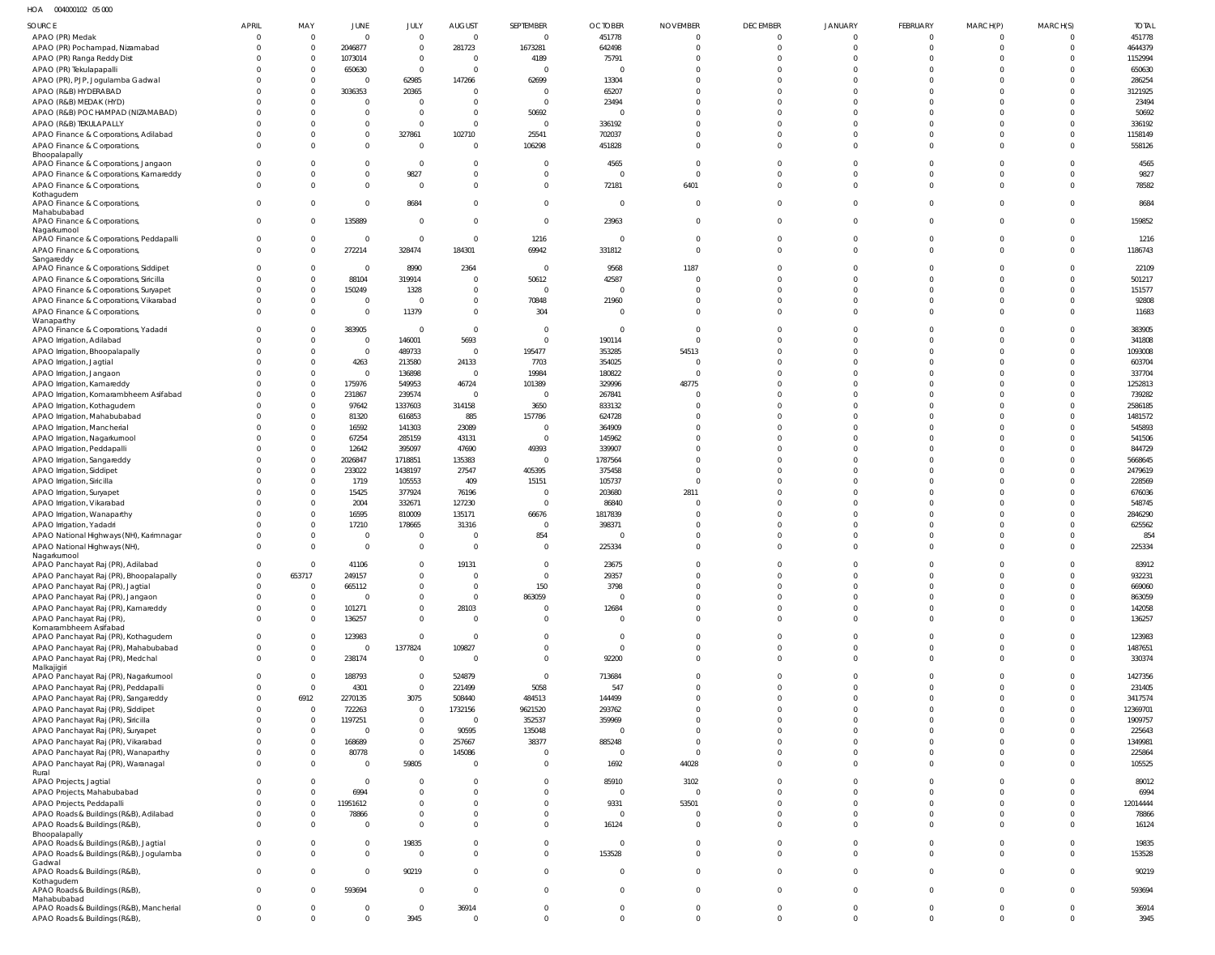HOA 004000102 05 000

| SOURCE | APRIL | MAY | JUNE | JULY | AUGUST | SEPTEMBER | OCTOBER | NOVEMBER | DECEMBER | JANUARY | FEBRUARY | MARCH(P) | MARCH(S) | TOTAL |
|---|---|---|---|---|---|---|---|---|---|---|---|---|---|---|
| APAO (PR) Medak | 0 | 0 | 0 | 0 | 0 | 0 | 451778 | 0 | 0 | 0 | 0 | 0 | 0 | 451778 |
| APAO (PR) Pochampad, Nizamabad | 0 | 0 | 2046877 | 0 | 281723 | 1673281 | 642498 | 0 | 0 | 0 | 0 | 0 | 0 | 4644379 |
| APAO (PR) Ranga Reddy Dist | 0 | 0 | 1073014 | 0 | 0 | 4189 | 75791 | 0 | 0 | 0 | 0 | 0 | 0 | 1152994 |
| APAO (PR) Tekulapapalli | 0 | 0 | 650630 | 0 | 0 | 0 | 0 | 0 | 0 | 0 | 0 | 0 | 0 | 650630 |
| APAO (PR), PJP, Jogulamba Gadwal | 0 | 0 | 0 | 62985 | 147266 | 62699 | 13304 | 0 | 0 | 0 | 0 | 0 | 0 | 286254 |
| APAO (R&B) HYDERABAD | 0 | 0 | 3036353 | 20365 | 0 | 0 | 65207 | 0 | 0 | 0 | 0 | 0 | 0 | 3121925 |
| APAO (R&B) MEDAK (HYD) | 0 | 0 | 0 | 0 | 0 | 0 | 23494 | 0 | 0 | 0 | 0 | 0 | 0 | 23494 |
| APAO (R&B) POCHAMPAD (NIZAMABAD) | 0 | 0 | 0 | 0 | 0 | 50692 | 0 | 0 | 0 | 0 | 0 | 0 | 0 | 50692 |
| APAO (R&B) TEKULAPALLY | 0 | 0 | 0 | 0 | 0 | 0 | 336192 | 0 | 0 | 0 | 0 | 0 | 0 | 336192 |
| APAO Finance & Corporations, Adilabad | 0 | 0 | 0 | 327861 | 102710 | 25541 | 702037 | 0 | 0 | 0 | 0 | 0 | 0 | 1158149 |
| APAO Finance & Corporations, Bhoopalapally | 0 | 0 | 0 | 0 | 0 | 106298 | 451828 | 0 | 0 | 0 | 0 | 0 | 0 | 558126 |
| APAO Finance & Corporations, Jangaon | 0 | 0 | 0 | 0 | 0 | 0 | 4565 | 0 | 0 | 0 | 0 | 0 | 0 | 4565 |
| APAO Finance & Corporations, Kamareddy | 0 | 0 | 0 | 9827 | 0 | 0 | 0 | 0 | 0 | 0 | 0 | 0 | 0 | 9827 |
| APAO Finance & Corporations, Kothagudem | 0 | 0 | 0 | 0 | 0 | 0 | 72181 | 6401 | 0 | 0 | 0 | 0 | 0 | 78582 |
| APAO Finance & Corporations, Mahabubabad | 0 | 0 | 0 | 8684 | 0 | 0 | 0 | 0 | 0 | 0 | 0 | 0 | 0 | 8684 |
| APAO Finance & Corporations, Nagarkurnool | 0 | 0 | 135889 | 0 | 0 | 0 | 23963 | 0 | 0 | 0 | 0 | 0 | 0 | 159852 |
| APAO Finance & Corporations, Peddapalli | 0 | 0 | 0 | 0 | 0 | 1216 | 0 | 0 | 0 | 0 | 0 | 0 | 0 | 1216 |
| APAO Finance & Corporations, Sangareddy | 0 | 0 | 272214 | 328474 | 184301 | 69942 | 331812 | 0 | 0 | 0 | 0 | 0 | 0 | 1186743 |
| APAO Finance & Corporations, Siddipet | 0 | 0 | 0 | 8990 | 2364 | 0 | 9568 | 1187 | 0 | 0 | 0 | 0 | 0 | 22109 |
| APAO Finance & Corporations, Siricilla | 0 | 0 | 88104 | 319914 | 0 | 50612 | 42587 | 0 | 0 | 0 | 0 | 0 | 0 | 501217 |
| APAO Finance & Corporations, Suryapet | 0 | 0 | 150249 | 1328 | 0 | 0 | 0 | 0 | 0 | 0 | 0 | 0 | 0 | 151577 |
| APAO Finance & Corporations, Vikarabad | 0 | 0 | 0 | 0 | 0 | 70848 | 21960 | 0 | 0 | 0 | 0 | 0 | 0 | 92808 |
| APAO Finance & Corporations, Wanaparthy | 0 | 0 | 0 | 11379 | 0 | 304 | 0 | 0 | 0 | 0 | 0 | 0 | 0 | 11683 |
| APAO Finance & Corporations, Yadadri | 0 | 0 | 383905 | 0 | 0 | 0 | 0 | 0 | 0 | 0 | 0 | 0 | 0 | 383905 |
| APAO Irrigation, Adilabad | 0 | 0 | 0 | 146001 | 5693 | 0 | 190114 | 0 | 0 | 0 | 0 | 0 | 0 | 341808 |
| APAO Irrigation, Bhoopalapally | 0 | 0 | 0 | 489733 | 0 | 195477 | 353285 | 54513 | 0 | 0 | 0 | 0 | 0 | 1093008 |
| APAO Irrigation, Jagtial | 0 | 0 | 4263 | 213580 | 24133 | 7703 | 354025 | 0 | 0 | 0 | 0 | 0 | 0 | 603704 |
| APAO Irrigation, Jangaon | 0 | 0 | 0 | 136898 | 0 | 19984 | 180822 | 0 | 0 | 0 | 0 | 0 | 0 | 337704 |
| APAO Irrigation, Kamareddy | 0 | 0 | 175976 | 549953 | 46724 | 101389 | 329996 | 48775 | 0 | 0 | 0 | 0 | 0 | 1252813 |
| APAO Irrigation, Komarambheem Asifabad | 0 | 0 | 231867 | 239574 | 0 | 0 | 267841 | 0 | 0 | 0 | 0 | 0 | 0 | 739282 |
| APAO Irrigation, Kothagudem | 0 | 0 | 97642 | 1337603 | 314158 | 3650 | 833132 | 0 | 0 | 0 | 0 | 0 | 0 | 2586185 |
| APAO Irrigation, Mahabubabad | 0 | 0 | 81320 | 616853 | 885 | 157786 | 624728 | 0 | 0 | 0 | 0 | 0 | 0 | 1481572 |
| APAO Irrigation, Mancherial | 0 | 0 | 16592 | 141303 | 23089 | 0 | 364909 | 0 | 0 | 0 | 0 | 0 | 0 | 545893 |
| APAO Irrigation, Nagarkurnool | 0 | 0 | 67254 | 285159 | 43131 | 0 | 145962 | 0 | 0 | 0 | 0 | 0 | 0 | 541506 |
| APAO Irrigation, Peddapalli | 0 | 0 | 12642 | 395097 | 47690 | 49393 | 339907 | 0 | 0 | 0 | 0 | 0 | 0 | 844729 |
| APAO Irrigation, Sangareddy | 0 | 0 | 2026847 | 1718851 | 135383 | 0 | 1787564 | 0 | 0 | 0 | 0 | 0 | 0 | 5668645 |
| APAO Irrigation, Siddipet | 0 | 0 | 233022 | 1438197 | 27547 | 405395 | 375458 | 0 | 0 | 0 | 0 | 0 | 0 | 2479619 |
| APAO Irrigation, Siricilla | 0 | 0 | 1719 | 105553 | 409 | 15151 | 105737 | 0 | 0 | 0 | 0 | 0 | 0 | 228569 |
| APAO Irrigation, Suryapet | 0 | 0 | 15425 | 377924 | 76196 | 0 | 203680 | 2811 | 0 | 0 | 0 | 0 | 0 | 676036 |
| APAO Irrigation, Vikarabad | 0 | 0 | 2004 | 332671 | 127230 | 0 | 86840 | 0 | 0 | 0 | 0 | 0 | 0 | 548745 |
| APAO Irrigation, Wanaparthy | 0 | 0 | 16595 | 810009 | 135171 | 66676 | 1817839 | 0 | 0 | 0 | 0 | 0 | 0 | 2846290 |
| APAO Irrigation, Yadadri | 0 | 0 | 17210 | 178665 | 31316 | 0 | 398371 | 0 | 0 | 0 | 0 | 0 | 0 | 625562 |
| APAO National Highways (NH), Karimnagar | 0 | 0 | 0 | 0 | 0 | 854 | 0 | 0 | 0 | 0 | 0 | 0 | 0 | 854 |
| APAO National Highways (NH), Nagarkurnool | 0 | 0 | 0 | 0 | 0 | 0 | 225334 | 0 | 0 | 0 | 0 | 0 | 0 | 225334 |
| APAO Panchayat Raj (PR), Adilabad | 0 | 0 | 41106 | 0 | 19131 | 0 | 23675 | 0 | 0 | 0 | 0 | 0 | 0 | 83912 |
| APAO Panchayat Raj (PR), Bhoopalapally | 0 | 653717 | 249157 | 0 | 0 | 0 | 29357 | 0 | 0 | 0 | 0 | 0 | 0 | 932231 |
| APAO Panchayat Raj (PR), Jagtial | 0 | 0 | 665112 | 0 | 0 | 150 | 3798 | 0 | 0 | 0 | 0 | 0 | 0 | 669060 |
| APAO Panchayat Raj (PR), Jangaon | 0 | 0 | 0 | 0 | 0 | 863059 | 0 | 0 | 0 | 0 | 0 | 0 | 0 | 863059 |
| APAO Panchayat Raj (PR), Kamareddy | 0 | 0 | 101271 | 0 | 28103 | 0 | 12684 | 0 | 0 | 0 | 0 | 0 | 0 | 142058 |
| APAO Panchayat Raj (PR), Komarambheem Asifabad | 0 | 0 | 136257 | 0 | 0 | 0 | 0 | 0 | 0 | 0 | 0 | 0 | 0 | 136257 |
| APAO Panchayat Raj (PR), Kothagudem | 0 | 0 | 123983 | 0 | 0 | 0 | 0 | 0 | 0 | 0 | 0 | 0 | 0 | 123983 |
| APAO Panchayat Raj (PR), Mahabubabad | 0 | 0 | 0 | 1377824 | 109827 | 0 | 0 | 0 | 0 | 0 | 0 | 0 | 0 | 1487651 |
| APAO Panchayat Raj (PR), Medchal Malkajigiri | 0 | 0 | 238174 | 0 | 0 | 0 | 92200 | 0 | 0 | 0 | 0 | 0 | 0 | 330374 |
| APAO Panchayat Raj (PR), Nagarkurnool | 0 | 0 | 188793 | 0 | 524879 | 0 | 713684 | 0 | 0 | 0 | 0 | 0 | 0 | 1427356 |
| APAO Panchayat Raj (PR), Peddapalli | 0 | 0 | 4301 | 0 | 221499 | 5058 | 547 | 0 | 0 | 0 | 0 | 0 | 0 | 231405 |
| APAO Panchayat Raj (PR), Sangareddy | 0 | 6912 | 2270135 | 3075 | 508440 | 484513 | 144499 | 0 | 0 | 0 | 0 | 0 | 0 | 3417574 |
| APAO Panchayat Raj (PR), Siddipet | 0 | 0 | 722263 | 0 | 1732156 | 9621520 | 293762 | 0 | 0 | 0 | 0 | 0 | 0 | 12369701 |
| APAO Panchayat Raj (PR), Siricilla | 0 | 0 | 1197251 | 0 | 0 | 352537 | 359969 | 0 | 0 | 0 | 0 | 0 | 0 | 1909757 |
| APAO Panchayat Raj (PR), Suryapet | 0 | 0 | 0 | 0 | 90595 | 135048 | 0 | 0 | 0 | 0 | 0 | 0 | 0 | 225643 |
| APAO Panchayat Raj (PR), Vikarabad | 0 | 0 | 168689 | 0 | 257667 | 38377 | 885248 | 0 | 0 | 0 | 0 | 0 | 0 | 1349981 |
| APAO Panchayat Raj (PR), Wanaparthy | 0 | 0 | 80778 | 0 | 145086 | 0 | 0 | 0 | 0 | 0 | 0 | 0 | 0 | 225864 |
| APAO Panchayat Raj (PR), Waranagal Rural | 0 | 0 | 0 | 59805 | 0 | 0 | 1692 | 44028 | 0 | 0 | 0 | 0 | 0 | 105525 |
| APAO Projects, Jagtial | 0 | 0 | 0 | 0 | 0 | 0 | 85910 | 3102 | 0 | 0 | 0 | 0 | 0 | 89012 |
| APAO Projects, Mahabubabad | 0 | 0 | 6994 | 0 | 0 | 0 | 0 | 0 | 0 | 0 | 0 | 0 | 0 | 6994 |
| APAO Projects, Peddapalli | 0 | 0 | 11951612 | 0 | 0 | 0 | 9331 | 53501 | 0 | 0 | 0 | 0 | 0 | 12014444 |
| APAO Roads & Buildings (R&B), Adilabad | 0 | 0 | 78866 | 0 | 0 | 0 | 0 | 0 | 0 | 0 | 0 | 0 | 0 | 78866 |
| APAO Roads & Buildings (R&B), Bhoopalapally | 0 | 0 | 0 | 0 | 0 | 0 | 16124 | 0 | 0 | 0 | 0 | 0 | 0 | 16124 |
| APAO Roads & Buildings (R&B), Jagtial | 0 | 0 | 0 | 19835 | 0 | 0 | 0 | 0 | 0 | 0 | 0 | 0 | 0 | 19835 |
| APAO Roads & Buildings (R&B), Jogulamba Gadwal | 0 | 0 | 0 | 0 | 0 | 0 | 153528 | 0 | 0 | 0 | 0 | 0 | 0 | 153528 |
| APAO Roads & Buildings (R&B), Kothagudem | 0 | 0 | 0 | 90219 | 0 | 0 | 0 | 0 | 0 | 0 | 0 | 0 | 0 | 90219 |
| APAO Roads & Buildings (R&B), Mahabubabad | 0 | 0 | 593694 | 0 | 0 | 0 | 0 | 0 | 0 | 0 | 0 | 0 | 0 | 593694 |
| APAO Roads & Buildings (R&B), Mancherial | 0 | 0 | 0 | 0 | 36914 | 0 | 0 | 0 | 0 | 0 | 0 | 0 | 0 | 36914 |
| APAO Roads & Buildings (R&B), | 0 | 0 | 0 | 3945 | 0 | 0 | 0 | 0 | 0 | 0 | 0 | 0 | 0 | 3945 |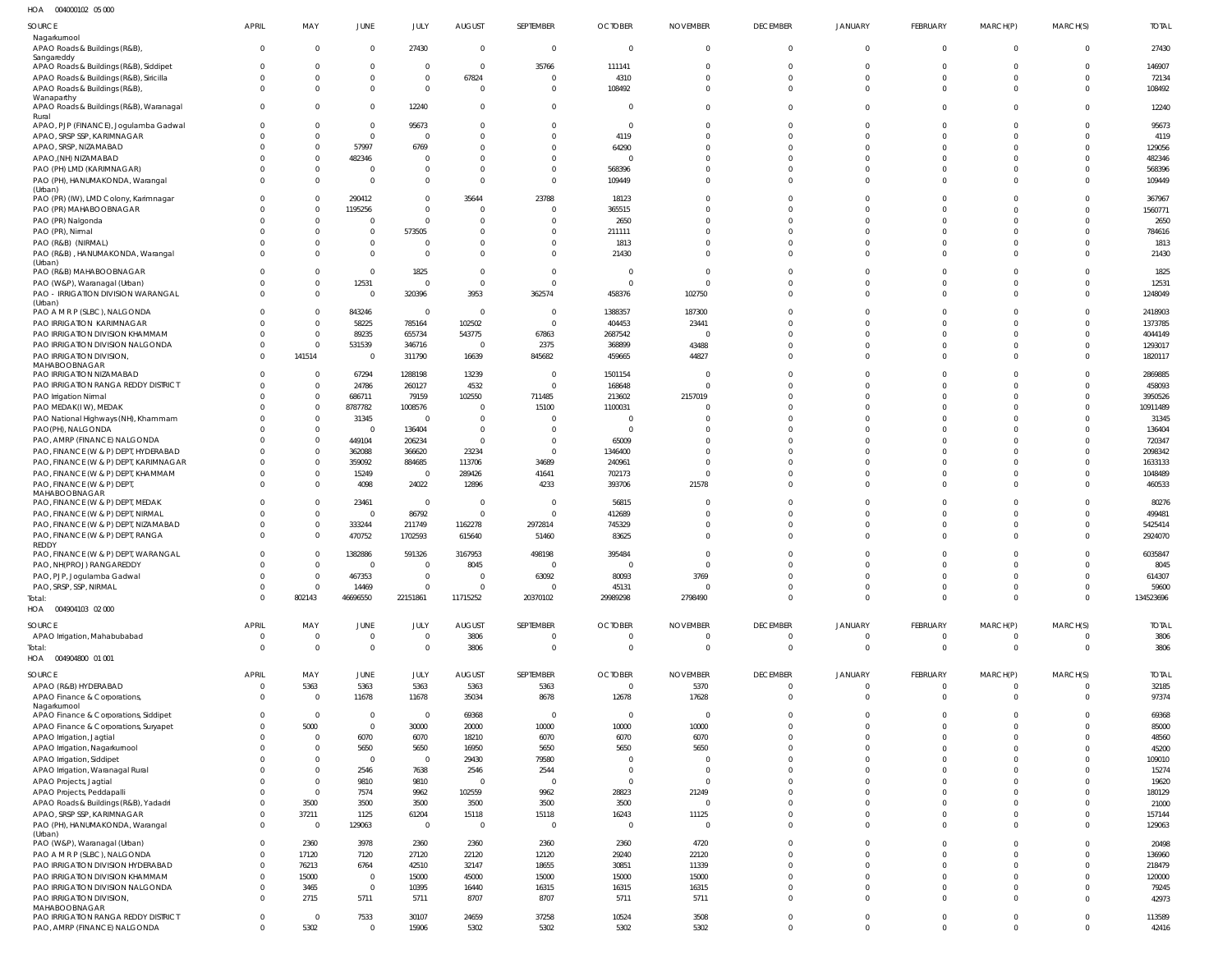HOA 004000102 05 000

| SOURCE | APRIL | MAY | JUNE | JULY | AUGUST | SEPTEMBER | OCTOBER | NOVEMBER | DECEMBER | JANUARY | FEBRUARY | MARCH(P) | MARCH(S) | TOTAL |
|---|---|---|---|---|---|---|---|---|---|---|---|---|---|---|
| Nagarkurnool | | | | | | | | | | | | | | |
| APAO Roads & Buildings (R&B), Sangareddy | 0 | 0 | 0 | 27430 | 0 | 0 | 0 | 0 | 0 | 0 | 0 | 0 | 0 | 27430 |
| APAO Roads & Buildings (R&B), Siddipet | 0 | 0 | 0 | 0 | 0 | 35766 | 111141 | 0 | 0 | 0 | 0 | 0 | 0 | 146907 |
| APAO Roads & Buildings (R&B), Siricilla | 0 | 0 | 0 | 0 | 67824 | 0 | 4310 | 0 | 0 | 0 | 0 | 0 | 0 | 72134 |
| APAO Roads & Buildings (R&B), Wanaparthy | 0 | 0 | 0 | 0 | 0 | 0 | 108492 | 0 | 0 | 0 | 0 | 0 | 0 | 108492 |
| APAO Roads & Buildings (R&B), Waranagal Rural | 0 | 0 | 0 | 12240 | 0 | 0 | 0 | 0 | 0 | 0 | 0 | 0 | 0 | 12240 |
| APAO, PJP (FINANCE), Jogulamba Gadwal | 0 | 0 | 0 | 95673 | 0 | 0 | 0 | 0 | 0 | 0 | 0 | 0 | 0 | 95673 |
| APAO, SRSP SSP, KARIMNAGAR | 0 | 0 | 0 | 0 | 0 | 0 | 4119 | 0 | 0 | 0 | 0 | 0 | 0 | 4119 |
| APAO, SRSP, NIZAMABAD | 0 | 0 | 57997 | 6769 | 0 | 0 | 64290 | 0 | 0 | 0 | 0 | 0 | 0 | 129056 |
| APAO,(NH) NIZAMABAD | 0 | 0 | 482346 | 0 | 0 | 0 | 0 | 0 | 0 | 0 | 0 | 0 | 0 | 482346 |
| PAO (PH) LMD (KARIMNAGAR) | 0 | 0 | 0 | 0 | 0 | 0 | 568396 | 0 | 0 | 0 | 0 | 0 | 0 | 568396 |
| PAO (PH), HANUMAKONDA, Warangal (Urban) | 0 | 0 | 0 | 0 | 0 | 0 | 109449 | 0 | 0 | 0 | 0 | 0 | 0 | 109449 |
| PAO (PR) (IW), LMD Colony, Karimnagar | 0 | 0 | 290412 | 0 | 35644 | 23788 | 18123 | 0 | 0 | 0 | 0 | 0 | 0 | 367967 |
| PAO (PR) MAHABOOBNAGAR | 0 | 0 | 1195256 | 0 | 0 | 0 | 365515 | 0 | 0 | 0 | 0 | 0 | 0 | 1560771 |
| PAO (PR) Nalgonda | 0 | 0 | 0 | 0 | 0 | 0 | 2650 | 0 | 0 | 0 | 0 | 0 | 0 | 2650 |
| PAO (PR), Nirmal | 0 | 0 | 0 | 573505 | 0 | 0 | 211111 | 0 | 0 | 0 | 0 | 0 | 0 | 784616 |
| PAO (R&B) (NIRMAL) | 0 | 0 | 0 | 0 | 0 | 0 | 1813 | 0 | 0 | 0 | 0 | 0 | 0 | 1813 |
| PAO (R&B) , HANUMAKONDA, Warangal (Urban) | 0 | 0 | 0 | 0 | 0 | 0 | 21430 | 0 | 0 | 0 | 0 | 0 | 0 | 21430 |
| PAO (R&B) MAHABOOBNAGAR | 0 | 0 | 0 | 1825 | 0 | 0 | 0 | 0 | 0 | 0 | 0 | 0 | 0 | 1825 |
| PAO (W&P), Waranagal (Urban) | 0 | 0 | 12531 | 0 | 0 | 0 | 0 | 0 | 0 | 0 | 0 | 0 | 0 | 12531 |
| PAO - IRRIGATION DIVISION WARANGAL (Urban) | 0 | 0 | 0 | 320396 | 3953 | 362574 | 458376 | 102750 | 0 | 0 | 0 | 0 | 0 | 1248049 |
| PAO A M R P (SLBC), NALGONDA | 0 | 0 | 843246 | 0 | 0 | 0 | 1388357 | 187300 | 0 | 0 | 0 | 0 | 0 | 2418903 |
| PAO IRRIGATION KARIMNAGAR | 0 | 0 | 58225 | 785164 | 102502 | 0 | 404453 | 23441 | 0 | 0 | 0 | 0 | 0 | 1373785 |
| PAO IRRIGATION DIVISION KHAMMAM | 0 | 0 | 89235 | 655734 | 543775 | 67863 | 2687542 | 0 | 0 | 0 | 0 | 0 | 0 | 4044149 |
| PAO IRRIGATION DIVISION NALGONDA | 0 | 0 | 531539 | 346716 | 0 | 2375 | 368899 | 43488 | 0 | 0 | 0 | 0 | 0 | 1293017 |
| PAO IRRIGATION DIVISION, MAHABOOBNAGAR | 0 | 141514 | 0 | 311790 | 16639 | 845682 | 459665 | 44827 | 0 | 0 | 0 | 0 | 0 | 1820117 |
| PAO IRRIGATION NIZAMABAD | 0 | 0 | 67294 | 1288198 | 13239 | 0 | 1501154 | 0 | 0 | 0 | 0 | 0 | 0 | 2869885 |
| PAO IRRIGATION RANGA REDDY DISTRICT | 0 | 0 | 24786 | 260127 | 4532 | 0 | 168648 | 0 | 0 | 0 | 0 | 0 | 0 | 458093 |
| PAO Irrigation Nirmal | 0 | 0 | 686711 | 79159 | 102550 | 711485 | 213602 | 2157019 | 0 | 0 | 0 | 0 | 0 | 3950526 |
| PAO MEDAK(IW), MEDAK | 0 | 0 | 8787782 | 1008576 | 0 | 15100 | 1100031 | 0 | 0 | 0 | 0 | 0 | 0 | 10911489 |
| PAO National Highways (NH), Khammam | 0 | 0 | 31345 | 0 | 0 | 0 | 0 | 0 | 0 | 0 | 0 | 0 | 0 | 31345 |
| PAO(PH), NALGONDA | 0 | 0 | 0 | 136404 | 0 | 0 | 0 | 0 | 0 | 0 | 0 | 0 | 0 | 136404 |
| PAO, AMRP (FINANCE) NALGONDA | 0 | 0 | 449104 | 206234 | 0 | 0 | 65009 | 0 | 0 | 0 | 0 | 0 | 0 | 720347 |
| PAO, FINANCE (W & P) DEPT, HYDERABAD | 0 | 0 | 362088 | 366620 | 23234 | 0 | 1346400 | 0 | 0 | 0 | 0 | 0 | 0 | 2098342 |
| PAO, FINANCE (W & P) DEPT, KARIMNAGAR | 0 | 0 | 359092 | 884685 | 113706 | 34689 | 240961 | 0 | 0 | 0 | 0 | 0 | 0 | 1633133 |
| PAO, FINANCE (W & P) DEPT, KHAMMAM | 0 | 0 | 15249 | 0 | 289426 | 41641 | 702173 | 0 | 0 | 0 | 0 | 0 | 0 | 1048489 |
| PAO, FINANCE (W & P) DEPT, MAHABOOBNAGAR | 0 | 0 | 4098 | 24022 | 12896 | 4233 | 393706 | 21578 | 0 | 0 | 0 | 0 | 0 | 460533 |
| PAO, FINANCE (W & P) DEPT, MEDAK | 0 | 0 | 23461 | 0 | 0 | 0 | 56815 | 0 | 0 | 0 | 0 | 0 | 0 | 80276 |
| PAO, FINANCE (W & P) DEPT, NIRMAL | 0 | 0 | 0 | 86792 | 0 | 0 | 412689 | 0 | 0 | 0 | 0 | 0 | 0 | 499481 |
| PAO, FINANCE (W & P) DEPT, NIZAMABAD | 0 | 0 | 333244 | 211749 | 1162278 | 2972814 | 745329 | 0 | 0 | 0 | 0 | 0 | 0 | 5425414 |
| PAO, FINANCE (W & P) DEPT, RANGA REDDY | 0 | 0 | 470752 | 1702593 | 615640 | 51460 | 83625 | 0 | 0 | 0 | 0 | 0 | 0 | 2924070 |
| PAO, FINANCE (W & P) DEPT, WARANGAL | 0 | 0 | 1382886 | 591326 | 3167953 | 498198 | 395484 | 0 | 0 | 0 | 0 | 0 | 0 | 6035847 |
| PAO, NH(PROJ) RANGAREDDY | 0 | 0 | 0 | 0 | 8045 | 0 | 0 | 0 | 0 | 0 | 0 | 0 | 0 | 8045 |
| PAO, PJP, Jogulamba Gadwal | 0 | 0 | 467353 | 0 | 0 | 63092 | 80093 | 3769 | 0 | 0 | 0 | 0 | 0 | 614307 |
| PAO, SRSP, SSP, NIRMAL | 0 | 0 | 14469 | 0 | 0 | 0 | 45131 | 0 | 0 | 0 | 0 | 0 | 0 | 59600 |
| Total: | 0 | 802143 | 46696550 | 22151861 | 11715252 | 20370102 | 29989298 | 2798490 | 0 | 0 | 0 | 0 | 0 | 134523696 |

HOA 004904103 02 000

| SOURCE | APRIL | MAY | JUNE | JULY | AUGUST | SEPTEMBER | OCTOBER | NOVEMBER | DECEMBER | JANUARY | FEBRUARY | MARCH(P) | MARCH(S) | TOTAL |
|---|---|---|---|---|---|---|---|---|---|---|---|---|---|---|
| APAO Irrigation, Mahabubabad | 0 | 0 | 0 | 0 | 3806 | 0 | 0 | 0 | 0 | 0 | 0 | 0 | 0 | 3806 |
| Total: | 0 | 0 | 0 | 0 | 3806 | 0 | 0 | 0 | 0 | 0 | 0 | 0 | 0 | 3806 |

HOA 004904800 01 001

| SOURCE | APRIL | MAY | JUNE | JULY | AUGUST | SEPTEMBER | OCTOBER | NOVEMBER | DECEMBER | JANUARY | FEBRUARY | MARCH(P) | MARCH(S) | TOTAL |
|---|---|---|---|---|---|---|---|---|---|---|---|---|---|---|
| APAO (R&B) HYDERABAD | 0 | 5363 | 5363 | 5363 | 5363 | 5363 | 0 | 5370 | 0 | 0 | 0 | 0 | 0 | 32185 |
| APAO Finance & Corporations, Nagarkurnool | 0 | 0 | 11678 | 11678 | 35034 | 8678 | 12678 | 17628 | 0 | 0 | 0 | 0 | 0 | 97374 |
| APAO Finance & Corporations, Siddipet | 0 | 0 | 0 | 0 | 69368 | 0 | 0 | 0 | 0 | 0 | 0 | 0 | 0 | 69368 |
| APAO Finance & Corporations, Suryapet | 0 | 5000 | 0 | 30000 | 20000 | 10000 | 10000 | 10000 | 0 | 0 | 0 | 0 | 0 | 85000 |
| APAO Irrigation, Jagtial | 0 | 0 | 6070 | 6070 | 18210 | 6070 | 6070 | 6070 | 0 | 0 | 0 | 0 | 0 | 48560 |
| APAO Irrigation, Nagarkurnool | 0 | 0 | 5650 | 5650 | 16950 | 5650 | 5650 | 5650 | 0 | 0 | 0 | 0 | 0 | 45200 |
| APAO Irrigation, Siddipet | 0 | 0 | 0 | 0 | 29430 | 79580 | 0 | 0 | 0 | 0 | 0 | 0 | 0 | 109010 |
| APAO Irrigation, Waranagal Rural | 0 | 0 | 2546 | 7638 | 2546 | 2544 | 0 | 0 | 0 | 0 | 0 | 0 | 0 | 15274 |
| APAO Projects, Jagtial | 0 | 0 | 9810 | 9810 | 0 | 0 | 0 | 0 | 0 | 0 | 0 | 0 | 0 | 19620 |
| APAO Projects, Peddapalli | 0 | 0 | 7574 | 9962 | 102559 | 9962 | 28823 | 21249 | 0 | 0 | 0 | 0 | 0 | 180129 |
| APAO Roads & Buildings (R&B), Yadadri | 0 | 3500 | 3500 | 3500 | 3500 | 3500 | 3500 | 0 | 0 | 0 | 0 | 0 | 0 | 21000 |
| APAO, SRSP SSP, KARIMNAGAR | 0 | 37211 | 1125 | 61204 | 15118 | 15118 | 16243 | 11125 | 0 | 0 | 0 | 0 | 0 | 157144 |
| PAO (PH), HANUMAKONDA, Warangal (Urban) | 0 | 0 | 129063 | 0 | 0 | 0 | 0 | 0 | 0 | 0 | 0 | 0 | 0 | 129063 |
| PAO (W&P), Waranagal (Urban) | 0 | 2360 | 3978 | 2360 | 2360 | 2360 | 2360 | 4720 | 0 | 0 | 0 | 0 | 0 | 20498 |
| PAO A M R P (SLBC), NALGONDA | 0 | 17120 | 7120 | 27120 | 22120 | 12120 | 29240 | 22120 | 0 | 0 | 0 | 0 | 0 | 136960 |
| PAO IRRIGATION DIVISION HYDERABAD | 0 | 76213 | 6764 | 42510 | 32147 | 18655 | 30851 | 11339 | 0 | 0 | 0 | 0 | 0 | 218479 |
| PAO IRRIGATION DIVISION KHAMMAM | 0 | 15000 | 0 | 15000 | 45000 | 15000 | 15000 | 15000 | 0 | 0 | 0 | 0 | 0 | 120000 |
| PAO IRRIGATION DIVISION NALGONDA | 0 | 3465 | 0 | 10395 | 16440 | 16315 | 16315 | 16315 | 0 | 0 | 0 | 0 | 0 | 79245 |
| PAO IRRIGATION DIVISION, MAHABOOBNAGAR | 0 | 2715 | 5711 | 5711 | 8707 | 8707 | 5711 | 5711 | 0 | 0 | 0 | 0 | 0 | 42973 |
| PAO IRRIGATION RANGA REDDY DISTRICT | 0 | 0 | 7533 | 30107 | 24659 | 37258 | 10524 | 3508 | 0 | 0 | 0 | 0 | 0 | 113589 |
| PAO, AMRP (FINANCE) NALGONDA | 0 | 5302 | 0 | 15906 | 5302 | 5302 | 5302 | 5302 | 0 | 0 | 0 | 0 | 0 | 42416 |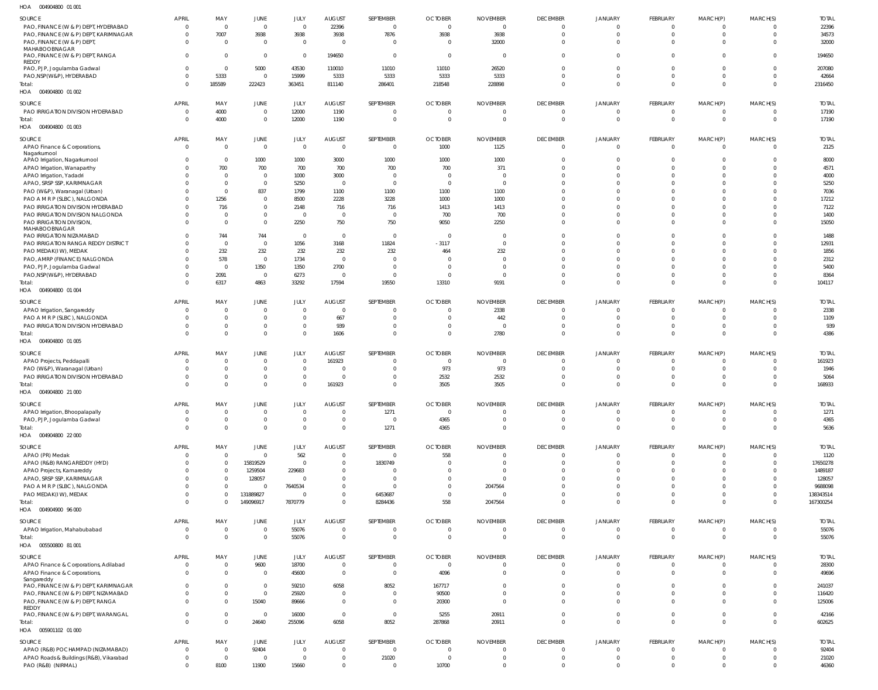HOA 004904800 01 001

| SOURCE | APRIL | MAY | JUNE | JULY | AUGUST | SEPTEMBER | OCTOBER | NOVEMBER | DECEMBER | JANUARY | FEBRUARY | MARCH(P) | MARCH(S) | TOTAL |
|---|---|---|---|---|---|---|---|---|---|---|---|---|---|---|
| PAO, FINANCE (W & P) DEPT, HYDERABAD | 0 | 0 | 0 | 0 | 22396 | 0 | 0 | 0 | 0 | 0 | 0 | 0 | 0 | 22396 |
| PAO, FINANCE (W & P) DEPT, KARIMNAGAR | 0 | 7007 | 3938 | 3938 | 3938 | 7876 | 3938 | 3938 | 0 | 0 | 0 | 0 | 0 | 34573 |
| PAO, FINANCE (W & P) DEPT, MAHABOOBNAGAR | 0 | 0 | 0 | 0 | 0 | 0 | 0 | 32000 | 0 | 0 | 0 | 0 | 0 | 32000 |
| PAO, FINANCE (W & P) DEPT, RANGA REDDY | 0 | 0 | 0 | 0 | 194650 | 0 | 0 | 0 | 0 | 0 | 0 | 0 | 0 | 194650 |
| PAO, PJP, Jogulamba Gadwal | 0 | 0 | 5000 | 43530 | 110010 | 11010 | 11010 | 26520 | 0 | 0 | 0 | 0 | 0 | 207080 |
| PAO,NSP(W&P), HYDERABAD | 0 | 5333 | 0 | 15999 | 5333 | 5333 | 5333 | 5333 | 0 | 0 | 0 | 0 | 0 | 42664 |
| Total: | 0 | 185589 | 222423 | 363451 | 811140 | 286401 | 218548 | 228898 | 0 | 0 | 0 | 0 | 0 | 2316450 |

HOA 004904800 01 002

| SOURCE | APRIL | MAY | JUNE | JULY | AUGUST | SEPTEMBER | OCTOBER | NOVEMBER | DECEMBER | JANUARY | FEBRUARY | MARCH(P) | MARCH(S) | TOTAL |
|---|---|---|---|---|---|---|---|---|---|---|---|---|---|---|
| PAO IRRIGATION DIVISION HYDERABAD | 0 | 4000 | 0 | 12000 | 1190 | 0 | 0 | 0 | 0 | 0 | 0 | 0 | 0 | 17190 |
| Total: | 0 | 4000 | 0 | 12000 | 1190 | 0 | 0 | 0 | 0 | 0 | 0 | 0 | 0 | 17190 |

HOA 004904800 01 003

| SOURCE | APRIL | MAY | JUNE | JULY | AUGUST | SEPTEMBER | OCTOBER | NOVEMBER | DECEMBER | JANUARY | FEBRUARY | MARCH(P) | MARCH(S) | TOTAL |
|---|---|---|---|---|---|---|---|---|---|---|---|---|---|---|
| APAO Finance & Corporations, Nagarkurnool | 0 | 0 | 0 | 0 | 0 | 0 | 1000 | 1125 | 0 | 0 | 0 | 0 | 0 | 2125 |
| APAO Irrigation, Nagarkurnool | 0 | 0 | 1000 | 1000 | 3000 | 1000 | 1000 | 1000 | 0 | 0 | 0 | 0 | 0 | 8000 |
| APAO Irrigation, Wanaparthy | 0 | 700 | 700 | 700 | 700 | 700 | 700 | 371 | 0 | 0 | 0 | 0 | 0 | 4571 |
| APAO Irrigation, Yadadri | 0 | 0 | 0 | 1000 | 3000 | 0 | 0 | 0 | 0 | 0 | 0 | 0 | 0 | 4000 |
| APAO, SRSP SSP, KARIMNAGAR | 0 | 0 | 0 | 5250 | 0 | 0 | 0 | 0 | 0 | 0 | 0 | 0 | 0 | 5250 |
| PAO (W&P), Waranagal (Urban) | 0 | 0 | 837 | 1799 | 1100 | 1100 | 1100 | 1100 | 0 | 0 | 0 | 0 | 0 | 7036 |
| PAO A M R P (SLBC), NALGONDA | 0 | 1256 | 0 | 8500 | 2228 | 3228 | 1000 | 1000 | 0 | 0 | 0 | 0 | 0 | 17212 |
| PAO IRRIGATION DIVISION HYDERABAD | 0 | 716 | 0 | 2148 | 716 | 716 | 1413 | 1413 | 0 | 0 | 0 | 0 | 0 | 7122 |
| PAO IRRIGATION DIVISION NALGONDA | 0 | 0 | 0 | 0 | 0 | 0 | 700 | 700 | 0 | 0 | 0 | 0 | 0 | 1400 |
| PAO IRRIGATION DIVISION, MAHABOOBNAGAR | 0 | 0 | 0 | 2250 | 750 | 750 | 9050 | 2250 | 0 | 0 | 0 | 0 | 0 | 15050 |
| PAO IRRIGATION NIZAMABAD | 0 | 744 | 744 | 0 | 0 | 0 | 0 | 0 | 0 | 0 | 0 | 0 | 0 | 1488 |
| PAO IRRIGATION RANGA REDDY DISTRICT | 0 | 0 | 0 | 1056 | 3168 | 11824 | -3117 | 0 | 0 | 0 | 0 | 0 | 0 | 12931 |
| PAO MEDAK(IW), MEDAK | 0 | 232 | 232 | 232 | 232 | 232 | 464 | 232 | 0 | 0 | 0 | 0 | 0 | 1856 |
| PAO, AMRP (FINANCE) NALGONDA | 0 | 578 | 0 | 1734 | 0 | 0 | 0 | 0 | 0 | 0 | 0 | 0 | 0 | 2312 |
| PAO, PJP, Jogulamba Gadwal | 0 | 0 | 1350 | 1350 | 2700 | 0 | 0 | 0 | 0 | 0 | 0 | 0 | 0 | 5400 |
| PAO,NSP(W&P), HYDERABAD | 0 | 2091 | 0 | 6273 | 0 | 0 | 0 | 0 | 0 | 0 | 0 | 0 | 0 | 8364 |
| Total: | 0 | 6317 | 4863 | 33292 | 17594 | 19550 | 13310 | 9191 | 0 | 0 | 0 | 0 | 0 | 104117 |

HOA 004904800 01 004

| SOURCE | APRIL | MAY | JUNE | JULY | AUGUST | SEPTEMBER | OCTOBER | NOVEMBER | DECEMBER | JANUARY | FEBRUARY | MARCH(P) | MARCH(S) | TOTAL |
|---|---|---|---|---|---|---|---|---|---|---|---|---|---|---|
| APAO Irrigation, Sangareddy | 0 | 0 | 0 | 0 | 0 | 0 | 0 | 2338 | 0 | 0 | 0 | 0 | 0 | 2338 |
| PAO A M R P (SLBC), NALGONDA | 0 | 0 | 0 | 0 | 667 | 0 | 0 | 442 | 0 | 0 | 0 | 0 | 0 | 1109 |
| PAO IRRIGATION DIVISION HYDERABAD | 0 | 0 | 0 | 0 | 939 | 0 | 0 | 0 | 0 | 0 | 0 | 0 | 0 | 939 |
| Total: | 0 | 0 | 0 | 0 | 1606 | 0 | 0 | 2780 | 0 | 0 | 0 | 0 | 0 | 4386 |

HOA 004904800 01 005

| SOURCE | APRIL | MAY | JUNE | JULY | AUGUST | SEPTEMBER | OCTOBER | NOVEMBER | DECEMBER | JANUARY | FEBRUARY | MARCH(P) | MARCH(S) | TOTAL |
|---|---|---|---|---|---|---|---|---|---|---|---|---|---|---|
| APAO Projects, Peddapalli | 0 | 0 | 0 | 0 | 161923 | 0 | 0 | 0 | 0 | 0 | 0 | 0 | 0 | 161923 |
| PAO (W&P), Waranagal (Urban) | 0 | 0 | 0 | 0 | 0 | 0 | 973 | 973 | 0 | 0 | 0 | 0 | 0 | 1946 |
| PAO IRRIGATION DIVISION HYDERABAD | 0 | 0 | 0 | 0 | 0 | 0 | 2532 | 2532 | 0 | 0 | 0 | 0 | 0 | 5064 |
| Total: | 0 | 0 | 0 | 0 | 161923 | 0 | 3505 | 3505 | 0 | 0 | 0 | 0 | 0 | 168933 |

HOA 004904800 21 000

| SOURCE | APRIL | MAY | JUNE | JULY | AUGUST | SEPTEMBER | OCTOBER | NOVEMBER | DECEMBER | JANUARY | FEBRUARY | MARCH(P) | MARCH(S) | TOTAL |
|---|---|---|---|---|---|---|---|---|---|---|---|---|---|---|
| APAO Irrigation, Bhoopalapally | 0 | 0 | 0 | 0 | 0 | 1271 | 0 | 0 | 0 | 0 | 0 | 0 | 0 | 1271 |
| PAO, PJP, Jogulamba Gadwal | 0 | 0 | 0 | 0 | 0 | 0 | 4365 | 0 | 0 | 0 | 0 | 0 | 0 | 4365 |
| Total: | 0 | 0 | 0 | 0 | 0 | 1271 | 4365 | 0 | 0 | 0 | 0 | 0 | 0 | 5636 |

HOA 004904800 22 000

| SOURCE | APRIL | MAY | JUNE | JULY | AUGUST | SEPTEMBER | OCTOBER | NOVEMBER | DECEMBER | JANUARY | FEBRUARY | MARCH(P) | MARCH(S) | TOTAL |
|---|---|---|---|---|---|---|---|---|---|---|---|---|---|---|
| APAO (PR) Medak | 0 | 0 | 0 | 562 | 0 | 0 | 558 | 0 | 0 | 0 | 0 | 0 | 0 | 1120 |
| APAO (R&B) RANGAREDDY (HYD) | 0 | 0 | 15819529 | 0 | 0 | 1830749 | 0 | 0 | 0 | 0 | 0 | 0 | 0 | 17650278 |
| APAO Projects, Kamareddy | 0 | 0 | 1259504 | 229683 | 0 | 0 | 0 | 0 | 0 | 0 | 0 | 0 | 0 | 1489187 |
| APAO, SRSP SSP, KARIMNAGAR | 0 | 0 | 128057 | 0 | 0 | 0 | 0 | 0 | 0 | 0 | 0 | 0 | 0 | 128057 |
| PAO A M R P (SLBC), NALGONDA | 0 | 0 | 0 | 7640534 | 0 | 0 | 0 | 2047564 | 0 | 0 | 0 | 0 | 0 | 9688098 |
| PAO MEDAK(IW), MEDAK | 0 | 0 | 131889827 | 0 | 0 | 6453687 | 0 | 0 | 0 | 0 | 0 | 0 | 0 | 138343514 |
| Total: | 0 | 0 | 149096917 | 7870779 | 0 | 8284436 | 558 | 2047564 | 0 | 0 | 0 | 0 | 0 | 167300254 |

HOA 004904900 96 000

| SOURCE | APRIL | MAY | JUNE | JULY | AUGUST | SEPTEMBER | OCTOBER | NOVEMBER | DECEMBER | JANUARY | FEBRUARY | MARCH(P) | MARCH(S) | TOTAL |
|---|---|---|---|---|---|---|---|---|---|---|---|---|---|---|
| APAO Irrigation, Mahabubabad | 0 | 0 | 0 | 55076 | 0 | 0 | 0 | 0 | 0 | 0 | 0 | 0 | 0 | 55076 |
| Total: | 0 | 0 | 0 | 55076 | 0 | 0 | 0 | 0 | 0 | 0 | 0 | 0 | 0 | 55076 |

HOA 005500800 81 001

| SOURCE | APRIL | MAY | JUNE | JULY | AUGUST | SEPTEMBER | OCTOBER | NOVEMBER | DECEMBER | JANUARY | FEBRUARY | MARCH(P) | MARCH(S) | TOTAL |
|---|---|---|---|---|---|---|---|---|---|---|---|---|---|---|
| APAO Finance & Corporations, Adilabad | 0 | 0 | 9600 | 18700 | 0 | 0 | 0 | 0 | 0 | 0 | 0 | 0 | 0 | 28300 |
| APAO Finance & Corporations, Sangareddy | 0 | 0 | 0 | 45600 | 0 | 0 | 4096 | 0 | 0 | 0 | 0 | 0 | 0 | 49696 |
| PAO, FINANCE (W & P) DEPT, KARIMNAGAR | 0 | 0 | 0 | 59210 | 6058 | 8052 | 167717 | 0 | 0 | 0 | 0 | 0 | 0 | 241037 |
| PAO, FINANCE (W & P) DEPT, NIZAMABAD | 0 | 0 | 0 | 25920 | 0 | 0 | 90500 | 0 | 0 | 0 | 0 | 0 | 0 | 116420 |
| PAO, FINANCE (W & P) DEPT, RANGA REDDY | 0 | 0 | 15040 | 89666 | 0 | 0 | 20300 | 0 | 0 | 0 | 0 | 0 | 0 | 125006 |
| PAO, FINANCE (W & P) DEPT, WARANGAL | 0 | 0 | 0 | 16000 | 0 | 0 | 5255 | 20911 | 0 | 0 | 0 | 0 | 0 | 42166 |
| Total: | 0 | 0 | 24640 | 255096 | 6058 | 8052 | 287868 | 20911 | 0 | 0 | 0 | 0 | 0 | 602625 |

HOA 005901102 01 000

| SOURCE | APRIL | MAY | JUNE | JULY | AUGUST | SEPTEMBER | OCTOBER | NOVEMBER | DECEMBER | JANUARY | FEBRUARY | MARCH(P) | MARCH(S) | TOTAL |
|---|---|---|---|---|---|---|---|---|---|---|---|---|---|---|
| APAO (R&B) POCHAMPAD (NIZAMABAD) | 0 | 0 | 92404 | 0 | 0 | 0 | 0 | 0 | 0 | 0 | 0 | 0 | 0 | 92404 |
| APAO Roads & Buildings (R&B), Vikarabad | 0 | 0 | 0 | 0 | 0 | 21020 | 0 | 0 | 0 | 0 | 0 | 0 | 0 | 21020 |
| PAO (R&B) (NIRMAL) | 0 | 8100 | 11900 | 15660 | 0 | 0 | 10700 | 0 | 0 | 0 | 0 | 0 | 0 | 46360 |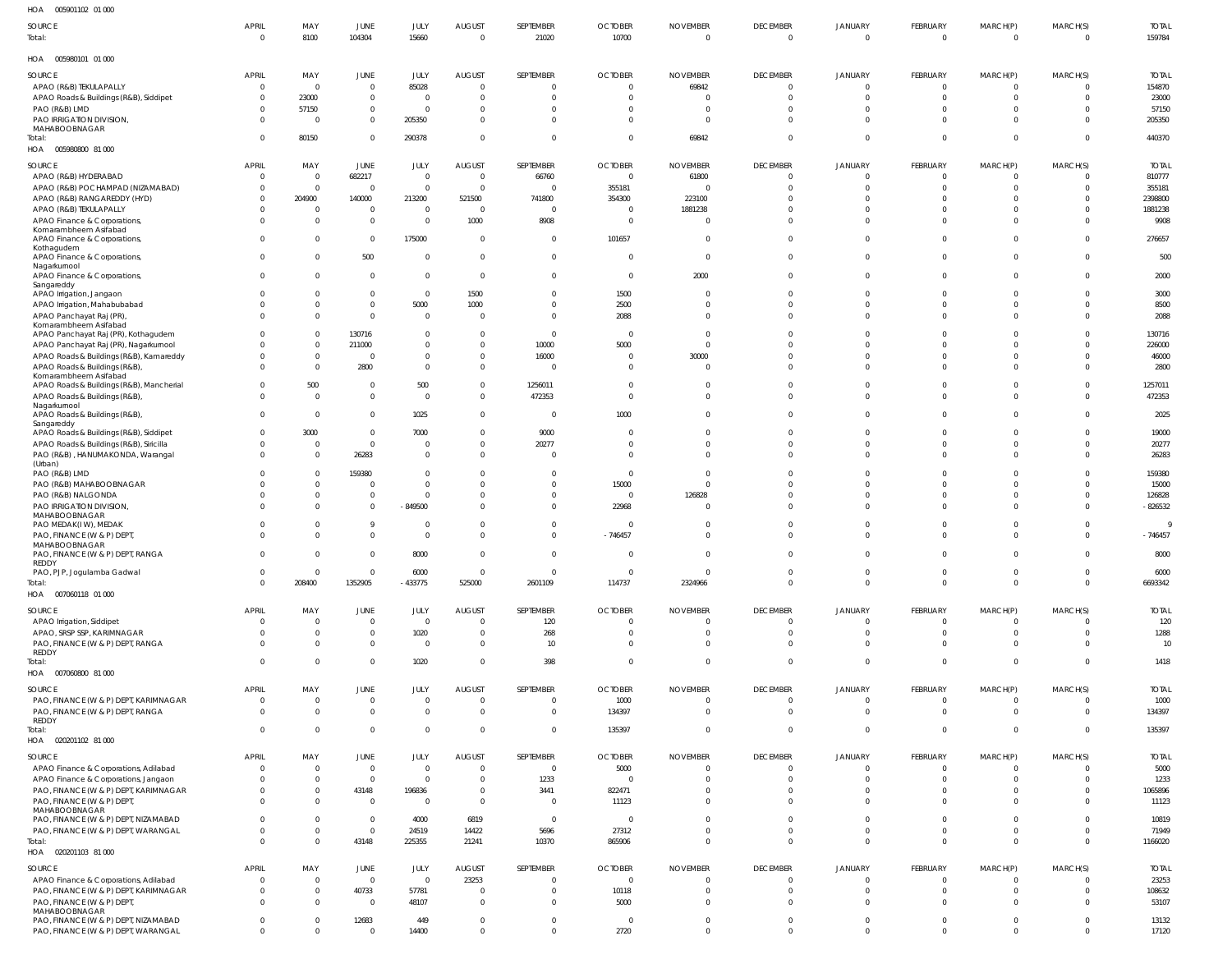HOA 005901102 01 000

| SOURCE | APRIL | MAY | JUNE | JULY | AUGUST | SEPTEMBER | OCTOBER | NOVEMBER | DECEMBER | JANUARY | FEBRUARY | MARCH(P) | MARCH(S) | TOTAL |
|---|---|---|---|---|---|---|---|---|---|---|---|---|---|---|
| Total: | 0 | 8100 | 104304 | 15660 | 0 | 21020 | 10700 | 0 | 0 | 0 | 0 | 0 | 0 | 159784 |

HOA 005980101 01 000

| SOURCE | APRIL | MAY | JUNE | JULY | AUGUST | SEPTEMBER | OCTOBER | NOVEMBER | DECEMBER | JANUARY | FEBRUARY | MARCH(P) | MARCH(S) | TOTAL |
|---|---|---|---|---|---|---|---|---|---|---|---|---|---|---|
| APAO (R&B) TEKULAPALLY | 0 | 0 | 0 | 85028 | 0 | 0 | 0 | 69842 | 0 | 0 | 0 | 0 | 0 | 154870 |
| APAO Roads & Buildings (R&B), Siddipet | 0 | 23000 | 0 | 0 | 0 | 0 | 0 | 0 | 0 | 0 | 0 | 0 | 0 | 23000 |
| PAO (R&B) LMD | 0 | 57150 | 0 | 0 | 0 | 0 | 0 | 0 | 0 | 0 | 0 | 0 | 0 | 57150 |
| PAO IRRIGATION DIVISION, MAHABOOBNAGAR | 0 | 0 | 0 | 205350 | 0 | 0 | 0 | 0 | 0 | 0 | 0 | 0 | 0 | 205350 |
| Total: | 0 | 80150 | 0 | 290378 | 0 | 0 | 0 | 69842 | 0 | 0 | 0 | 0 | 0 | 440370 |

HOA 005980800 81 000

| SOURCE | APRIL | MAY | JUNE | JULY | AUGUST | SEPTEMBER | OCTOBER | NOVEMBER | DECEMBER | JANUARY | FEBRUARY | MARCH(P) | MARCH(S) | TOTAL |
|---|---|---|---|---|---|---|---|---|---|---|---|---|---|---|
| APAO (R&B) HYDERABAD | 0 | 0 | 682217 | 0 | 0 | 66760 | 0 | 61800 | 0 | 0 | 0 | 0 | 0 | 810777 |
| APAO (R&B) POCHAMPAD (NIZAMABAD) | 0 | 0 | 0 | 0 | 0 | 0 | 355181 | 0 | 0 | 0 | 0 | 0 | 0 | 355181 |
| APAO (R&B) RANGAREDDY (HYD) | 0 | 204900 | 140000 | 213200 | 521500 | 741800 | 354300 | 223100 | 0 | 0 | 0 | 0 | 0 | 2398800 |
| APAO (R&B) TEKULAPALLY | 0 | 0 | 0 | 0 | 0 | 0 | 0 | 1881238 | 0 | 0 | 0 | 0 | 0 | 1881238 |
| APAO Finance & Corporations, Komarambheem Asifabad | 0 | 0 | 0 | 0 | 1000 | 8908 | 0 | 0 | 0 | 0 | 0 | 0 | 0 | 9908 |
| APAO Finance & Corporations, Kothagudem | 0 | 0 | 0 | 175000 | 0 | 0 | 101657 | 0 | 0 | 0 | 0 | 0 | 0 | 276657 |
| APAO Finance & Corporations, Nagarkurnool | 0 | 0 | 500 | 0 | 0 | 0 | 0 | 0 | 0 | 0 | 0 | 0 | 0 | 500 |
| APAO Finance & Corporations, Sangareddy | 0 | 0 | 0 | 0 | 0 | 0 | 0 | 2000 | 0 | 0 | 0 | 0 | 0 | 2000 |
| APAO Irrigation, Jangaon | 0 | 0 | 0 | 0 | 1500 | 0 | 1500 | 0 | 0 | 0 | 0 | 0 | 0 | 3000 |
| APAO Irrigation, Mahabubabad | 0 | 0 | 0 | 5000 | 1000 | 0 | 2500 | 0 | 0 | 0 | 0 | 0 | 0 | 8500 |
| APAO Panchayat Raj (PR), Komarambheem Asifabad | 0 | 0 | 0 | 0 | 0 | 0 | 2088 | 0 | 0 | 0 | 0 | 0 | 0 | 2088 |
| APAO Panchayat Raj (PR), Kothagudem | 0 | 0 | 130716 | 0 | 0 | 0 | 0 | 0 | 0 | 0 | 0 | 0 | 0 | 130716 |
| APAO Panchayat Raj (PR), Nagarkurnool | 0 | 0 | 211000 | 0 | 0 | 10000 | 5000 | 0 | 0 | 0 | 0 | 0 | 0 | 226000 |
| APAO Roads & Buildings (R&B), Kamareddy | 0 | 0 | 0 | 0 | 0 | 16000 | 0 | 30000 | 0 | 0 | 0 | 0 | 0 | 46000 |
| APAO Roads & Buildings (R&B), Komarambheem Asifabad | 0 | 0 | 2800 | 0 | 0 | 0 | 0 | 0 | 0 | 0 | 0 | 0 | 0 | 2800 |
| APAO Roads & Buildings (R&B), Mancherial | 0 | 500 | 0 | 500 | 0 | 1256011 | 0 | 0 | 0 | 0 | 0 | 0 | 0 | 1257011 |
| APAO Roads & Buildings (R&B), Nagarkurnool | 0 | 0 | 0 | 0 | 0 | 472353 | 0 | 0 | 0 | 0 | 0 | 0 | 0 | 472353 |
| APAO Roads & Buildings (R&B), Sangareddy | 0 | 0 | 0 | 1025 | 0 | 0 | 1000 | 0 | 0 | 0 | 0 | 0 | 0 | 2025 |
| APAO Roads & Buildings (R&B), Siddipet | 0 | 3000 | 0 | 7000 | 0 | 9000 | 0 | 0 | 0 | 0 | 0 | 0 | 0 | 19000 |
| APAO Roads & Buildings (R&B), Siricilla | 0 | 0 | 0 | 0 | 0 | 20277 | 0 | 0 | 0 | 0 | 0 | 0 | 0 | 20277 |
| PAO (R&B) , HANUMAKONDA, Warangal (Urban) | 0 | 0 | 26283 | 0 | 0 | 0 | 0 | 0 | 0 | 0 | 0 | 0 | 0 | 26283 |
| PAO (R&B) LMD | 0 | 0 | 159380 | 0 | 0 | 0 | 0 | 0 | 0 | 0 | 0 | 0 | 0 | 159380 |
| PAO (R&B) MAHABOOBNAGAR | 0 | 0 | 0 | 0 | 0 | 0 | 15000 | 0 | 0 | 0 | 0 | 0 | 0 | 15000 |
| PAO (R&B) NALGONDA | 0 | 0 | 0 | 0 | 0 | 0 | 0 | 126828 | 0 | 0 | 0 | 0 | 0 | 126828 |
| PAO IRRIGATION DIVISION, MAHABOOBNAGAR | 0 | 0 | 0 | -849500 | 0 | 0 | 22968 | 0 | 0 | 0 | 0 | 0 | 0 | -826532 |
| PAO MEDAK(IW), MEDAK | 0 | 0 | 9 | 0 | 0 | 0 | 0 | 0 | 0 | 0 | 0 | 0 | 0 | 9 |
| PAO, FINANCE (W & P) DEPT, MAHABOOBNAGAR | 0 | 0 | 0 | 0 | 0 | 0 | -746457 | 0 | 0 | 0 | 0 | 0 | 0 | -746457 |
| PAO, FINANCE (W & P) DEPT, RANGA REDDY | 0 | 0 | 0 | 8000 | 0 | 0 | 0 | 0 | 0 | 0 | 0 | 0 | 0 | 8000 |
| PAO, PJP, Jogulamba Gadwal | 0 | 0 | 0 | 6000 | 0 | 0 | 0 | 0 | 0 | 0 | 0 | 0 | 0 | 6000 |
| Total: | 0 | 208400 | 1352905 | -433775 | 525000 | 2601109 | 114737 | 2324966 | 0 | 0 | 0 | 0 | 0 | 6693342 |

HOA 007060118 01 000

| SOURCE | APRIL | MAY | JUNE | JULY | AUGUST | SEPTEMBER | OCTOBER | NOVEMBER | DECEMBER | JANUARY | FEBRUARY | MARCH(P) | MARCH(S) | TOTAL |
|---|---|---|---|---|---|---|---|---|---|---|---|---|---|---|
| APAO Irrigation, Siddipet | 0 | 0 | 0 | 0 | 0 | 120 | 0 | 0 | 0 | 0 | 0 | 0 | 0 | 120 |
| APAO, SRSP SSP, KARIMNAGAR | 0 | 0 | 0 | 1020 | 0 | 268 | 0 | 0 | 0 | 0 | 0 | 0 | 0 | 1288 |
| PAO, FINANCE (W & P) DEPT, RANGA REDDY | 0 | 0 | 0 | 0 | 0 | 10 | 0 | 0 | 0 | 0 | 0 | 0 | 0 | 10 |
| Total: | 0 | 0 | 0 | 1020 | 0 | 398 | 0 | 0 | 0 | 0 | 0 | 0 | 0 | 1418 |

HOA 007060800 81 000

| SOURCE | APRIL | MAY | JUNE | JULY | AUGUST | SEPTEMBER | OCTOBER | NOVEMBER | DECEMBER | JANUARY | FEBRUARY | MARCH(P) | MARCH(S) | TOTAL |
|---|---|---|---|---|---|---|---|---|---|---|---|---|---|---|
| PAO, FINANCE (W & P) DEPT, KARIMNAGAR | 0 | 0 | 0 | 0 | 0 | 0 | 1000 | 0 | 0 | 0 | 0 | 0 | 0 | 1000 |
| PAO, FINANCE (W & P) DEPT, RANGA REDDY | 0 | 0 | 0 | 0 | 0 | 0 | 134397 | 0 | 0 | 0 | 0 | 0 | 0 | 134397 |
| Total: | 0 | 0 | 0 | 0 | 0 | 0 | 135397 | 0 | 0 | 0 | 0 | 0 | 0 | 135397 |

HOA 020201102 81 000

| SOURCE | APRIL | MAY | JUNE | JULY | AUGUST | SEPTEMBER | OCTOBER | NOVEMBER | DECEMBER | JANUARY | FEBRUARY | MARCH(P) | MARCH(S) | TOTAL |
|---|---|---|---|---|---|---|---|---|---|---|---|---|---|---|
| APAO Finance & Corporations, Adilabad | 0 | 0 | 0 | 0 | 0 | 0 | 5000 | 0 | 0 | 0 | 0 | 0 | 0 | 5000 |
| APAO Finance & Corporations, Jangaon | 0 | 0 | 0 | 0 | 0 | 1233 | 0 | 0 | 0 | 0 | 0 | 0 | 0 | 1233 |
| PAO, FINANCE (W & P) DEPT, KARIMNAGAR | 0 | 0 | 43148 | 196836 | 0 | 3441 | 822471 | 0 | 0 | 0 | 0 | 0 | 0 | 1065896 |
| PAO, FINANCE (W & P) DEPT, MAHABOOBNAGAR | 0 | 0 | 0 | 0 | 0 | 0 | 11123 | 0 | 0 | 0 | 0 | 0 | 0 | 11123 |
| PAO, FINANCE (W & P) DEPT, NIZAMABAD | 0 | 0 | 0 | 4000 | 6819 | 0 | 0 | 0 | 0 | 0 | 0 | 0 | 0 | 10819 |
| PAO, FINANCE (W & P) DEPT, WARANGAL | 0 | 0 | 0 | 24519 | 14422 | 5696 | 27312 | 0 | 0 | 0 | 0 | 0 | 0 | 71949 |
| Total: | 0 | 0 | 43148 | 225355 | 21241 | 10370 | 865906 | 0 | 0 | 0 | 0 | 0 | 0 | 1166020 |

HOA 020201103 81 000

| SOURCE | APRIL | MAY | JUNE | JULY | AUGUST | SEPTEMBER | OCTOBER | NOVEMBER | DECEMBER | JANUARY | FEBRUARY | MARCH(P) | MARCH(S) | TOTAL |
|---|---|---|---|---|---|---|---|---|---|---|---|---|---|---|
| APAO Finance & Corporations, Adilabad | 0 | 0 | 0 | 0 | 23253 | 0 | 0 | 0 | 0 | 0 | 0 | 0 | 0 | 23253 |
| PAO, FINANCE (W & P) DEPT, KARIMNAGAR | 0 | 0 | 40733 | 57781 | 0 | 0 | 10118 | 0 | 0 | 0 | 0 | 0 | 0 | 108632 |
| PAO, FINANCE (W & P) DEPT, MAHABOOBNAGAR | 0 | 0 | 0 | 48107 | 0 | 0 | 5000 | 0 | 0 | 0 | 0 | 0 | 0 | 53107 |
| PAO, FINANCE (W & P) DEPT, NIZAMABAD | 0 | 0 | 12683 | 449 | 0 | 0 | 0 | 0 | 0 | 0 | 0 | 0 | 0 | 13132 |
| PAO, FINANCE (W & P) DEPT, WARANGAL | 0 | 0 | 0 | 14400 | 0 | 0 | 2720 | 0 | 0 | 0 | 0 | 0 | 0 | 17120 |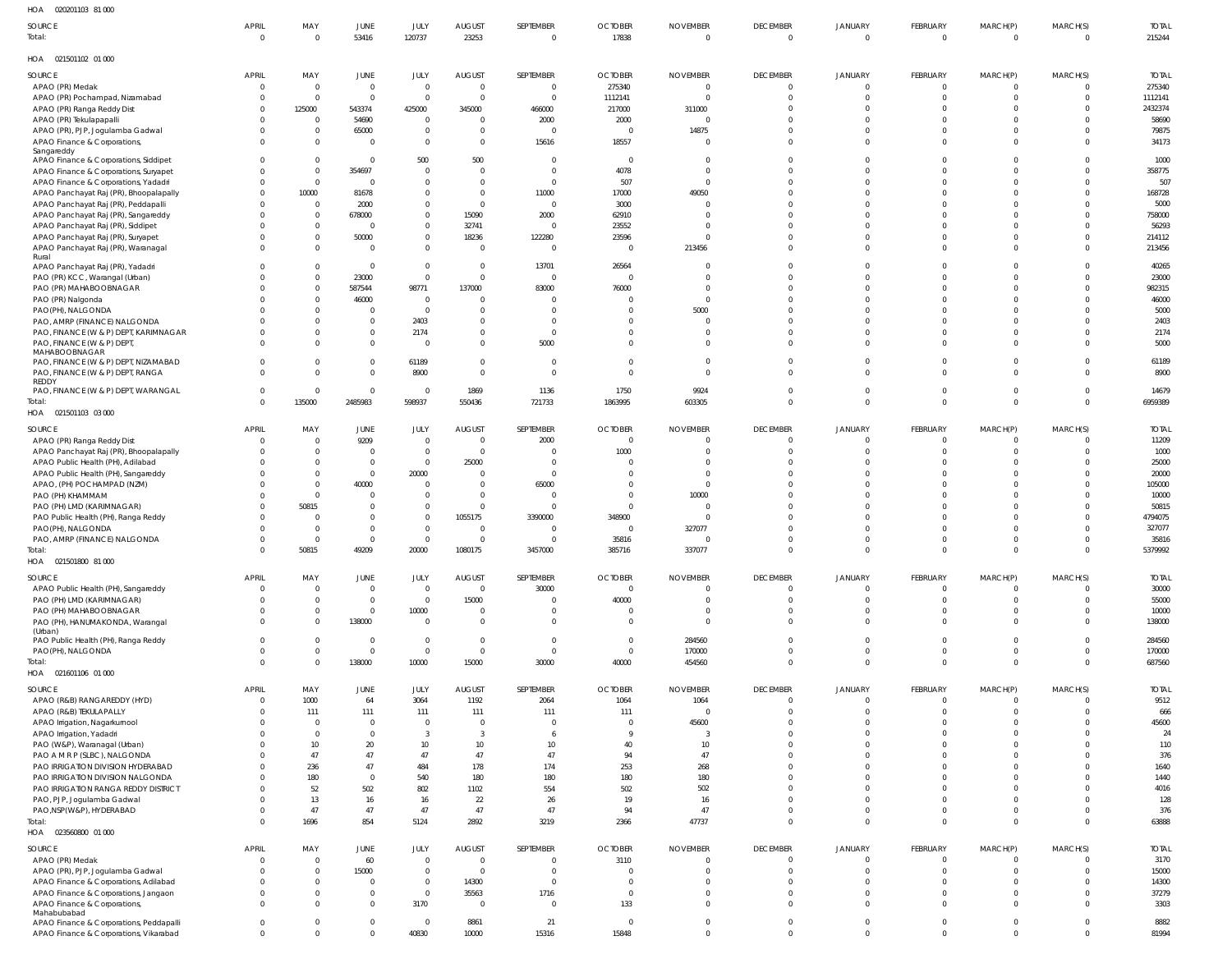HOA 020201103 81 000

| SOURCE | APRIL | MAY | JUNE | JULY | AUGUST | SEPTEMBER | OCTOBER | NOVEMBER | DECEMBER | JANUARY | FEBRUARY | MARCH(P) | MARCH(S) | TOTAL |
|---|---|---|---|---|---|---|---|---|---|---|---|---|---|---|
| Total: | 0 | 0 | 53416 | 120737 | 23253 | 0 | 17838 | 0 | 0 | 0 | 0 | 0 | 0 | 215244 |

HOA 021501102 01 000

| SOURCE | APRIL | MAY | JUNE | JULY | AUGUST | SEPTEMBER | OCTOBER | NOVEMBER | DECEMBER | JANUARY | FEBRUARY | MARCH(P) | MARCH(S) | TOTAL |
|---|---|---|---|---|---|---|---|---|---|---|---|---|---|---|
| APAO (PR) Medak | 0 | 0 | 0 | 0 | 0 | 0 | 275340 | 0 | 0 | 0 | 0 | 0 | 0 | 275340 |
| APAO (PR) Pochampad, Nizamabad | 0 | 0 | 0 | 0 | 0 | 0 | 1112141 | 0 | 0 | 0 | 0 | 0 | 0 | 1112141 |
| APAO (PR) Ranga Reddy Dist | 0 | 125000 | 543374 | 425000 | 345000 | 466000 | 217000 | 311000 | 0 | 0 | 0 | 0 | 0 | 2432374 |
| APAO (PR) Tekulapapalli | 0 | 0 | 54690 | 0 | 0 | 2000 | 2000 | 0 | 0 | 0 | 0 | 0 | 0 | 58690 |
| APAO (PR), PJP, Jogulamba Gadwal | 0 | 0 | 65000 | 0 | 0 | 0 | 0 | 14875 | 0 | 0 | 0 | 0 | 0 | 79875 |
| APAO Finance & Corporations, Sangareddy | 0 | 0 | 0 | 0 | 0 | 15616 | 18557 | 0 | 0 | 0 | 0 | 0 | 0 | 34173 |
| APAO Finance & Corporations, Siddipet | 0 | 0 | 0 | 500 | 500 | 0 | 0 | 0 | 0 | 0 | 0 | 0 | 0 | 1000 |
| APAO Finance & Corporations, Suryapet | 0 | 0 | 354697 | 0 | 0 | 0 | 4078 | 0 | 0 | 0 | 0 | 0 | 0 | 358775 |
| APAO Finance & Corporations, Yadadri | 0 | 0 | 0 | 0 | 0 | 0 | 507 | 0 | 0 | 0 | 0 | 0 | 0 | 507 |
| APAO Panchayat Raj (PR), Bhoopalapally | 0 | 10000 | 81678 | 0 | 0 | 11000 | 17000 | 49050 | 0 | 0 | 0 | 0 | 0 | 168728 |
| APAO Panchayat Raj (PR), Peddapalli | 0 | 0 | 2000 | 0 | 0 | 0 | 3000 | 0 | 0 | 0 | 0 | 0 | 0 | 5000 |
| APAO Panchayat Raj (PR), Sangareddy | 0 | 0 | 678000 | 0 | 15090 | 2000 | 62910 | 0 | 0 | 0 | 0 | 0 | 0 | 758000 |
| APAO Panchayat Raj (PR), Siddipet | 0 | 0 | 0 | 0 | 32741 | 0 | 23552 | 0 | 0 | 0 | 0 | 0 | 0 | 56293 |
| APAO Panchayat Raj (PR), Suryapet | 0 | 0 | 50000 | 0 | 18236 | 122280 | 23596 | 0 | 0 | 0 | 0 | 0 | 0 | 214112 |
| APAO Panchayat Raj (PR), Waranagal Rural | 0 | 0 | 0 | 0 | 0 | 0 | 0 | 213456 | 0 | 0 | 0 | 0 | 0 | 213456 |
| APAO Panchayat Raj (PR), Yadadri | 0 | 0 | 0 | 0 | 0 | 13701 | 26564 | 0 | 0 | 0 | 0 | 0 | 0 | 40265 |
| PAO (PR) KCC, Warangal (Urban) | 0 | 0 | 23000 | 0 | 0 | 0 | 0 | 0 | 0 | 0 | 0 | 0 | 0 | 23000 |
| PAO (PR) MAHABOOBNAGAR | 0 | 0 | 587544 | 98771 | 137000 | 83000 | 76000 | 0 | 0 | 0 | 0 | 0 | 0 | 982315 |
| PAO (PR) Nalgonda | 0 | 0 | 46000 | 0 | 0 | 0 | 0 | 0 | 0 | 0 | 0 | 0 | 0 | 46000 |
| PAO(PH), NALGONDA | 0 | 0 | 0 | 0 | 0 | 0 | 0 | 5000 | 0 | 0 | 0 | 0 | 0 | 5000 |
| PAO, AMRP (FINANCE) NALGONDA | 0 | 0 | 0 | 2403 | 0 | 0 | 0 | 0 | 0 | 0 | 0 | 0 | 0 | 2403 |
| PAO, FINANCE (W & P) DEPT, KARIMNAGAR | 0 | 0 | 0 | 2174 | 0 | 0 | 0 | 0 | 0 | 0 | 0 | 0 | 0 | 2174 |
| PAO, FINANCE (W & P) DEPT, MAHABOOBNAGAR | 0 | 0 | 0 | 0 | 0 | 5000 | 0 | 0 | 0 | 0 | 0 | 0 | 0 | 5000 |
| PAO, FINANCE (W & P) DEPT, NIZAMABAD | 0 | 0 | 0 | 61189 | 0 | 0 | 0 | 0 | 0 | 0 | 0 | 0 | 0 | 61189 |
| PAO, FINANCE (W & P) DEPT, RANGA REDDY | 0 | 0 | 0 | 8900 | 0 | 0 | 0 | 0 | 0 | 0 | 0 | 0 | 0 | 8900 |
| PAO, FINANCE (W & P) DEPT, WARANGAL | 0 | 0 | 0 | 0 | 1869 | 1136 | 1750 | 9924 | 0 | 0 | 0 | 0 | 0 | 14679 |
| Total: | 0 | 135000 | 2485983 | 598937 | 550436 | 721733 | 1863995 | 603305 | 0 | 0 | 0 | 0 | 0 | 6959389 |

HOA 021501103 03 000

| SOURCE | APRIL | MAY | JUNE | JULY | AUGUST | SEPTEMBER | OCTOBER | NOVEMBER | DECEMBER | JANUARY | FEBRUARY | MARCH(P) | MARCH(S) | TOTAL |
|---|---|---|---|---|---|---|---|---|---|---|---|---|---|---|
| APAO (PR) Ranga Reddy Dist | 0 | 0 | 9209 | 0 | 0 | 2000 | 0 | 0 | 0 | 0 | 0 | 0 | 0 | 11209 |
| APAO Panchayat Raj (PR), Bhoopalapally | 0 | 0 | 0 | 0 | 0 | 0 | 1000 | 0 | 0 | 0 | 0 | 0 | 0 | 1000 |
| APAO Public Health (PH), Adilabad | 0 | 0 | 0 | 0 | 25000 | 0 | 0 | 0 | 0 | 0 | 0 | 0 | 0 | 25000 |
| APAO Public Health (PH), Sangareddy | 0 | 0 | 0 | 20000 | 0 | 0 | 0 | 0 | 0 | 0 | 0 | 0 | 0 | 20000 |
| APAO, (PH) POCHAMPAD (NZM) | 0 | 0 | 40000 | 0 | 0 | 65000 | 0 | 0 | 0 | 0 | 0 | 0 | 0 | 105000 |
| PAO (PH) KHAMMAM | 0 | 0 | 0 | 0 | 0 | 0 | 0 | 10000 | 0 | 0 | 0 | 0 | 0 | 10000 |
| PAO (PH) LMD (KARIMNAGAR) | 0 | 50815 | 0 | 0 | 0 | 0 | 0 | 0 | 0 | 0 | 0 | 0 | 0 | 50815 |
| PAO Public Health (PH), Ranga Reddy | 0 | 0 | 0 | 0 | 1055175 | 3390000 | 348900 | 0 | 0 | 0 | 0 | 0 | 0 | 4794075 |
| PAO(PH), NALGONDA | 0 | 0 | 0 | 0 | 0 | 0 | 0 | 327077 | 0 | 0 | 0 | 0 | 0 | 327077 |
| PAO, AMRP (FINANCE) NALGONDA | 0 | 0 | 0 | 0 | 0 | 0 | 35816 | 0 | 0 | 0 | 0 | 0 | 0 | 35816 |
| Total: | 0 | 50815 | 49209 | 20000 | 1080175 | 3457000 | 385716 | 337077 | 0 | 0 | 0 | 0 | 0 | 5379992 |

HOA 021501800 81 000

| SOURCE | APRIL | MAY | JUNE | JULY | AUGUST | SEPTEMBER | OCTOBER | NOVEMBER | DECEMBER | JANUARY | FEBRUARY | MARCH(P) | MARCH(S) | TOTAL |
|---|---|---|---|---|---|---|---|---|---|---|---|---|---|---|
| APAO Public Health (PH), Sangareddy | 0 | 0 | 0 | 0 | 0 | 30000 | 0 | 0 | 0 | 0 | 0 | 0 | 0 | 30000 |
| PAO (PH) LMD (KARIMNAGAR) | 0 | 0 | 0 | 0 | 15000 | 0 | 40000 | 0 | 0 | 0 | 0 | 0 | 0 | 55000 |
| PAO (PH) MAHABOOBNAGAR | 0 | 0 | 0 | 10000 | 0 | 0 | 0 | 0 | 0 | 0 | 0 | 0 | 0 | 10000 |
| PAO (PH), HANUMAKONDA, Warangal (Urban) | 0 | 0 | 138000 | 0 | 0 | 0 | 0 | 0 | 0 | 0 | 0 | 0 | 0 | 138000 |
| PAO Public Health (PH), Ranga Reddy | 0 | 0 | 0 | 0 | 0 | 0 | 0 | 284560 | 0 | 0 | 0 | 0 | 0 | 284560 |
| PAO(PH), NALGONDA | 0 | 0 | 0 | 0 | 0 | 0 | 0 | 170000 | 0 | 0 | 0 | 0 | 0 | 170000 |
| Total: | 0 | 0 | 138000 | 10000 | 15000 | 30000 | 40000 | 454560 | 0 | 0 | 0 | 0 | 0 | 687560 |

HOA 021601106 01 000

| SOURCE | APRIL | MAY | JUNE | JULY | AUGUST | SEPTEMBER | OCTOBER | NOVEMBER | DECEMBER | JANUARY | FEBRUARY | MARCH(P) | MARCH(S) | TOTAL |
|---|---|---|---|---|---|---|---|---|---|---|---|---|---|---|
| APAO (R&B) RANGAREDDY (HYD) | 0 | 1000 | 64 | 3064 | 1192 | 2064 | 1064 | 1064 | 0 | 0 | 0 | 0 | 0 | 9512 |
| APAO (R&B) TEKULAPALLY | 0 | 111 | 111 | 111 | 111 | 111 | 111 | 0 | 0 | 0 | 0 | 0 | 0 | 666 |
| APAO Irrigation, Nagarkurnool | 0 | 0 | 0 | 0 | 0 | 0 | 0 | 45600 | 0 | 0 | 0 | 0 | 0 | 45600 |
| APAO Irrigation, Yadadri | 0 | 0 | 0 | 3 | 3 | 6 | 9 | 3 | 0 | 0 | 0 | 0 | 0 | 24 |
| PAO (W&P), Waranagal (Urban) | 0 | 10 | 20 | 10 | 10 | 10 | 40 | 10 | 0 | 0 | 0 | 0 | 0 | 110 |
| PAO A M R P (SLBC), NALGONDA | 0 | 47 | 47 | 47 | 47 | 47 | 94 | 47 | 0 | 0 | 0 | 0 | 0 | 376 |
| PAO IRRIGATION DIVISION HYDERABAD | 0 | 236 | 47 | 484 | 178 | 174 | 253 | 268 | 0 | 0 | 0 | 0 | 0 | 1640 |
| PAO IRRIGATION DIVISION NALGONDA | 0 | 180 | 0 | 540 | 180 | 180 | 180 | 180 | 0 | 0 | 0 | 0 | 0 | 1440 |
| PAO IRRIGATION RANGA REDDY DISTRICT | 0 | 52 | 502 | 802 | 1102 | 554 | 502 | 502 | 0 | 0 | 0 | 0 | 0 | 4016 |
| PAO, PJP, Jogulamba Gadwal | 0 | 13 | 16 | 16 | 22 | 26 | 19 | 16 | 0 | 0 | 0 | 0 | 0 | 128 |
| PAO,NSP(W&P), HYDERABAD | 0 | 47 | 47 | 47 | 47 | 47 | 94 | 47 | 0 | 0 | 0 | 0 | 0 | 376 |
| Total: | 0 | 1696 | 854 | 5124 | 2892 | 3219 | 2366 | 47737 | 0 | 0 | 0 | 0 | 0 | 63888 |

HOA 023560800 01 000

| SOURCE | APRIL | MAY | JUNE | JULY | AUGUST | SEPTEMBER | OCTOBER | NOVEMBER | DECEMBER | JANUARY | FEBRUARY | MARCH(P) | MARCH(S) | TOTAL |
|---|---|---|---|---|---|---|---|---|---|---|---|---|---|---|
| APAO (PR) Medak | 0 | 0 | 60 | 0 | 0 | 0 | 3110 | 0 | 0 | 0 | 0 | 0 | 0 | 3170 |
| APAO (PR), PJP, Jogulamba Gadwal | 0 | 0 | 15000 | 0 | 0 | 0 | 0 | 0 | 0 | 0 | 0 | 0 | 0 | 15000 |
| APAO Finance & Corporations, Adilabad | 0 | 0 | 0 | 0 | 14300 | 0 | 0 | 0 | 0 | 0 | 0 | 0 | 0 | 14300 |
| APAO Finance & Corporations, Jangaon | 0 | 0 | 0 | 0 | 35563 | 1716 | 0 | 0 | 0 | 0 | 0 | 0 | 0 | 37279 |
| APAO Finance & Corporations, Mahabubabad | 0 | 0 | 0 | 3170 | 0 | 0 | 133 | 0 | 0 | 0 | 0 | 0 | 0 | 3303 |
| APAO Finance & Corporations, Peddapalli | 0 | 0 | 0 | 0 | 8861 | 21 | 0 | 0 | 0 | 0 | 0 | 0 | 0 | 8882 |
| APAO Finance & Corporations, Vikarabad | 0 | 0 | 0 | 40830 | 10000 | 15316 | 15848 | 0 | 0 | 0 | 0 | 0 | 0 | 81994 |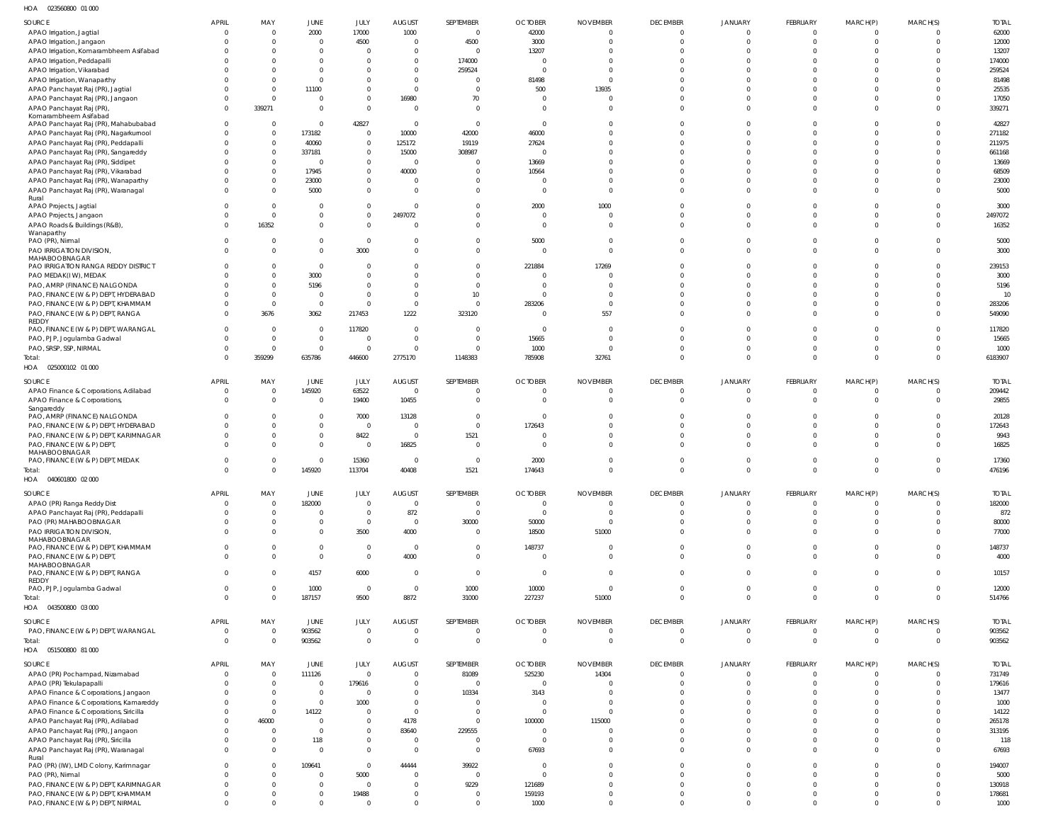HOA 023560800 01 000

| SOURCE | APRIL | MAY | JUNE | JULY | AUGUST | SEPTEMBER | OCTOBER | NOVEMBER | DECEMBER | JANUARY | FEBRUARY | MARCH(P) | MARCH(S) | TOTAL |
|---|---|---|---|---|---|---|---|---|---|---|---|---|---|---|
| APAO Irrigation, Jagtial | 0 | 0 | 2000 | 17000 | 1000 | 0 | 42000 | 0 | 0 | 0 | 0 | 0 | 0 | 62000 |
| APAO Irrigation, Jangaon | 0 | 0 | 0 | 4500 | 0 | 4500 | 3000 | 0 | 0 | 0 | 0 | 0 | 0 | 12000 |
| APAO Irrigation, Komarambheem Asifabad | 0 | 0 | 0 | 0 | 0 | 0 | 13207 | 0 | 0 | 0 | 0 | 0 | 0 | 13207 |
| APAO Irrigation, Peddapalli | 0 | 0 | 0 | 0 | 0 | 174000 | 0 | 0 | 0 | 0 | 0 | 0 | 0 | 174000 |
| APAO Irrigation, Vikarabad | 0 | 0 | 0 | 0 | 0 | 259524 | 0 | 0 | 0 | 0 | 0 | 0 | 0 | 259524 |
| APAO Irrigation, Wanaparthy | 0 | 0 | 0 | 0 | 0 | 0 | 81498 | 0 | 0 | 0 | 0 | 0 | 0 | 81498 |
| APAO Panchayat Raj (PR), Jagtial | 0 | 0 | 11100 | 0 | 0 | 0 | 500 | 13935 | 0 | 0 | 0 | 0 | 0 | 25535 |
| APAO Panchayat Raj (PR), Jangaon | 0 | 0 | 0 | 0 | 16980 | 70 | 0 | 0 | 0 | 0 | 0 | 0 | 0 | 17050 |
| APAO Panchayat Raj (PR), Komarambheem Asifabad | 0 | 339271 | 0 | 0 | 0 | 0 | 0 | 0 | 0 | 0 | 0 | 0 | 0 | 339271 |
| APAO Panchayat Raj (PR), Mahabubabad | 0 | 0 | 0 | 42827 | 0 | 0 | 0 | 0 | 0 | 0 | 0 | 0 | 0 | 42827 |
| APAO Panchayat Raj (PR), Nagarkurnool | 0 | 0 | 173182 | 0 | 10000 | 42000 | 46000 | 0 | 0 | 0 | 0 | 0 | 0 | 271182 |
| APAO Panchayat Raj (PR), Peddapalli | 0 | 0 | 40060 | 0 | 125172 | 19119 | 27624 | 0 | 0 | 0 | 0 | 0 | 0 | 211975 |
| APAO Panchayat Raj (PR), Sangareddy | 0 | 0 | 337181 | 0 | 15000 | 308987 | 0 | 0 | 0 | 0 | 0 | 0 | 0 | 661168 |
| APAO Panchayat Raj (PR), Siddipet | 0 | 0 | 0 | 0 | 0 | 0 | 13669 | 0 | 0 | 0 | 0 | 0 | 0 | 13669 |
| APAO Panchayat Raj (PR), Vikarabad | 0 | 0 | 17945 | 0 | 40000 | 0 | 10564 | 0 | 0 | 0 | 0 | 0 | 0 | 68509 |
| APAO Panchayat Raj (PR), Wanaparthy | 0 | 0 | 23000 | 0 | 0 | 0 | 0 | 0 | 0 | 0 | 0 | 0 | 0 | 23000 |
| APAO Panchayat Raj (PR), Waranagal Rural | 0 | 0 | 5000 | 0 | 0 | 0 | 0 | 0 | 0 | 0 | 0 | 0 | 0 | 5000 |
| APAO Projects, Jagtial | 0 | 0 | 0 | 0 | 0 | 0 | 2000 | 1000 | 0 | 0 | 0 | 0 | 0 | 3000 |
| APAO Projects, Jangaon | 0 | 0 | 0 | 0 | 2497072 | 0 | 0 | 0 | 0 | 0 | 0 | 0 | 0 | 2497072 |
| APAO Roads & Buildings (R&B), Wanaparthy | 0 | 16352 | 0 | 0 | 0 | 0 | 0 | 0 | 0 | 0 | 0 | 0 | 0 | 16352 |
| PAO (PR), Nirmal | 0 | 0 | 0 | 0 | 0 | 0 | 5000 | 0 | 0 | 0 | 0 | 0 | 0 | 5000 |
| PAO IRRIGATION DIVISION, MAHABOOBNAGAR | 0 | 0 | 0 | 3000 | 0 | 0 | 0 | 0 | 0 | 0 | 0 | 0 | 0 | 3000 |
| PAO IRRIGATION RANGA REDDY DISTRICT | 0 | 0 | 0 | 0 | 0 | 0 | 221884 | 17269 | 0 | 0 | 0 | 0 | 0 | 239153 |
| PAO MEDAK(IW), MEDAK | 0 | 0 | 3000 | 0 | 0 | 0 | 0 | 0 | 0 | 0 | 0 | 0 | 0 | 3000 |
| PAO, AMRP (FINANCE) NALGONDA | 0 | 0 | 5196 | 0 | 0 | 0 | 0 | 0 | 0 | 0 | 0 | 0 | 0 | 5196 |
| PAO, FINANCE (W & P) DEPT, HYDERABAD | 0 | 0 | 0 | 0 | 0 | 10 | 0 | 0 | 0 | 0 | 0 | 0 | 0 | 10 |
| PAO, FINANCE (W & P) DEPT, KHAMMAM | 0 | 0 | 0 | 0 | 0 | 0 | 283206 | 0 | 0 | 0 | 0 | 0 | 0 | 283206 |
| PAO, FINANCE (W & P) DEPT, RANGA REDDY | 0 | 3676 | 3062 | 217453 | 1222 | 323120 | 0 | 557 | 0 | 0 | 0 | 0 | 0 | 549090 |
| PAO, FINANCE (W & P) DEPT, WARANGAL | 0 | 0 | 0 | 117820 | 0 | 0 | 0 | 0 | 0 | 0 | 0 | 0 | 0 | 117820 |
| PAO, PJP, Jogulamba Gadwal | 0 | 0 | 0 | 0 | 0 | 0 | 15665 | 0 | 0 | 0 | 0 | 0 | 0 | 15665 |
| PAO, SRSP, SSP, NIRMAL | 0 | 0 | 0 | 0 | 0 | 0 | 1000 | 0 | 0 | 0 | 0 | 0 | 0 | 1000 |
| Total: | 0 | 359299 | 635786 | 446600 | 2775170 | 1148383 | 785908 | 32761 | 0 | 0 | 0 | 0 | 0 | 6183907 |

HOA 025000102 01 000

| SOURCE | APRIL | MAY | JUNE | JULY | AUGUST | SEPTEMBER | OCTOBER | NOVEMBER | DECEMBER | JANUARY | FEBRUARY | MARCH(P) | MARCH(S) | TOTAL |
|---|---|---|---|---|---|---|---|---|---|---|---|---|---|---|
| APAO Finance & Corporations, Adilabad | 0 | 0 | 145920 | 63522 | 0 | 0 | 0 | 0 | 0 | 0 | 0 | 0 | 0 | 209442 |
| APAO Finance & Corporations, Sangareddy | 0 | 0 | 0 | 19400 | 10455 | 0 | 0 | 0 | 0 | 0 | 0 | 0 | 0 | 29855 |
| PAO, AMRP (FINANCE) NALGONDA | 0 | 0 | 0 | 7000 | 13128 | 0 | 0 | 0 | 0 | 0 | 0 | 0 | 0 | 20128 |
| PAO, FINANCE (W & P) DEPT, HYDERABAD | 0 | 0 | 0 | 0 | 0 | 0 | 172643 | 0 | 0 | 0 | 0 | 0 | 0 | 172643 |
| PAO, FINANCE (W & P) DEPT, KARIMNAGAR | 0 | 0 | 0 | 8422 | 0 | 1521 | 0 | 0 | 0 | 0 | 0 | 0 | 0 | 9943 |
| PAO, FINANCE (W & P) DEPT, MAHABOOBNAGAR | 0 | 0 | 0 | 0 | 16825 | 0 | 0 | 0 | 0 | 0 | 0 | 0 | 0 | 16825 |
| PAO, FINANCE (W & P) DEPT, MEDAK | 0 | 0 | 0 | 15360 | 0 | 0 | 2000 | 0 | 0 | 0 | 0 | 0 | 0 | 17360 |
| Total: | 0 | 0 | 145920 | 113704 | 40408 | 1521 | 174643 | 0 | 0 | 0 | 0 | 0 | 0 | 476196 |

HOA 040601800 02 000

| SOURCE | APRIL | MAY | JUNE | JULY | AUGUST | SEPTEMBER | OCTOBER | NOVEMBER | DECEMBER | JANUARY | FEBRUARY | MARCH(P) | MARCH(S) | TOTAL |
|---|---|---|---|---|---|---|---|---|---|---|---|---|---|---|
| APAO (PR) Ranga Reddy Dist | 0 | 0 | 182000 | 0 | 0 | 0 | 0 | 0 | 0 | 0 | 0 | 0 | 0 | 182000 |
| APAO Panchayat Raj (PR), Peddapalli | 0 | 0 | 0 | 0 | 872 | 0 | 0 | 0 | 0 | 0 | 0 | 0 | 0 | 872 |
| PAO (PR) MAHABOOBNAGAR | 0 | 0 | 0 | 0 | 0 | 30000 | 50000 | 0 | 0 | 0 | 0 | 0 | 0 | 80000 |
| PAO IRRIGATION DIVISION, MAHABOOBNAGAR | 0 | 0 | 0 | 3500 | 4000 | 0 | 18500 | 51000 | 0 | 0 | 0 | 0 | 0 | 77000 |
| PAO, FINANCE (W & P) DEPT, KHAMMAM | 0 | 0 | 0 | 0 | 0 | 0 | 148737 | 0 | 0 | 0 | 0 | 0 | 0 | 148737 |
| PAO, FINANCE (W & P) DEPT, MAHABOOBNAGAR | 0 | 0 | 0 | 0 | 4000 | 0 | 0 | 0 | 0 | 0 | 0 | 0 | 0 | 4000 |
| PAO, FINANCE (W & P) DEPT, RANGA REDDY | 0 | 0 | 4157 | 6000 | 0 | 0 | 0 | 0 | 0 | 0 | 0 | 0 | 0 | 10157 |
| PAO, PJP, Jogulamba Gadwal | 0 | 0 | 1000 | 0 | 0 | 1000 | 10000 | 0 | 0 | 0 | 0 | 0 | 0 | 12000 |
| Total: | 0 | 0 | 187157 | 9500 | 8872 | 31000 | 227237 | 51000 | 0 | 0 | 0 | 0 | 0 | 514766 |

HOA 043500800 03 000

| SOURCE | APRIL | MAY | JUNE | JULY | AUGUST | SEPTEMBER | OCTOBER | NOVEMBER | DECEMBER | JANUARY | FEBRUARY | MARCH(P) | MARCH(S) | TOTAL |
|---|---|---|---|---|---|---|---|---|---|---|---|---|---|---|
| PAO, FINANCE (W & P) DEPT, WARANGAL | 0 | 0 | 903562 | 0 | 0 | 0 | 0 | 0 | 0 | 0 | 0 | 0 | 0 | 903562 |
| Total: | 0 | 0 | 903562 | 0 | 0 | 0 | 0 | 0 | 0 | 0 | 0 | 0 | 0 | 903562 |

HOA 051500800 81 000

| SOURCE | APRIL | MAY | JUNE | JULY | AUGUST | SEPTEMBER | OCTOBER | NOVEMBER | DECEMBER | JANUARY | FEBRUARY | MARCH(P) | MARCH(S) | TOTAL |
|---|---|---|---|---|---|---|---|---|---|---|---|---|---|---|
| APAO (PR) Pochampad, Nizamabad | 0 | 0 | 111126 | 0 | 0 | 81089 | 525230 | 14304 | 0 | 0 | 0 | 0 | 0 | 731749 |
| APAO (PR) Tekulapapalli | 0 | 0 | 0 | 179616 | 0 | 0 | 0 | 0 | 0 | 0 | 0 | 0 | 0 | 179616 |
| APAO Finance & Corporations, Jangaon | 0 | 0 | 0 | 0 | 0 | 10334 | 3143 | 0 | 0 | 0 | 0 | 0 | 0 | 13477 |
| APAO Finance & Corporations, Kamareddy | 0 | 0 | 0 | 1000 | 0 | 0 | 0 | 0 | 0 | 0 | 0 | 0 | 0 | 1000 |
| APAO Finance & Corporations, Siricilla | 0 | 0 | 14122 | 0 | 0 | 0 | 0 | 0 | 0 | 0 | 0 | 0 | 0 | 14122 |
| APAO Panchayat Raj (PR), Adilabad | 0 | 46000 | 0 | 0 | 4178 | 0 | 100000 | 115000 | 0 | 0 | 0 | 0 | 0 | 265178 |
| APAO Panchayat Raj (PR), Jangaon | 0 | 0 | 0 | 0 | 83640 | 229555 | 0 | 0 | 0 | 0 | 0 | 0 | 0 | 313195 |
| APAO Panchayat Raj (PR), Siricilla | 0 | 0 | 118 | 0 | 0 | 0 | 0 | 0 | 0 | 0 | 0 | 0 | 0 | 118 |
| APAO Panchayat Raj (PR), Waranagal Rural | 0 | 0 | 0 | 0 | 0 | 0 | 67693 | 0 | 0 | 0 | 0 | 0 | 0 | 67693 |
| PAO (PR) (IW), LMD Colony, Karimnagar | 0 | 0 | 109641 | 0 | 44444 | 39922 | 0 | 0 | 0 | 0 | 0 | 0 | 0 | 194007 |
| PAO (PR), Nirmal | 0 | 0 | 0 | 5000 | 0 | 0 | 0 | 0 | 0 | 0 | 0 | 0 | 0 | 5000 |
| PAO, FINANCE (W & P) DEPT, KARIMNAGAR | 0 | 0 | 0 | 0 | 0 | 9229 | 121689 | 0 | 0 | 0 | 0 | 0 | 0 | 130918 |
| PAO, FINANCE (W & P) DEPT, KHAMMAM | 0 | 0 | 0 | 19488 | 0 | 0 | 159193 | 0 | 0 | 0 | 0 | 0 | 0 | 178681 |
| PAO, FINANCE (W & P) DEPT, NIRMAL | 0 | 0 | 0 | 0 | 0 | 0 | 1000 | 0 | 0 | 0 | 0 | 0 | 0 | 1000 |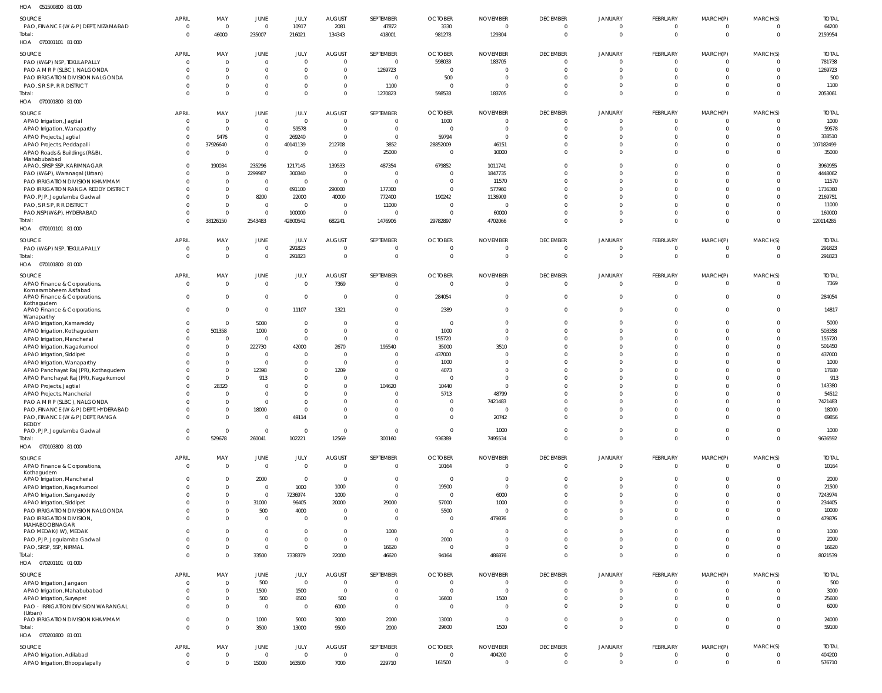HOA 051500800 81 000

| SOURCE | APRIL | MAY | JUNE | JULY | AUGUST | SEPTEMBER | OCTOBER | NOVEMBER | DECEMBER | JANUARY | FEBRUARY | MARCH(P) | MARCH(S) | TOTAL |
|---|---|---|---|---|---|---|---|---|---|---|---|---|---|---|
| PAO, FINANCE (W & P) DEPT, NIZAMABAD | 0 | 0 | 0 | 10917 | 2081 | 47872 | 3330 | 0 | 0 | 0 | 0 | 0 | 0 | 64200 |
| Total: | 0 | 46000 | 235007 | 216021 | 134343 | 418001 | 981278 | 129304 | 0 | 0 | 0 | 0 | 0 | 2159954 |

HOA 070001101 81 000

| SOURCE | APRIL | MAY | JUNE | JULY | AUGUST | SEPTEMBER | OCTOBER | NOVEMBER | DECEMBER | JANUARY | FEBRUARY | MARCH(P) | MARCH(S) | TOTAL |
|---|---|---|---|---|---|---|---|---|---|---|---|---|---|---|
| PAO (W&P) NSP, TEKULAPALLY | 0 | 0 | 0 | 0 | 0 | 0 | 598033 | 183705 | 0 | 0 | 0 | 0 | 0 | 781738 |
| PAO A M R P (SLBC), NALGONDA | 0 | 0 | 0 | 0 | 0 | 1269723 | 0 | 0 | 0 | 0 | 0 | 0 | 0 | 1269723 |
| PAO IRRIGATION DIVISION NALGONDA | 0 | 0 | 0 | 0 | 0 | 0 | 500 | 0 | 0 | 0 | 0 | 0 | 0 | 500 |
| PAO, S R S P, R R DISTRICT | 0 | 0 | 0 | 0 | 0 | 1100 | 0 | 0 | 0 | 0 | 0 | 0 | 0 | 1100 |
| Total: | 0 | 0 | 0 | 0 | 0 | 1270823 | 598533 | 183705 | 0 | 0 | 0 | 0 | 0 | 2053061 |

HOA 070001800 81 000

| SOURCE | APRIL | MAY | JUNE | JULY | AUGUST | SEPTEMBER | OCTOBER | NOVEMBER | DECEMBER | JANUARY | FEBRUARY | MARCH(P) | MARCH(S) | TOTAL |
|---|---|---|---|---|---|---|---|---|---|---|---|---|---|---|
| APAO Irrigation, Jagtial | 0 | 0 | 0 | 0 | 0 | 0 | 1000 | 0 | 0 | 0 | 0 | 0 | 0 | 1000 |
| APAO Irrigation, Wanaparthy | 0 | 0 | 0 | 59578 | 0 | 0 | 0 | 0 | 0 | 0 | 0 | 0 | 0 | 59578 |
| APAO Projects, Jagtial | 0 | 9476 | 0 | 269240 | 0 | 0 | 59794 | 0 | 0 | 0 | 0 | 0 | 0 | 338510 |
| APAO Projects, Peddapalli | 0 | 37926640 | 0 | 40141139 | 212708 | 3852 | 28852009 | 46151 | 0 | 0 | 0 | 0 | 0 | 107182499 |
| APAO Roads & Buildings (R&B), Mahabubabad | 0 | 0 | 0 | 0 | 0 | 25000 | 0 | 10000 | 0 | 0 | 0 | 0 | 0 | 35000 |
| APAO, SRSP SSP, KARIMNAGAR | 0 | 190034 | 235296 | 1217145 | 139533 | 487354 | 679852 | 1011741 | 0 | 0 | 0 | 0 | 0 | 3960955 |
| PAO (W&P), Waranagal (Urban) | 0 | 0 | 2299987 | 300340 | 0 | 0 | 0 | 1847735 | 0 | 0 | 0 | 0 | 0 | 4448062 |
| PAO IRRIGATION DIVISION KHAMMAM | 0 | 0 | 0 | 0 | 0 | 0 | 0 | 11570 | 0 | 0 | 0 | 0 | 0 | 11570 |
| PAO IRRIGATION RANGA REDDY DISTRICT | 0 | 0 | 0 | 691100 | 290000 | 177300 | 0 | 577960 | 0 | 0 | 0 | 0 | 0 | 1736360 |
| PAO, PJP, Jogulamba Gadwal | 0 | 0 | 8200 | 22000 | 40000 | 772400 | 190242 | 1136909 | 0 | 0 | 0 | 0 | 0 | 2169751 |
| PAO, S R S P, R R DISTRICT | 0 | 0 | 0 | 0 | 0 | 11000 | 0 | 0 | 0 | 0 | 0 | 0 | 0 | 11000 |
| PAO,NSP(W&P), HYDERABAD | 0 | 0 | 0 | 100000 | 0 | 0 | 0 | 60000 | 0 | 0 | 0 | 0 | 0 | 160000 |
| Total: | 0 | 38126150 | 2543483 | 42800542 | 682241 | 1476906 | 29782897 | 4702066 | 0 | 0 | 0 | 0 | 0 | 120114285 |

HOA 070101101 81 000

| SOURCE | APRIL | MAY | JUNE | JULY | AUGUST | SEPTEMBER | OCTOBER | NOVEMBER | DECEMBER | JANUARY | FEBRUARY | MARCH(P) | MARCH(S) | TOTAL |
|---|---|---|---|---|---|---|---|---|---|---|---|---|---|---|
| PAO (W&P) NSP, TEKULAPALLY | 0 | 0 | 0 | 291823 | 0 | 0 | 0 | 0 | 0 | 0 | 0 | 0 | 0 | 291823 |
| Total: | 0 | 0 | 0 | 291823 | 0 | 0 | 0 | 0 | 0 | 0 | 0 | 0 | 0 | 291823 |

HOA 070101800 81 000

| SOURCE | APRIL | MAY | JUNE | JULY | AUGUST | SEPTEMBER | OCTOBER | NOVEMBER | DECEMBER | JANUARY | FEBRUARY | MARCH(P) | MARCH(S) | TOTAL |
|---|---|---|---|---|---|---|---|---|---|---|---|---|---|---|
| APAO Finance & Corporations, Komarambheem Asifabad | 0 | 0 | 0 | 0 | 7369 | 0 | 0 | 0 | 0 | 0 | 0 | 0 | 0 | 7369 |
| APAO Finance & Corporations, Kothagudem | 0 | 0 | 0 | 0 | 0 | 0 | 284054 | 0 | 0 | 0 | 0 | 0 | 0 | 284054 |
| APAO Finance & Corporations, Wanaparthy | 0 | 0 | 0 | 11107 | 1321 | 0 | 2389 | 0 | 0 | 0 | 0 | 0 | 0 | 14817 |
| APAO Irrigation, Kamareddy | 0 | 0 | 5000 | 0 | 0 | 0 | 0 | 0 | 0 | 0 | 0 | 0 | 0 | 5000 |
| APAO Irrigation, Kothagudem | 0 | 501358 | 1000 | 0 | 0 | 0 | 1000 | 0 | 0 | 0 | 0 | 0 | 0 | 503358 |
| APAO Irrigation, Mancherial | 0 | 0 | 0 | 0 | 0 | 0 | 155720 | 0 | 0 | 0 | 0 | 0 | 0 | 155720 |
| APAO Irrigation, Nagarkurnool | 0 | 0 | 222730 | 42000 | 2670 | 195540 | 35000 | 3510 | 0 | 0 | 0 | 0 | 0 | 501450 |
| APAO Irrigation, Siddipet | 0 | 0 | 0 | 0 | 0 | 0 | 437000 | 0 | 0 | 0 | 0 | 0 | 0 | 437000 |
| APAO Irrigation, Wanaparthy | 0 | 0 | 0 | 0 | 0 | 0 | 1000 | 0 | 0 | 0 | 0 | 0 | 0 | 1000 |
| APAO Panchayat Raj (PR), Kothagudem | 0 | 0 | 12398 | 0 | 1209 | 0 | 4073 | 0 | 0 | 0 | 0 | 0 | 0 | 17680 |
| APAO Panchayat Raj (PR), Nagarkurnool | 0 | 0 | 913 | 0 | 0 | 0 | 0 | 0 | 0 | 0 | 0 | 0 | 0 | 913 |
| APAO Projects, Jagtial | 0 | 28320 | 0 | 0 | 0 | 104620 | 10440 | 0 | 0 | 0 | 0 | 0 | 0 | 143380 |
| APAO Projects, Mancherial | 0 | 0 | 0 | 0 | 0 | 0 | 5713 | 48799 | 0 | 0 | 0 | 0 | 0 | 54512 |
| PAO A M R P (SLBC), NALGONDA | 0 | 0 | 0 | 0 | 0 | 0 | 0 | 7421483 | 0 | 0 | 0 | 0 | 0 | 7421483 |
| PAO, FINANCE (W & P) DEPT, HYDERABAD | 0 | 0 | 18000 | 0 | 0 | 0 | 0 | 0 | 0 | 0 | 0 | 0 | 0 | 18000 |
| PAO, FINANCE (W & P) DEPT, RANGA REDDY | 0 | 0 | 0 | 49114 | 0 | 0 | 0 | 20742 | 0 | 0 | 0 | 0 | 0 | 69856 |
| PAO, PJP, Jogulamba Gadwal | 0 | 0 | 0 | 0 | 0 | 0 | 0 | 1000 | 0 | 0 | 0 | 0 | 0 | 1000 |
| Total: | 0 | 529678 | 260041 | 102221 | 12569 | 300160 | 936389 | 7495534 | 0 | 0 | 0 | 0 | 0 | 9636592 |

HOA 070103800 81 000

| SOURCE | APRIL | MAY | JUNE | JULY | AUGUST | SEPTEMBER | OCTOBER | NOVEMBER | DECEMBER | JANUARY | FEBRUARY | MARCH(P) | MARCH(S) | TOTAL |
|---|---|---|---|---|---|---|---|---|---|---|---|---|---|---|
| APAO Finance & Corporations, Kothagudem | 0 | 0 | 0 | 0 | 0 | 0 | 10164 | 0 | 0 | 0 | 0 | 0 | 0 | 10164 |
| APAO Irrigation, Mancherial | 0 | 0 | 2000 | 0 | 0 | 0 | 0 | 0 | 0 | 0 | 0 | 0 | 0 | 2000 |
| APAO Irrigation, Nagarkurnool | 0 | 0 | 0 | 1000 | 1000 | 0 | 19500 | 0 | 0 | 0 | 0 | 0 | 0 | 21500 |
| APAO Irrigation, Sangareddy | 0 | 0 | 0 | 7236974 | 1000 | 0 | 0 | 6000 | 0 | 0 | 0 | 0 | 0 | 7243974 |
| APAO Irrigation, Siddipet | 0 | 0 | 31000 | 96405 | 20000 | 29000 | 57000 | 1000 | 0 | 0 | 0 | 0 | 0 | 234405 |
| PAO IRRIGATION DIVISION NALGONDA | 0 | 0 | 500 | 4000 | 0 | 0 | 5500 | 0 | 0 | 0 | 0 | 0 | 0 | 10000 |
| PAO IRRIGATION DIVISION, MAHABOOBNAGAR | 0 | 0 | 0 | 0 | 0 | 0 | 0 | 479876 | 0 | 0 | 0 | 0 | 0 | 479876 |
| PAO MEDAK(IW), MEDAK | 0 | 0 | 0 | 0 | 0 | 1000 | 0 | 0 | 0 | 0 | 0 | 0 | 0 | 1000 |
| PAO, PJP, Jogulamba Gadwal | 0 | 0 | 0 | 0 | 0 | 0 | 2000 | 0 | 0 | 0 | 0 | 0 | 0 | 2000 |
| PAO, SRSP, SSP, NIRMAL | 0 | 0 | 0 | 0 | 0 | 16620 | 0 | 0 | 0 | 0 | 0 | 0 | 0 | 16620 |
| Total: | 0 | 0 | 33500 | 7338379 | 22000 | 46620 | 94164 | 486876 | 0 | 0 | 0 | 0 | 0 | 8021539 |

HOA 070201101 01 000

| SOURCE | APRIL | MAY | JUNE | JULY | AUGUST | SEPTEMBER | OCTOBER | NOVEMBER | DECEMBER | JANUARY | FEBRUARY | MARCH(P) | MARCH(S) | TOTAL |
|---|---|---|---|---|---|---|---|---|---|---|---|---|---|---|
| APAO Irrigation, Jangaon | 0 | 0 | 500 | 0 | 0 | 0 | 0 | 0 | 0 | 0 | 0 | 0 | 0 | 500 |
| APAO Irrigation, Mahabubabad | 0 | 0 | 1500 | 1500 | 0 | 0 | 0 | 0 | 0 | 0 | 0 | 0 | 0 | 3000 |
| APAO Irrigation, Suryapet | 0 | 0 | 500 | 6500 | 500 | 0 | 16600 | 1500 | 0 | 0 | 0 | 0 | 0 | 25600 |
| PAO - IRRIGATION DIVISION WARANGAL (Urban) | 0 | 0 | 0 | 0 | 6000 | 0 | 0 | 0 | 0 | 0 | 0 | 0 | 0 | 6000 |
| PAO IRRIGATION DIVISION KHAMMAM | 0 | 0 | 1000 | 5000 | 3000 | 2000 | 13000 | 0 | 0 | 0 | 0 | 0 | 0 | 24000 |
| Total: | 0 | 0 | 3500 | 13000 | 9500 | 2000 | 29600 | 1500 | 0 | 0 | 0 | 0 | 0 | 59100 |

HOA 070201800 81 001

| SOURCE | APRIL | MAY | JUNE | JULY | AUGUST | SEPTEMBER | OCTOBER | NOVEMBER | DECEMBER | JANUARY | FEBRUARY | MARCH(P) | MARCH(S) | TOTAL |
|---|---|---|---|---|---|---|---|---|---|---|---|---|---|---|
| APAO Irrigation, Adilabad | 0 | 0 | 0 | 0 | 0 | 0 | 0 | 404200 | 0 | 0 | 0 | 0 | 0 | 404200 |
| APAO Irrigation, Bhoopalapally | 0 | 0 | 15000 | 163500 | 7000 | 229710 | 161500 | 0 | 0 | 0 | 0 | 0 | 0 | 576710 |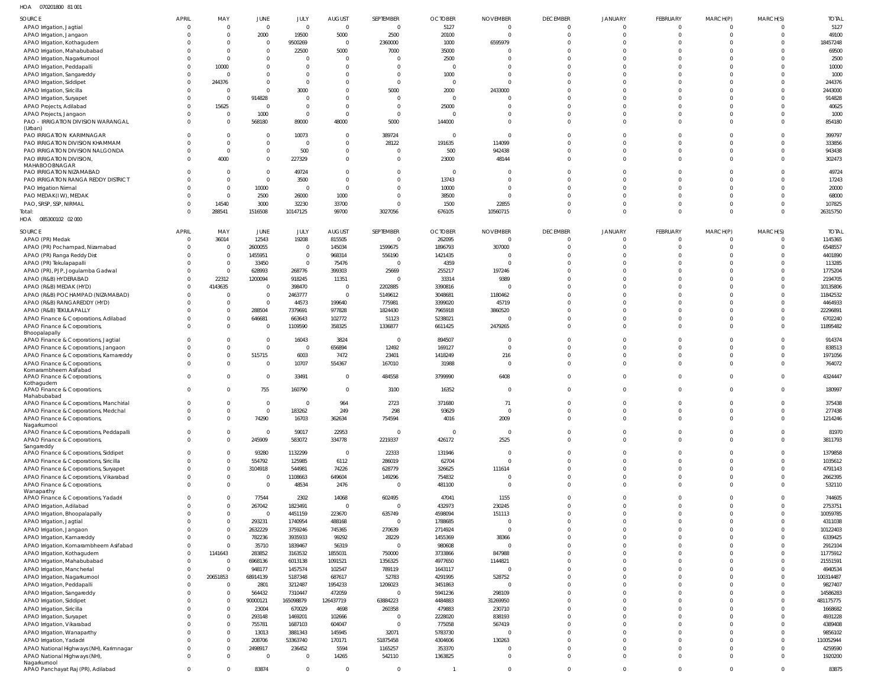HOA 070201800 81 001

| SOURCE | APRIL | MAY | JUNE | JULY | AUGUST | SEPTEMBER | OCTOBER | NOVEMBER | DECEMBER | JANUARY | FEBRUARY | MARCH(P) | MARCH(S) | TOTAL |
|---|---|---|---|---|---|---|---|---|---|---|---|---|---|---|
| APAO Irrigation, Jagtial | 0 | 0 | 0 | 0 | 0 | 0 | 5127 | 0 | 0 | 0 | 0 | 0 | 0 | 5127 |
| APAO Irrigation, Jangaon | 0 | 0 | 2000 | 19500 | 5000 | 2500 | 20100 | 0 | 0 | 0 | 0 | 0 | 0 | 49100 |
| APAO Irrigation, Kothagudem | 0 | 0 | 0 | 9500269 | 0 | 2360000 | 1000 | 6595979 | 0 | 0 | 0 | 0 | 0 | 18457248 |
| APAO Irrigation, Mahabubabad | 0 | 0 | 0 | 22500 | 5000 | 7000 | 35000 | 0 | 0 | 0 | 0 | 0 | 0 | 69500 |
| APAO Irrigation, Nagarkurnool | 0 | 0 | 0 | 0 | 0 | 0 | 2500 | 0 | 0 | 0 | 0 | 0 | 0 | 2500 |
| APAO Irrigation, Peddapalli | 0 | 10000 | 0 | 0 | 0 | 0 | 0 | 0 | 0 | 0 | 0 | 0 | 0 | 10000 |
| APAO Irrigation, Sangareddy | 0 | 0 | 0 | 0 | 0 | 0 | 1000 | 0 | 0 | 0 | 0 | 0 | 0 | 1000 |
| APAO Irrigation, Siddipet | 0 | 244376 | 0 | 0 | 0 | 0 | 0 | 0 | 0 | 0 | 0 | 0 | 0 | 244376 |
| APAO Irrigation, Siricilla | 0 | 0 | 0 | 3000 | 0 | 5000 | 2000 | 2433000 | 0 | 0 | 0 | 0 | 0 | 2443000 |
| APAO Irrigation, Suryapet | 0 | 0 | 914828 | 0 | 0 | 0 | 0 | 0 | 0 | 0 | 0 | 0 | 0 | 914828 |
| APAO Projects, Adilabad | 0 | 15625 | 0 | 0 | 0 | 0 | 25000 | 0 | 0 | 0 | 0 | 0 | 0 | 40625 |
| APAO Projects, Jangaon | 0 | 0 | 1000 | 0 | 0 | 0 | 0 | 0 | 0 | 0 | 0 | 0 | 0 | 1000 |
| PAO - IRRIGATION DIVISION WARANGAL (Urban) | 0 | 0 | 568180 | 89000 | 48000 | 5000 | 144000 | 0 | 0 | 0 | 0 | 0 | 0 | 854180 |
| PAO IRRIGATION KARIMNAGAR | 0 | 0 | 0 | 10073 | 0 | 389724 | 0 | 0 | 0 | 0 | 0 | 0 | 0 | 399797 |
| PAO IRRIGATION DIVISION KHAMMAM | 0 | 0 | 0 | 0 | 0 | 28122 | 191635 | 114099 | 0 | 0 | 0 | 0 | 0 | 333856 |
| PAO IRRIGATION DIVISION NALGONDA | 0 | 0 | 0 | 500 | 0 | 0 | 500 | 942438 | 0 | 0 | 0 | 0 | 0 | 943438 |
| PAO IRRIGATION DIVISION, MAHABOOBNAGAR | 0 | 4000 | 0 | 227329 | 0 | 0 | 23000 | 48144 | 0 | 0 | 0 | 0 | 0 | 302473 |
| PAO IRRIGATION NIZAMABAD | 0 | 0 | 0 | 49724 | 0 | 0 | 0 | 0 | 0 | 0 | 0 | 0 | 0 | 49724 |
| PAO IRRIGATION RANGA REDDY DISTRICT | 0 | 0 | 0 | 3500 | 0 | 0 | 13743 | 0 | 0 | 0 | 0 | 0 | 0 | 17243 |
| PAO Irrigation Nirmal | 0 | 0 | 10000 | 0 | 0 | 0 | 10000 | 0 | 0 | 0 | 0 | 0 | 0 | 20000 |
| PAO MEDAK(IW), MEDAK | 0 | 0 | 2500 | 26000 | 1000 | 0 | 38500 | 0 | 0 | 0 | 0 | 0 | 0 | 68000 |
| PAO, SRSP, SSP, NIRMAL | 0 | 14540 | 3000 | 32230 | 33700 | 0 | 1500 | 22855 | 0 | 0 | 0 | 0 | 0 | 107825 |
| Total: | 0 | 288541 | 1516508 | 10147125 | 99700 | 3027056 | 676105 | 10560715 | 0 | 0 | 0 | 0 | 0 | 26315750 |

HOA 085300102 02 000

| SOURCE | APRIL | MAY | JUNE | JULY | AUGUST | SEPTEMBER | OCTOBER | NOVEMBER | DECEMBER | JANUARY | FEBRUARY | MARCH(P) | MARCH(S) | TOTAL |
|---|---|---|---|---|---|---|---|---|---|---|---|---|---|---|
| APAO (PR) Medak | 0 | 36014 | 12543 | 19208 | 815505 | 0 | 262095 | 0 | 0 | 0 | 0 | 0 | 0 | 1145365 |
| APAO (PR) Pochampad, Nizamabad | 0 | 0 | 2600055 | 0 | 145034 | 1599675 | 1896793 | 307000 | 0 | 0 | 0 | 0 | 0 | 6548557 |
| APAO (PR) Ranga Reddy Dist | 0 | 0 | 1455951 | 0 | 968314 | 556190 | 1421435 | 0 | 0 | 0 | 0 | 0 | 0 | 4401890 |
| APAO (PR) Tekulapalli | 0 | 0 | 33450 | 0 | 75476 | 0 | 4359 | 0 | 0 | 0 | 0 | 0 | 0 | 113285 |
| APAO (PR), PJP, Jogulamba Gadwal | 0 | 0 | 628993 | 268776 | 399303 | 25669 | 255217 | 197246 | 0 | 0 | 0 | 0 | 0 | 1775204 |
| APAO (R&B) HYDERABAD | 0 | 22312 | 1200094 | 918245 | 11351 | 0 | 33314 | 9389 | 0 | 0 | 0 | 0 | 0 | 2194705 |
| APAO (R&B) MEDAK (HYD) | 0 | 4143635 | 0 | 398470 | 0 | 2202885 | 3390816 | 0 | 0 | 0 | 0 | 0 | 0 | 10135806 |
| APAO (R&B) POCHAMPAD (NIZAMABAD) | 0 | 0 | 0 | 2463777 | 0 | 5149612 | 3048681 | 1180462 | 0 | 0 | 0 | 0 | 0 | 11842532 |
| APAO (R&B) RANGAREDDY (HYD) | 0 | 0 | 0 | 44573 | 199640 | 775981 | 3399020 | 45719 | 0 | 0 | 0 | 0 | 0 | 4464933 |
| APAO (R&B) TEKULAPALLY | 0 | 0 | 288504 | 7379691 | 977828 | 1824430 | 7965918 | 3860520 | 0 | 0 | 0 | 0 | 0 | 22296891 |
| APAO Finance & Corporations, Adilabad | 0 | 0 | 646681 | 663643 | 102772 | 51123 | 5238021 | 0 | 0 | 0 | 0 | 0 | 0 | 6702240 |
| APAO Finance & Corporations, Bhoopalapally | 0 | 0 | 0 | 1109590 | 358325 | 1336877 | 6611425 | 2479265 | 0 | 0 | 0 | 0 | 0 | 11895482 |
| APAO Finance & Corporations, Jagtial | 0 | 0 | 0 | 16043 | 3824 | 0 | 894507 | 0 | 0 | 0 | 0 | 0 | 0 | 914374 |
| APAO Finance & Corporations, Jangaon | 0 | 0 | 0 | 0 | 656894 | 12492 | 169127 | 0 | 0 | 0 | 0 | 0 | 0 | 838513 |
| APAO Finance & Corporations, Kamareddy | 0 | 0 | 515715 | 6003 | 7472 | 23401 | 1418249 | 216 | 0 | 0 | 0 | 0 | 0 | 1971056 |
| APAO Finance & Corporations, Komarambheem Asifabad | 0 | 0 | 0 | 10707 | 554367 | 167010 | 31988 | 0 | 0 | 0 | 0 | 0 | 0 | 764072 |
| APAO Finance & Corporations, Kothagudem | 0 | 0 | 0 | 33491 | 0 | 484558 | 3799990 | 6408 | 0 | 0 | 0 | 0 | 0 | 4324447 |
| APAO Finance & Corporations, Mahabubabad | 0 | 0 | 755 | 160790 | 0 | 3100 | 16352 | 0 | 0 | 0 | 0 | 0 | 0 | 180997 |
| APAO Finance & Corporations, Manchirial | 0 | 0 | 0 | 0 | 964 | 2723 | 371680 | 71 | 0 | 0 | 0 | 0 | 0 | 375438 |
| APAO Finance & Corporations, Medchal | 0 | 0 | 0 | 183262 | 249 | 298 | 93629 | 0 | 0 | 0 | 0 | 0 | 0 | 277438 |
| APAO Finance & Corporations, Nagarkurnool | 0 | 0 | 74290 | 16703 | 362634 | 754594 | 4016 | 2009 | 0 | 0 | 0 | 0 | 0 | 1214246 |
| APAO Finance & Corporations, Peddapalli | 0 | 0 | 0 | 59017 | 22953 | 0 | 0 | 0 | 0 | 0 | 0 | 0 | 0 | 81970 |
| APAO Finance & Corporations, Sangareddy | 0 | 0 | 245909 | 583072 | 334778 | 2219337 | 426172 | 2525 | 0 | 0 | 0 | 0 | 0 | 3811793 |
| APAO Finance & Corporations, Siddipet | 0 | 0 | 93280 | 1132299 | 0 | 22333 | 131946 | 0 | 0 | 0 | 0 | 0 | 0 | 1379858 |
| APAO Finance & Corporations, Siricilla | 0 | 0 | 554792 | 125985 | 6112 | 286019 | 62704 | 0 | 0 | 0 | 0 | 0 | 0 | 1035612 |
| APAO Finance & Corporations, Suryapet | 0 | 0 | 3104918 | 544981 | 74226 | 628779 | 326625 | 111614 | 0 | 0 | 0 | 0 | 0 | 4791143 |
| APAO Finance & Corporations, Vikarabad | 0 | 0 | 0 | 1108663 | 649604 | 149296 | 754832 | 0 | 0 | 0 | 0 | 0 | 0 | 2662395 |
| APAO Finance & Corporations, Wanaparthy | 0 | 0 | 0 | 48534 | 2476 | 0 | 481100 | 0 | 0 | 0 | 0 | 0 | 0 | 532110 |
| APAO Finance & Corporations, Yadadri | 0 | 0 | 77544 | 2302 | 14068 | 602495 | 47041 | 1155 | 0 | 0 | 0 | 0 | 0 | 744605 |
| APAO Irrigation, Adilabad | 0 | 0 | 267042 | 1823491 | 0 | 0 | 432973 | 230245 | 0 | 0 | 0 | 0 | 0 | 2753751 |
| APAO Irrigation, Bhoopalapally | 0 | 0 | 0 | 4451159 | 223670 | 635749 | 4598094 | 151113 | 0 | 0 | 0 | 0 | 0 | 10059785 |
| APAO Irrigation, Jagtial | 0 | 0 | 293231 | 1740954 | 488168 | 0 | 1788685 | 0 | 0 | 0 | 0 | 0 | 0 | 4311038 |
| APAO Irrigation, Jangaon | 0 | 0 | 2632229 | 3759246 | 745365 | 270639 | 2714924 | 0 | 0 | 0 | 0 | 0 | 0 | 10122403 |
| APAO Irrigation, Kamareddy | 0 | 0 | 782236 | 3935933 | 99292 | 28229 | 1455369 | 38366 | 0 | 0 | 0 | 0 | 0 | 6339425 |
| APAO Irrigation, Komarambheem Asifabad | 0 | 0 | 35710 | 1839467 | 56319 | 0 | 980608 | 0 | 0 | 0 | 0 | 0 | 0 | 2912104 |
| APAO Irrigation, Kothagudem | 0 | 1141643 | 283852 | 3163532 | 1855031 | 750000 | 3733866 | 847988 | 0 | 0 | 0 | 0 | 0 | 11775912 |
| APAO Irrigation, Mahabubabad | 0 | 0 | 6968136 | 6013138 | 1091521 | 1356325 | 4977650 | 1144821 | 0 | 0 | 0 | 0 | 0 | 21551591 |
| APAO Irrigation, Mancherial | 0 | 0 | 948177 | 1457574 | 102547 | 789119 | 1643117 | 0 | 0 | 0 | 0 | 0 | 0 | 4940534 |
| APAO Irrigation, Nagarkurnool | 0 | 20651853 | 68914139 | 5187348 | 687617 | 52783 | 4291995 | 528752 | 0 | 0 | 0 | 0 | 0 | 100314487 |
| APAO Irrigation, Peddapalli | 0 | 0 | 2801 | 3212487 | 1954233 | 1206023 | 3451863 | 0 | 0 | 0 | 0 | 0 | 0 | 9827407 |
| APAO Irrigation, Sangareddy | 0 | 0 | 564432 | 7310447 | 472059 | 0 | 5941236 | 298109 | 0 | 0 | 0 | 0 | 0 | 14586283 |
| APAO Irrigation, Siddipet | 0 | 0 | 90000121 | 165098879 | 126437719 | 63884223 | 4484883 | 31269950 | 0 | 0 | 0 | 0 | 0 | 481175775 |
| APAO Irrigation, Siricilla | 0 | 0 | 23004 | 670029 | 4698 | 260358 | 479883 | 230710 | 0 | 0 | 0 | 0 | 0 | 1668682 |
| APAO Irrigation, Suryapet | 0 | 0 | 293148 | 1469201 | 102666 | 0 | 2228020 | 838193 | 0 | 0 | 0 | 0 | 0 | 4931228 |
| APAO Irrigation, Vikarabad | 0 | 0 | 755781 | 1687103 | 604047 | 0 | 775058 | 567419 | 0 | 0 | 0 | 0 | 0 | 4389408 |
| APAO Irrigation, Wanaparthy | 0 | 0 | 13013 | 3881343 | 145945 | 32071 | 5783730 | 0 | 0 | 0 | 0 | 0 | 0 | 9856102 |
| APAO Irrigation, Yadadri | 0 | 0 | 208706 | 53363740 | 170171 | 51875458 | 4304606 | 130263 | 0 | 0 | 0 | 0 | 0 | 110052944 |
| APAO National Highways (NH), Karimnagar | 0 | 0 | 2498917 | 236452 | 5594 | 1165257 | 353370 | 0 | 0 | 0 | 0 | 0 | 0 | 4259590 |
| APAO National Highways (NH), Nagarkurnool | 0 | 0 | 0 | 0 | 14265 | 542110 | 1363825 | 0 | 0 | 0 | 0 | 0 | 0 | 1920200 |
| APAO Panchayat Raj (PR), Adilabad | 0 | 0 | 83874 | 0 | 0 | 0 | 1 | 0 | 0 | 0 | 0 | 0 | 0 | 83875 |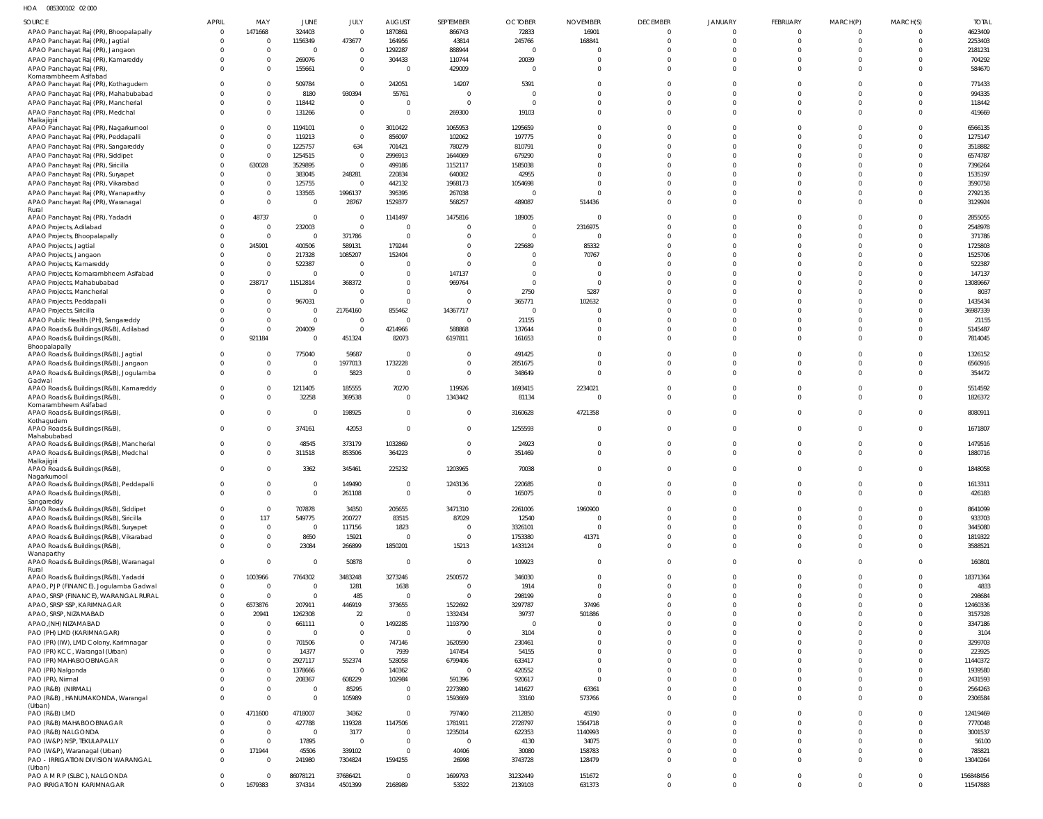HOA 085300102 02 000

| SOURCE | APRIL | MAY | JUNE | JULY | AUGUST | SEPTEMBER | OCTOBER | NOVEMBER | DECEMBER | JANUARY | FEBRUARY | MARCH(P) | MARCH(S) | TOTAL |
|---|---|---|---|---|---|---|---|---|---|---|---|---|---|---|
| APAO Panchayat Raj (PR), Bhoopalapally | 0 | 1471668 | 324403 | 0 | 1870861 | 866743 | 72833 | 16901 | 0 | 0 | 0 | 0 | 0 | 4623409 |
| APAO Panchayat Raj (PR), Jagtial | 0 | 0 | 1156349 | 473677 | 164956 | 43814 | 245766 | 168841 | 0 | 0 | 0 | 0 | 0 | 2253403 |
| APAO Panchayat Raj (PR), Jangaon | 0 | 0 | 0 | 0 | 1292287 | 888944 | 0 | 0 | 0 | 0 | 0 | 0 | 0 | 2181231 |
| APAO Panchayat Raj (PR), Kamareddy | 0 | 0 | 269076 | 0 | 304433 | 110744 | 20039 | 0 | 0 | 0 | 0 | 0 | 0 | 704292 |
| APAO Panchayat Raj (PR), Komarambheem Asifabad | 0 | 0 | 155661 | 0 | 0 | 429009 | 0 | 0 | 0 | 0 | 0 | 0 | 0 | 584670 |
| APAO Panchayat Raj (PR), Kothagudem | 0 | 0 | 509784 | 0 | 242051 | 14207 | 5391 | 0 | 0 | 0 | 0 | 0 | 0 | 771433 |
| APAO Panchayat Raj (PR), Mahabubabad | 0 | 0 | 8180 | 930394 | 55761 | 0 | 0 | 0 | 0 | 0 | 0 | 0 | 0 | 994335 |
| APAO Panchayat Raj (PR), Mancherial | 0 | 0 | 118442 | 0 | 0 | 0 | 0 | 0 | 0 | 0 | 0 | 0 | 0 | 118442 |
| APAO Panchayat Raj (PR), Medchal Malkajigiri | 0 | 0 | 131266 | 0 | 0 | 269300 | 19103 | 0 | 0 | 0 | 0 | 0 | 0 | 419669 |
| APAO Panchayat Raj (PR), Nagarkurnool | 0 | 0 | 1194101 | 0 | 3010422 | 1065953 | 1295659 | 0 | 0 | 0 | 0 | 0 | 0 | 6566135 |
| APAO Panchayat Raj (PR), Peddapalli | 0 | 0 | 119213 | 0 | 856097 | 102062 | 197775 | 0 | 0 | 0 | 0 | 0 | 0 | 1275147 |
| APAO Panchayat Raj (PR), Sangareddy | 0 | 0 | 1225757 | 634 | 701421 | 780279 | 810791 | 0 | 0 | 0 | 0 | 0 | 0 | 3518882 |
| APAO Panchayat Raj (PR), Siddipet | 0 | 0 | 1254515 | 0 | 2996913 | 1644069 | 679290 | 0 | 0 | 0 | 0 | 0 | 0 | 6574787 |
| APAO Panchayat Raj (PR), Siricilla | 0 | 630028 | 3529895 | 0 | 499186 | 1152117 | 1585038 | 0 | 0 | 0 | 0 | 0 | 0 | 7396264 |
| APAO Panchayat Raj (PR), Suryapet | 0 | 0 | 383045 | 248281 | 220834 | 640082 | 42955 | 0 | 0 | 0 | 0 | 0 | 0 | 1535197 |
| APAO Panchayat Raj (PR), Vikarabad | 0 | 0 | 125755 | 0 | 442132 | 1968173 | 1054698 | 0 | 0 | 0 | 0 | 0 | 0 | 3590758 |
| APAO Panchayat Raj (PR), Wanaparthy | 0 | 0 | 133565 | 1996137 | 395395 | 267038 | 0 | 0 | 0 | 0 | 0 | 0 | 0 | 2792135 |
| APAO Panchayat Raj (PR), Waranagal Rural | 0 | 0 | 0 | 28767 | 1529377 | 568257 | 489087 | 514436 | 0 | 0 | 0 | 0 | 0 | 3129924 |
| APAO Panchayat Raj (PR), Yadadri | 0 | 48737 | 0 | 0 | 1141497 | 1475816 | 189005 | 0 | 0 | 0 | 0 | 0 | 0 | 2855055 |
| APAO Projects, Adilabad | 0 | 0 | 232003 | 0 | 0 | 0 | 0 | 2316975 | 0 | 0 | 0 | 0 | 0 | 2548978 |
| APAO Projects, Bhoopalapally | 0 | 0 | 0 | 371786 | 0 | 0 | 0 | 0 | 0 | 0 | 0 | 0 | 0 | 371786 |
| APAO Projects, Jagtial | 0 | 245901 | 400506 | 589131 | 179244 | 0 | 225689 | 85332 | 0 | 0 | 0 | 0 | 0 | 1725803 |
| APAO Projects, Jangaon | 0 | 0 | 217328 | 1085207 | 152404 | 0 | 0 | 70767 | 0 | 0 | 0 | 0 | 0 | 1525706 |
| APAO Projects, Kamareddy | 0 | 0 | 522387 | 0 | 0 | 0 | 0 | 0 | 0 | 0 | 0 | 0 | 0 | 522387 |
| APAO Projects, Komarambheem Asifabad | 0 | 0 | 0 | 0 | 0 | 147137 | 0 | 0 | 0 | 0 | 0 | 0 | 0 | 147137 |
| APAO Projects, Mahabubabad | 0 | 238717 | 11512814 | 368372 | 0 | 969764 | 0 | 0 | 0 | 0 | 0 | 0 | 0 | 13089667 |
| APAO Projects, Mancherial | 0 | 0 | 0 | 0 | 0 | 0 | 2750 | 5287 | 0 | 0 | 0 | 0 | 0 | 8037 |
| APAO Projects, Peddapalli | 0 | 0 | 967031 | 0 | 0 | 0 | 365771 | 102632 | 0 | 0 | 0 | 0 | 0 | 1435434 |
| APAO Projects, Siricilla | 0 | 0 | 0 | 21764160 | 855462 | 14367717 | 0 | 0 | 0 | 0 | 0 | 0 | 0 | 36987339 |
| APAO Public Health (PH), Sangareddy | 0 | 0 | 0 | 0 | 0 | 0 | 21155 | 0 | 0 | 0 | 0 | 0 | 0 | 21155 |
| APAO Roads & Buildings (R&B), Adilabad | 0 | 0 | 204009 | 0 | 4214966 | 588868 | 137644 | 0 | 0 | 0 | 0 | 0 | 0 | 5145487 |
| APAO Roads & Buildings (R&B), Bhoopalapally | 0 | 921184 | 0 | 451324 | 82073 | 6197811 | 161653 | 0 | 0 | 0 | 0 | 0 | 0 | 7814045 |
| APAO Roads & Buildings (R&B), Jagtial | 0 | 0 | 775040 | 59687 | 0 | 0 | 491425 | 0 | 0 | 0 | 0 | 0 | 0 | 1326152 |
| APAO Roads & Buildings (R&B), Jangaon | 0 | 0 | 0 | 1977013 | 1732228 | 0 | 2851675 | 0 | 0 | 0 | 0 | 0 | 0 | 6560916 |
| APAO Roads & Buildings (R&B), Jogulamba Gadwal | 0 | 0 | 0 | 5823 | 0 | 0 | 348649 | 0 | 0 | 0 | 0 | 0 | 0 | 354472 |
| APAO Roads & Buildings (R&B), Kamareddy | 0 | 0 | 1211405 | 185555 | 70270 | 119926 | 1693415 | 2234021 | 0 | 0 | 0 | 0 | 0 | 5514592 |
| APAO Roads & Buildings (R&B), Komarambheem Asifabad | 0 | 0 | 32258 | 369538 | 0 | 1343442 | 81134 | 0 | 0 | 0 | 0 | 0 | 0 | 1826372 |
| APAO Roads & Buildings (R&B), Kothagudem | 0 | 0 | 0 | 198925 | 0 | 0 | 3160628 | 4721358 | 0 | 0 | 0 | 0 | 0 | 8080911 |
| APAO Roads & Buildings (R&B), Mahabubabad | 0 | 0 | 374161 | 42053 | 0 | 0 | 1255593 | 0 | 0 | 0 | 0 | 0 | 0 | 1671807 |
| APAO Roads & Buildings (R&B), Mancherial | 0 | 0 | 48545 | 373179 | 1032869 | 0 | 24923 | 0 | 0 | 0 | 0 | 0 | 0 | 1479516 |
| APAO Roads & Buildings (R&B), Medchal Malkajigiri | 0 | 0 | 311518 | 853506 | 364223 | 0 | 351469 | 0 | 0 | 0 | 0 | 0 | 0 | 1880716 |
| APAO Roads & Buildings (R&B), Nagarkurnool | 0 | 0 | 3362 | 345461 | 225232 | 1203965 | 70038 | 0 | 0 | 0 | 0 | 0 | 0 | 1848058 |
| APAO Roads & Buildings (R&B), Peddapalli | 0 | 0 | 0 | 149490 | 0 | 1243136 | 220685 | 0 | 0 | 0 | 0 | 0 | 0 | 1613311 |
| APAO Roads & Buildings (R&B), Sangareddy | 0 | 0 | 0 | 261108 | 0 | 0 | 165075 | 0 | 0 | 0 | 0 | 0 | 0 | 426183 |
| APAO Roads & Buildings (R&B), Siddipet | 0 | 0 | 707878 | 34350 | 205655 | 3471310 | 2261006 | 1960900 | 0 | 0 | 0 | 0 | 0 | 8641099 |
| APAO Roads & Buildings (R&B), Siricilla | 0 | 117 | 549775 | 200727 | 83515 | 87029 | 12540 | 0 | 0 | 0 | 0 | 0 | 0 | 933703 |
| APAO Roads & Buildings (R&B), Suryapet | 0 | 0 | 0 | 117156 | 1823 | 0 | 3326101 | 0 | 0 | 0 | 0 | 0 | 0 | 3445080 |
| APAO Roads & Buildings (R&B), Vikarabad | 0 | 0 | 8650 | 15921 | 0 | 0 | 1753380 | 41371 | 0 | 0 | 0 | 0 | 0 | 1819322 |
| APAO Roads & Buildings (R&B), Wanaparthy | 0 | 0 | 23084 | 266899 | 1850201 | 15213 | 1433124 | 0 | 0 | 0 | 0 | 0 | 0 | 3588521 |
| APAO Roads & Buildings (R&B), Waranagal Rural | 0 | 0 | 0 | 50878 | 0 | 0 | 109923 | 0 | 0 | 0 | 0 | 0 | 0 | 160801 |
| APAO Roads & Buildings (R&B), Yadadri | 0 | 1003966 | 7764302 | 3483248 | 3273246 | 2500572 | 346030 | 0 | 0 | 0 | 0 | 0 | 0 | 18371364 |
| APAO, PJP (FINANCE), Jogulamba Gadwal | 0 | 0 | 0 | 1281 | 1638 | 0 | 1914 | 0 | 0 | 0 | 0 | 0 | 0 | 4833 |
| APAO, SRSP (FINANCE), WARANGAL RURAL | 0 | 0 | 0 | 485 | 0 | 0 | 298199 | 0 | 0 | 0 | 0 | 0 | 0 | 298684 |
| APAO, SRSP SSP, KARIMNAGAR | 0 | 6573876 | 207911 | 446919 | 373655 | 1522692 | 3297787 | 37496 | 0 | 0 | 0 | 0 | 0 | 12460336 |
| APAO, SRSP, NIZAMABAD | 0 | 20941 | 1262308 | 22 | 0 | 1332434 | 39737 | 501886 | 0 | 0 | 0 | 0 | 0 | 3157328 |
| APAO,(NH) NIZAMABAD | 0 | 0 | 661111 | 0 | 1492285 | 1193790 | 0 | 0 | 0 | 0 | 0 | 0 | 0 | 3347186 |
| PAO (PH) LMD (KARIMNAGAR) | 0 | 0 | 0 | 0 | 0 | 0 | 3104 | 0 | 0 | 0 | 0 | 0 | 0 | 3104 |
| PAO (PR) (IW), LMD Colony, Karimnagar | 0 | 0 | 701506 | 0 | 747146 | 1620590 | 230461 | 0 | 0 | 0 | 0 | 0 | 0 | 3299703 |
| PAO (PR) KCC, Warangal (Urban) | 0 | 0 | 14377 | 0 | 7939 | 147454 | 54155 | 0 | 0 | 0 | 0 | 0 | 0 | 223925 |
| PAO (PR) MAHABOOBNAGAR | 0 | 0 | 2927117 | 552374 | 528058 | 6799406 | 633417 | 0 | 0 | 0 | 0 | 0 | 0 | 11440372 |
| PAO (PR) Nalgonda | 0 | 0 | 1378666 | 0 | 140362 | 0 | 420552 | 0 | 0 | 0 | 0 | 0 | 0 | 1939580 |
| PAO (PR), Nirmal | 0 | 0 | 208367 | 608229 | 102984 | 591396 | 920617 | 0 | 0 | 0 | 0 | 0 | 0 | 2431593 |
| PAO (R&B) (NIRMAL) | 0 | 0 | 0 | 85295 | 0 | 2273980 | 141627 | 63361 | 0 | 0 | 0 | 0 | 0 | 2564263 |
| PAO (R&B), HANUMAKONDA, Warangal (Urban) | 0 | 0 | 0 | 105989 | 0 | 1593669 | 33160 | 573766 | 0 | 0 | 0 | 0 | 0 | 2306584 |
| PAO (R&B) LMD | 0 | 4711600 | 4718007 | 34362 | 0 | 797460 | 2112850 | 45190 | 0 | 0 | 0 | 0 | 0 | 12419469 |
| PAO (R&B) MAHABOOBNAGAR | 0 | 0 | 427788 | 119328 | 1147506 | 1781911 | 2728797 | 1564718 | 0 | 0 | 0 | 0 | 0 | 7770048 |
| PAO (R&B) NALGONDA | 0 | 0 | 0 | 3177 | 0 | 1235014 | 622353 | 1140993 | 0 | 0 | 0 | 0 | 0 | 3001537 |
| PAO (W&P) NSP, TEKULAPALLY | 0 | 0 | 17895 | 0 | 0 | 0 | 4130 | 34075 | 0 | 0 | 0 | 0 | 0 | 56100 |
| PAO (W&P), Waranagal (Urban) | 0 | 171944 | 45506 | 339102 | 0 | 40406 | 30080 | 158783 | 0 | 0 | 0 | 0 | 0 | 785821 |
| PAO - IRRIGATION DIVISION WARANGAL (Urban) | 0 | 0 | 241980 | 7304824 | 1594255 | 26998 | 3743728 | 128479 | 0 | 0 | 0 | 0 | 0 | 13040264 |
| PAO A M R P (SLBC), NALGONDA | 0 | 0 | 86078121 | 37686421 | 0 | 1699793 | 31232449 | 151672 | 0 | 0 | 0 | 0 | 0 | 156848456 |
| PAO IRRIGATION KARIMNAGAR | 0 | 1679383 | 374314 | 4501399 | 2168989 | 53322 | 2139103 | 631373 | 0 | 0 | 0 | 0 | 0 | 11547883 |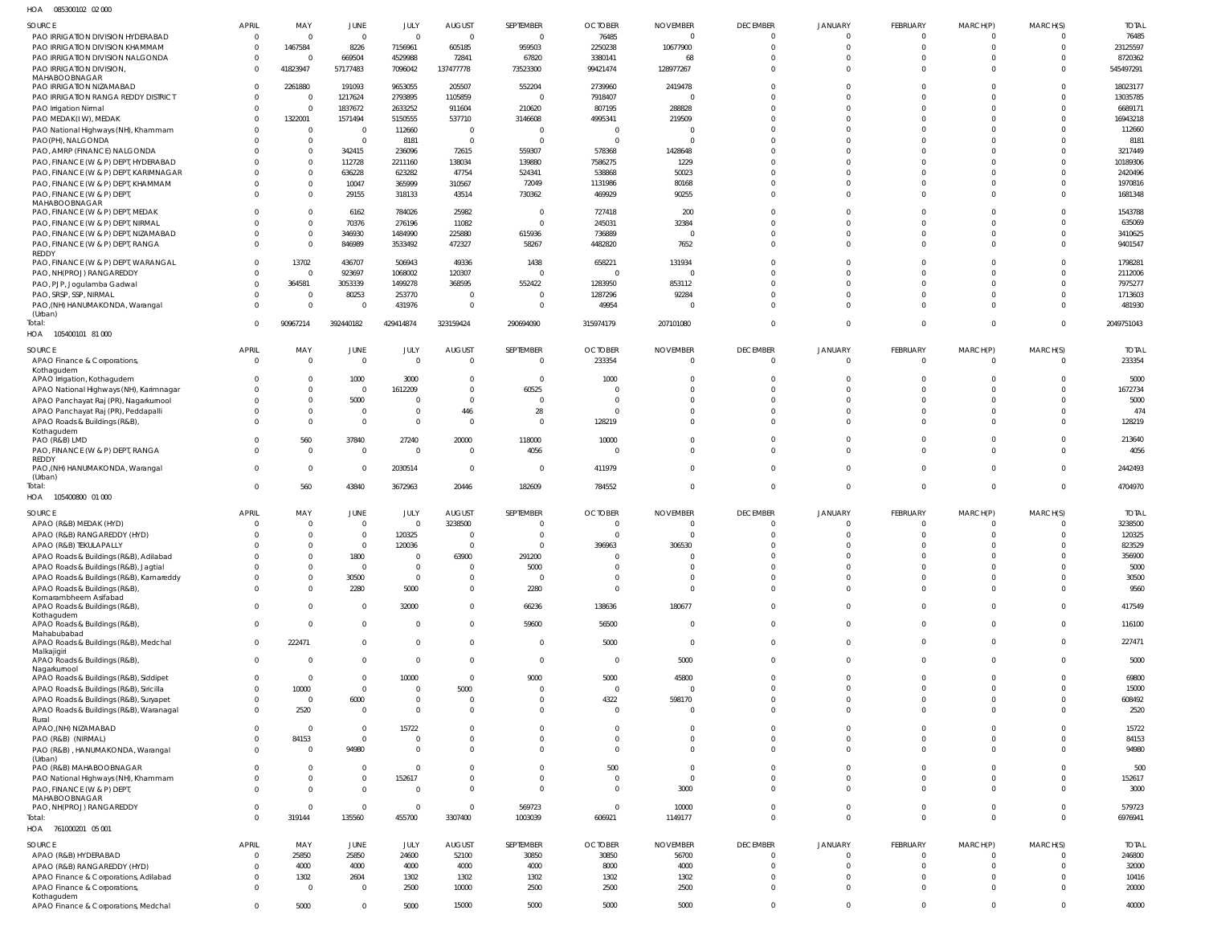HOA 085300102 02 000

| SOURCE | APRIL | MAY | JUNE | JULY | AUGUST | SEPTEMBER | OCTOBER | NOVEMBER | DECEMBER | JANUARY | FEBRUARY | MARCH(P) | MARCH(S) | TOTAL |
|---|---|---|---|---|---|---|---|---|---|---|---|---|---|---|
| PAO IRRIGATION DIVISION HYDERABAD | 0 | 0 | 0 | 0 | 0 | 0 | 76485 | 0 | 0 | 0 | 0 | 0 | 0 | 76485 |
| PAO IRRIGATION DIVISION KHAMMAM | 0 | 1467584 | 8226 | 7156961 | 605185 | 959503 | 2250238 | 10677900 | 0 | 0 | 0 | 0 | 0 | 23125597 |
| PAO IRRIGATION DIVISION NALGONDA | 0 | 0 | 669504 | 4529988 | 72841 | 67820 | 3380141 | 68 | 0 | 0 | 0 | 0 | 0 | 8720362 |
| PAO IRRIGATION DIVISION, MAHABOOBNAGAR | 0 | 41823947 | 57177483 | 7096042 | 137477778 | 73523300 | 99421474 | 128977267 | 0 | 0 | 0 | 0 | 0 | 545497291 |
| PAO IRRIGATION NIZAMABAD | 0 | 2261880 | 191093 | 9653055 | 205507 | 552204 | 2739960 | 2419478 | 0 | 0 | 0 | 0 | 0 | 18023177 |
| PAO IRRIGATION RANGA REDDY DISTRICT | 0 | 0 | 1217624 | 2793895 | 1105859 | 0 | 7918407 | 0 | 0 | 0 | 0 | 0 | 0 | 13035785 |
| PAO Irrigation Nirmal | 0 | 0 | 1837672 | 2633252 | 911604 | 210620 | 807195 | 288828 | 0 | 0 | 0 | 0 | 0 | 6689171 |
| PAO MEDAK(IW), MEDAK | 0 | 1322001 | 1571494 | 5150555 | 537710 | 3146608 | 4995341 | 219509 | 0 | 0 | 0 | 0 | 0 | 16943218 |
| PAO National Highways (NH), Khammam | 0 | 0 | 0 | 112660 | 0 | 0 | 0 | 0 | 0 | 0 | 0 | 0 | 0 | 112660 |
| PAO(PH), NALGONDA | 0 | 0 | 0 | 8181 | 0 | 0 | 0 | 0 | 0 | 0 | 0 | 0 | 0 | 8181 |
| PAO, AMRP (FINANCE) NALGONDA | 0 | 0 | 342415 | 236096 | 72615 | 559307 | 578368 | 1428648 | 0 | 0 | 0 | 0 | 0 | 3217449 |
| PAO, FINANCE (W & P) DEPT, HYDERABAD | 0 | 0 | 112728 | 2211160 | 138034 | 139880 | 7586275 | 1229 | 0 | 0 | 0 | 0 | 0 | 10189306 |
| PAO, FINANCE (W & P) DEPT, KARIMNAGAR | 0 | 0 | 636228 | 623282 | 47754 | 524341 | 538868 | 50023 | 0 | 0 | 0 | 0 | 0 | 2420496 |
| PAO, FINANCE (W & P) DEPT, KHAMMAM | 0 | 0 | 10047 | 365999 | 310567 | 72049 | 1131986 | 80168 | 0 | 0 | 0 | 0 | 0 | 1970816 |
| PAO, FINANCE (W & P) DEPT, MAHABOOBNAGAR | 0 | 0 | 29155 | 318133 | 43514 | 730362 | 469929 | 90255 | 0 | 0 | 0 | 0 | 0 | 1681348 |
| PAO, FINANCE (W & P) DEPT, MEDAK | 0 | 0 | 6162 | 784026 | 25982 | 0 | 727418 | 200 | 0 | 0 | 0 | 0 | 0 | 1543788 |
| PAO, FINANCE (W & P) DEPT, NIRMAL | 0 | 0 | 70376 | 276196 | 11082 | 0 | 245031 | 32384 | 0 | 0 | 0 | 0 | 0 | 635069 |
| PAO, FINANCE (W & P) DEPT, NIZAMABAD | 0 | 0 | 346930 | 1484990 | 225880 | 615936 | 736889 | 0 | 0 | 0 | 0 | 0 | 0 | 3410625 |
| PAO, FINANCE (W & P) DEPT, RANGA REDDY | 0 | 0 | 846989 | 3533492 | 472327 | 58267 | 4482820 | 7652 | 0 | 0 | 0 | 0 | 0 | 9401547 |
| PAO, FINANCE (W & P) DEPT, WARANGAL | 0 | 13702 | 436707 | 506943 | 49336 | 1438 | 658221 | 131934 | 0 | 0 | 0 | 0 | 0 | 1798281 |
| PAO, NH(PROJ) RANGAREDDY | 0 | 0 | 923697 | 1068002 | 120307 | 0 | 0 | 0 | 0 | 0 | 0 | 0 | 0 | 2112006 |
| PAO, PJP, Jogulamba Gadwal | 0 | 364581 | 3053339 | 1499278 | 368595 | 552422 | 1283950 | 853112 | 0 | 0 | 0 | 0 | 0 | 7975277 |
| PAO, SRSP, SSP, NIRMAL | 0 | 0 | 80253 | 253770 | 0 | 0 | 1287296 | 92284 | 0 | 0 | 0 | 0 | 0 | 1713603 |
| PAO,(NH) HANUMAKONDA, Warangal (Urban) | 0 | 0 | 0 | 431976 | 0 | 0 | 49954 | 0 | 0 | 0 | 0 | 0 | 0 | 481930 |
| Total: | 0 | 90967214 | 392440182 | 429414874 | 323159424 | 290694090 | 315974179 | 207101080 | 0 | 0 | 0 | 0 | 0 | 2049751043 |

HOA 105400101 81 000

| SOURCE | APRIL | MAY | JUNE | JULY | AUGUST | SEPTEMBER | OCTOBER | NOVEMBER | DECEMBER | JANUARY | FEBRUARY | MARCH(P) | MARCH(S) | TOTAL |
|---|---|---|---|---|---|---|---|---|---|---|---|---|---|---|
| APAO Finance & Corporations, Kothagudem | 0 | 0 | 0 | 0 | 0 | 0 | 233354 | 0 | 0 | 0 | 0 | 0 | 0 | 233354 |
| APAO Irrigation, Kothagudem | 0 | 0 | 1000 | 3000 | 0 | 0 | 1000 | 0 | 0 | 0 | 0 | 0 | 0 | 5000 |
| APAO National Highways (NH), Karimnagar | 0 | 0 | 0 | 1612209 | 0 | 60525 | 0 | 0 | 0 | 0 | 0 | 0 | 0 | 1672734 |
| APAO Panchayat Raj (PR), Nagarkurnool | 0 | 0 | 5000 | 0 | 0 | 0 | 0 | 0 | 0 | 0 | 0 | 0 | 0 | 5000 |
| APAO Panchayat Raj (PR), Peddapalli | 0 | 0 | 0 | 0 | 446 | 28 | 0 | 0 | 0 | 0 | 0 | 0 | 0 | 474 |
| APAO Roads & Buildings (R&B), Kothagudem | 0 | 0 | 0 | 0 | 0 | 0 | 128219 | 0 | 0 | 0 | 0 | 0 | 0 | 128219 |
| PAO (R&B) LMD | 0 | 560 | 37840 | 27240 | 20000 | 118000 | 10000 | 0 | 0 | 0 | 0 | 0 | 0 | 213640 |
| PAO, FINANCE (W & P) DEPT, RANGA REDDY | 0 | 0 | 0 | 0 | 0 | 4056 | 0 | 0 | 0 | 0 | 0 | 0 | 0 | 4056 |
| PAO,(NH) HANUMAKONDA, Warangal (Urban) | 0 | 0 | 0 | 2030514 | 0 | 0 | 411979 | 0 | 0 | 0 | 0 | 0 | 0 | 2442493 |
| Total: | 0 | 560 | 43840 | 3672963 | 20446 | 182609 | 784552 | 0 | 0 | 0 | 0 | 0 | 0 | 4704970 |

HOA 105400800 01 000

| SOURCE | APRIL | MAY | JUNE | JULY | AUGUST | SEPTEMBER | OCTOBER | NOVEMBER | DECEMBER | JANUARY | FEBRUARY | MARCH(P) | MARCH(S) | TOTAL |
|---|---|---|---|---|---|---|---|---|---|---|---|---|---|---|
| APAO (R&B) MEDAK (HYD) | 0 | 0 | 0 | 0 | 3238500 | 0 | 0 | 0 | 0 | 0 | 0 | 0 | 0 | 3238500 |
| APAO (R&B) RANGAREDDY (HYD) | 0 | 0 | 0 | 120325 | 0 | 0 | 0 | 0 | 0 | 0 | 0 | 0 | 0 | 120325 |
| APAO (R&B) TEKULAPALLY | 0 | 0 | 0 | 120036 | 0 | 0 | 396963 | 306530 | 0 | 0 | 0 | 0 | 0 | 823529 |
| APAO Roads & Buildings (R&B), Adilabad | 0 | 0 | 1800 | 0 | 63900 | 291200 | 0 | 0 | 0 | 0 | 0 | 0 | 0 | 356900 |
| APAO Roads & Buildings (R&B), Jagtial | 0 | 0 | 0 | 0 | 0 | 5000 | 0 | 0 | 0 | 0 | 0 | 0 | 0 | 5000 |
| APAO Roads & Buildings (R&B), Kamareddy | 0 | 0 | 30500 | 0 | 0 | 0 | 0 | 0 | 0 | 0 | 0 | 0 | 0 | 30500 |
| APAO Roads & Buildings (R&B), Komarambheem Asifabad | 0 | 0 | 2280 | 5000 | 0 | 2280 | 0 | 0 | 0 | 0 | 0 | 0 | 0 | 9560 |
| APAO Roads & Buildings (R&B), Kothagudem | 0 | 0 | 0 | 32000 | 0 | 66236 | 138636 | 180677 | 0 | 0 | 0 | 0 | 0 | 417549 |
| APAO Roads & Buildings (R&B), Mahabubabad | 0 | 0 | 0 | 0 | 0 | 59600 | 56500 | 0 | 0 | 0 | 0 | 0 | 0 | 116100 |
| APAO Roads & Buildings (R&B), Medchal Malkajigiri | 0 | 222471 | 0 | 0 | 0 | 0 | 5000 | 0 | 0 | 0 | 0 | 0 | 0 | 227471 |
| APAO Roads & Buildings (R&B), Nagarkurnool | 0 | 0 | 0 | 0 | 0 | 0 | 0 | 5000 | 0 | 0 | 0 | 0 | 0 | 5000 |
| APAO Roads & Buildings (R&B), Siddipet | 0 | 0 | 0 | 10000 | 0 | 9000 | 5000 | 45800 | 0 | 0 | 0 | 0 | 0 | 69800 |
| APAO Roads & Buildings (R&B), Siricilla | 0 | 10000 | 0 | 0 | 5000 | 0 | 0 | 0 | 0 | 0 | 0 | 0 | 0 | 15000 |
| APAO Roads & Buildings (R&B), Suryapet | 0 | 0 | 6000 | 0 | 0 | 0 | 4322 | 598170 | 0 | 0 | 0 | 0 | 0 | 608492 |
| APAO Roads & Buildings (R&B), Waranagal Rural | 0 | 2520 | 0 | 0 | 0 | 0 | 0 | 0 | 0 | 0 | 0 | 0 | 0 | 2520 |
| APAO,(NH) NIZAMABAD | 0 | 0 | 0 | 15722 | 0 | 0 | 0 | 0 | 0 | 0 | 0 | 0 | 0 | 15722 |
| PAO (R&B) (NIRMAL) | 0 | 84153 | 0 | 0 | 0 | 0 | 0 | 0 | 0 | 0 | 0 | 0 | 0 | 84153 |
| PAO (R&B) , HANUMAKONDA, Warangal (Urban) | 0 | 0 | 94980 | 0 | 0 | 0 | 0 | 0 | 0 | 0 | 0 | 0 | 0 | 94980 |
| PAO (R&B) MAHABOOBNAGAR | 0 | 0 | 0 | 0 | 0 | 0 | 500 | 0 | 0 | 0 | 0 | 0 | 0 | 500 |
| PAO National Highways (NH), Khammam | 0 | 0 | 0 | 152617 | 0 | 0 | 0 | 0 | 0 | 0 | 0 | 0 | 0 | 152617 |
| PAO, FINANCE (W & P) DEPT, MAHABOOBNAGAR | 0 | 0 | 0 | 0 | 0 | 0 | 0 | 3000 | 0 | 0 | 0 | 0 | 0 | 3000 |
| PAO, NH(PROJ) RANGAREDDY | 0 | 0 | 0 | 0 | 0 | 569723 | 0 | 10000 | 0 | 0 | 0 | 0 | 0 | 579723 |
| Total: | 0 | 319144 | 135560 | 455700 | 3307400 | 1003039 | 606921 | 1149177 | 0 | 0 | 0 | 0 | 0 | 6976941 |

HOA 761000201 05 001

| SOURCE | APRIL | MAY | JUNE | JULY | AUGUST | SEPTEMBER | OCTOBER | NOVEMBER | DECEMBER | JANUARY | FEBRUARY | MARCH(P) | MARCH(S) | TOTAL |
|---|---|---|---|---|---|---|---|---|---|---|---|---|---|---|
| APAO (R&B) HYDERABAD | 0 | 25850 | 25850 | 24600 | 52100 | 30850 | 30850 | 56700 | 0 | 0 | 0 | 0 | 0 | 246800 |
| APAO (R&B) RANGAREDDY (HYD) | 0 | 4000 | 4000 | 4000 | 4000 | 4000 | 8000 | 4000 | 0 | 0 | 0 | 0 | 0 | 32000 |
| APAO Finance & Corporations, Adilabad | 0 | 1302 | 2604 | 1302 | 1302 | 1302 | 1302 | 1302 | 0 | 0 | 0 | 0 | 0 | 10416 |
| APAO Finance & Corporations, Kothagudem | 0 | 0 | 0 | 2500 | 10000 | 2500 | 2500 | 2500 | 0 | 0 | 0 | 0 | 0 | 20000 |
| APAO Finance & Corporations, Medchal | 0 | 5000 | 0 | 5000 | 15000 | 5000 | 5000 | 5000 | 0 | 0 | 0 | 0 | 0 | 40000 |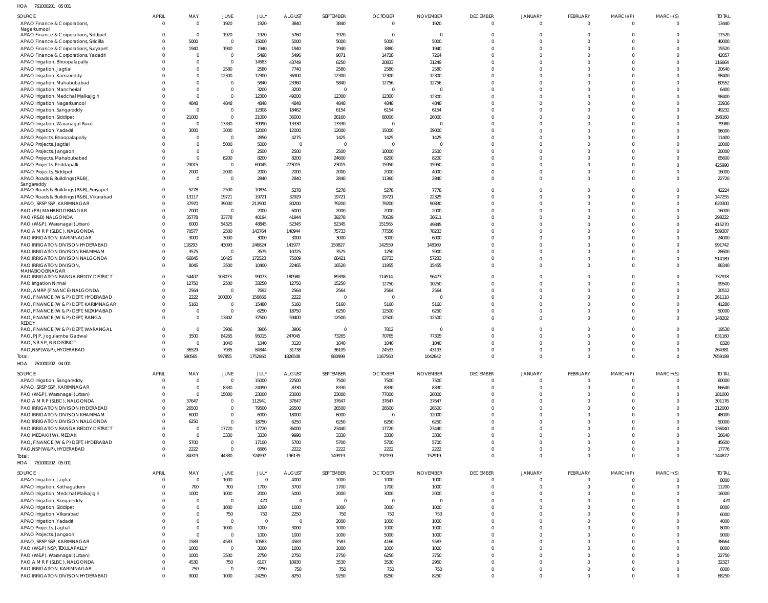HOA 761000201 05 001

| SOURCE | APRIL | MAY | JUNE | JULY | AUGUST | SEPTEMBER | OCTOBER | NOVEMBER | DECEMBER | JANUARY | FEBRUARY | MARCH(P) | MARCH(S) | TOTAL |
|---|---|---|---|---|---|---|---|---|---|---|---|---|---|---|
| APAO Finance & Corporations, Nagarkurnool | 0 | 0 | 1920 | 1920 | 3840 | 3840 | 0 | 1920 | 0 | 0 | 0 | 0 | 0 | 13440 |
| APAO Finance & Corporations, Siddipet | 0 | 0 | 1920 | 1920 | 5760 | 1920 | 0 | 0 | 0 | 0 | 0 | 0 | 0 | 11520 |
| APAO Finance & Corporations, Siricilla | 0 | 5000 | 0 | 15000 | 5000 | 5000 | 5000 | 5000 | 0 | 0 | 0 | 0 | 0 | 40000 |
| APAO Finance & Corporations, Suryapet | 0 | 1940 | 1940 | 1940 | 1940 | 1940 | 3880 | 1940 | 0 | 0 | 0 | 0 | 0 | 15520 |
| APAO Finance & Corporations, Yadadri | 0 | 0 | 0 | 5498 | 5496 | 9071 | 14728 | 7264 | 0 | 0 | 0 | 0 | 0 | 42057 |
| APAO Irrigation, Bhoopalapally | 0 | 0 | 0 | 14583 | 43749 | 6250 | 20833 | 31249 | 0 | 0 | 0 | 0 | 0 | 116664 |
| APAO Irrigation, Jagtial | 0 | 0 | 2580 | 2580 | 7740 | 2580 | 2580 | 2580 | 0 | 0 | 0 | 0 | 0 | 20640 |
| APAO Irrigation, Kamareddy | 0 | 0 | 12300 | 12300 | 36900 | 12300 | 12300 | 12300 | 0 | 0 | 0 | 0 | 0 | 98400 |
| APAO Irrigation, Mahabubabad | 0 | 0 | 0 | 5840 | 23360 | 5840 | 12756 | 12756 | 0 | 0 | 0 | 0 | 0 | 60552 |
| APAO Irrigation, Mancherial | 0 | 0 | 0 | 3200 | 3200 | 0 | 0 | 0 | 0 | 0 | 0 | 0 | 0 | 6400 |
| APAO Irrigation, Medchal Malkajigiri | 0 | 0 | 0 | 12300 | 49200 | 12300 | 12300 | 12300 | 0 | 0 | 0 | 0 | 0 | 98400 |
| APAO Irrigation, Nagarkurnool | 0 | 4848 | 4848 | 4848 | 4848 | 4848 | 4848 | 4848 | 0 | 0 | 0 | 0 | 0 | 33936 |
| APAO Irrigation, Sangareddy | 0 | 0 | 0 | 12308 | 18462 | 6154 | 6154 | 6154 | 0 | 0 | 0 | 0 | 0 | 49232 |
| APAO Irrigation, Siddipet | 0 | 21000 | 0 | 21000 | 36000 | 26160 | 68000 | 26000 | 0 | 0 | 0 | 0 | 0 | 198160 |
| APAO Irrigation, Waranagal Rural | 0 | 0 | 13330 | 39990 | 13330 | 13330 | 0 | 0 | 0 | 0 | 0 | 0 | 0 | 79980 |
| APAO Irrigation, Yadadri | 0 | 3000 | 3000 | 12000 | 12000 | 12000 | 15000 | 39000 | 0 | 0 | 0 | 0 | 0 | 96000 |
| APAO Projects, Bhoopalapally | 0 | 0 | 0 | 2850 | 4275 | 1425 | 1425 | 1425 | 0 | 0 | 0 | 0 | 0 | 11400 |
| APAO Projects, Jagtial | 0 | 0 | 5000 | 5000 | 0 | 0 | 0 | 0 | 0 | 0 | 0 | 0 | 0 | 10000 |
| APAO Projects, Jangaon | 0 | 0 | 0 | 2500 | 2500 | 2500 | 10000 | 2500 | 0 | 0 | 0 | 0 | 0 | 20000 |
| APAO Projects, Mahabubabad | 0 | 0 | 8200 | 8200 | 8200 | 24600 | 8200 | 8200 | 0 | 0 | 0 | 0 | 0 | 65600 |
| APAO Projects, Peddapalli | 0 | 29015 | 0 | 69045 | 273015 | 23015 | 15950 | 15950 | 0 | 0 | 0 | 0 | 0 | 425990 |
| APAO Projects, Siddipet | 0 | 2000 | 2000 | 2000 | 2000 | 2000 | 2000 | 4000 | 0 | 0 | 0 | 0 | 0 | 16000 |
| APAO Roads & Buildings (R&B), Sangareddy | 0 | 0 | 0 | 2840 | 2840 | 2840 | 11360 | 2840 | 0 | 0 | 0 | 0 | 0 | 22720 |
| APAO Roads & Buildings (R&B), Suryapet | 0 | 5278 | 2500 | 10834 | 5278 | 5278 | 5278 | 7778 | 0 | 0 | 0 | 0 | 0 | 42224 |
| APAO Roads & Buildings (R&B), Vikarabad | 0 | 13117 | 19721 | 19721 | 32929 | 19721 | 19721 | 22325 | 0 | 0 | 0 | 0 | 0 | 147255 |
| APAO, SRSP SSP, KARIMNAGAR | 0 | 37970 | 39000 | 213900 | 80200 | 79200 | 79200 | 90830 | 0 | 0 | 0 | 0 | 0 | 620300 |
| PAO (PR) MAHABOOBNAGAR | 0 | 2000 | 0 | 2000 | 6000 | 2000 | 2000 | 2000 | 0 | 0 | 0 | 0 | 0 | 16000 |
| PAO (R&B) NALGONDA | 0 | 35778 | 33778 | 40194 | 41944 | 39278 | 70639 | 36611 | 0 | 0 | 0 | 0 | 0 | 298222 |
| PAO (W&P), Waranagal (Urban) | 0 | 6000 | 54325 | 48845 | 52345 | 52345 | 151565 | 49845 | 0 | 0 | 0 | 0 | 0 | 415270 |
| PAO A M R P (SLBC), NALGONDA | 0 | 70577 | 2500 | 143764 | 140944 | 75733 | 77556 | 78233 | 0 | 0 | 0 | 0 | 0 | 589307 |
| PAO IRRIGATION KARIMNAGAR | 0 | 3000 | 3000 | 3000 | 3000 | 3000 | 3000 | 6000 | 0 | 0 | 0 | 0 | 0 | 24000 |
| PAO IRRIGATION DIVISION HYDERABAD | 0 | 118293 | 43093 | 246824 | 141977 | 150827 | 142559 | 148169 | 0 | 0 | 0 | 0 | 0 | 991742 |
| PAO IRRIGATION DIVISION KHAMMAM | 0 | 3575 | 0 | 3575 | 10725 | 3575 | 1250 | 5900 | 0 | 0 | 0 | 0 | 0 | 28600 |
| PAO IRRIGATION DIVISION NALGONDA | 0 | 66845 | 10425 | 172523 | 75009 | 68421 | 63733 | 57233 | 0 | 0 | 0 | 0 | 0 | 514189 |
| PAO IRRIGATION DIVISION, MAHABOOBNAGAR | 0 | 8045 | 3500 | 10400 | 22465 | 16520 | 11955 | 15455 | 0 | 0 | 0 | 0 | 0 | 88340 |
| PAO IRRIGATION RANGA REDDY DISTRICT | 0 | 54407 | 103073 | 99073 | 180980 | 89398 | 114514 | 96473 | 0 | 0 | 0 | 0 | 0 | 737918 |
| PAO Irrigation Nirmal | 0 | 12750 | 2500 | 33250 | 12750 | 15250 | 12750 | 10250 | 0 | 0 | 0 | 0 | 0 | 99500 |
| PAO, AMRP (FINANCE) NALGONDA | 0 | 2564 | 0 | 7692 | 2564 | 2564 | 2564 | 2564 | 0 | 0 | 0 | 0 | 0 | 20512 |
| PAO, FINANCE (W & P) DEPT, HYDERABAD | 0 | 2222 | 100000 | 156666 | 2222 | 0 | 0 | 0 | 0 | 0 | 0 | 0 | 0 | 261110 |
| PAO, FINANCE (W & P) DEPT, KARIMNAGAR | 0 | 5160 | 0 | 15480 | 5160 | 5160 | 5160 | 5160 | 0 | 0 | 0 | 0 | 0 | 41280 |
| PAO, FINANCE (W & P) DEPT, NIZAMABAD | 0 | 0 | 0 | 6250 | 18750 | 6250 | 12500 | 6250 | 0 | 0 | 0 | 0 | 0 | 50000 |
| PAO, FINANCE (W & P) DEPT, RANGA REDDY | 0 | 0 | 13802 | 37500 | 59400 | 12500 | 12500 | 12500 | 0 | 0 | 0 | 0 | 0 | 148202 |
| PAO, FINANCE (W & P) DEPT, WARANGAL | 0 | 0 | 3906 | 3906 | 3906 | 0 | 7812 | 0 | 0 | 0 | 0 | 0 | 0 | 19530 |
| PAO, PJP, Jogulamba Gadwal | 0 | 3500 | 64265 | 95015 | 247045 | 73265 | 70765 | 77305 | 0 | 0 | 0 | 0 | 0 | 631160 |
| PAO, S R S P, R R DISTRICT | 0 | 0 | 1040 | 1040 | 3120 | 1040 | 1040 | 1040 | 0 | 0 | 0 | 0 | 0 | 8320 |
| PAO,NSP(W&P), HYDERABAD | 0 | 36529 | 7935 | 84344 | 31738 | 36109 | 24533 | 43193 | 0 | 0 | 0 | 0 | 0 | 264381 |
| Total: | 0 | 590565 | 597855 | 1752860 | 1826508 | 980999 | 1167560 | 1042842 | 0 | 0 | 0 | 0 | 0 | 7959189 |

HOA 761000202 04 001

| SOURCE | APRIL | MAY | JUNE | JULY | AUGUST | SEPTEMBER | OCTOBER | NOVEMBER | DECEMBER | JANUARY | FEBRUARY | MARCH(P) | MARCH(S) | TOTAL |
|---|---|---|---|---|---|---|---|---|---|---|---|---|---|---|
| APAO Irrigation, Sangareddy | 0 | 0 | 0 | 15000 | 22500 | 7500 | 7500 | 7500 | 0 | 0 | 0 | 0 | 0 | 60000 |
| APAO, SRSP SSP, KARIMNAGAR | 0 | 0 | 8330 | 24990 | 8330 | 8330 | 8330 | 8330 | 0 | 0 | 0 | 0 | 0 | 66640 |
| PAO (W&P), Waranagal (Urban) | 0 | 0 | 15000 | 23000 | 23000 | 23000 | 77000 | 20000 | 0 | 0 | 0 | 0 | 0 | 181000 |
| PAO A M R P (SLBC), NALGONDA | 0 | 37647 | 0 | 112941 | 37647 | 37647 | 37647 | 37647 | 0 | 0 | 0 | 0 | 0 | 301176 |
| PAO IRRIGATION DIVISION HYDERABAD | 0 | 26500 | 0 | 79500 | 26500 | 26500 | 26500 | 26500 | 0 | 0 | 0 | 0 | 0 | 212000 |
| PAO IRRIGATION DIVISION KHAMMAM | 0 | 6000 | 0 | 6000 | 18000 | 6000 | 0 | 12000 | 0 | 0 | 0 | 0 | 0 | 48000 |
| PAO IRRIGATION DIVISION NALGONDA | 0 | 6250 | 0 | 18750 | 6250 | 6250 | 6250 | 6250 | 0 | 0 | 0 | 0 | 0 | 50000 |
| PAO IRRIGATION RANGA REDDY DISTRICT | 0 | 0 | 17720 | 17720 | 36000 | 23440 | 17720 | 23440 | 0 | 0 | 0 | 0 | 0 | 136040 |
| PAO MEDAK(IW), MEDAK | 0 | 0 | 3330 | 3330 | 9990 | 3330 | 3330 | 3330 | 0 | 0 | 0 | 0 | 0 | 26640 |
| PAO, FINANCE (W & P) DEPT, HYDERABAD | 0 | 5700 | 0 | 17100 | 5700 | 5700 | 5700 | 5700 | 0 | 0 | 0 | 0 | 0 | 45600 |
| PAO,NSP(W&P), HYDERABAD | 0 | 2222 | 0 | 6666 | 2222 | 2222 | 2222 | 2222 | 0 | 0 | 0 | 0 | 0 | 17776 |
| Total: | 0 | 84319 | 44380 | 324997 | 196139 | 149919 | 192199 | 152919 | 0 | 0 | 0 | 0 | 0 | 1144872 |

HOA 761000202 05 001

| SOURCE | APRIL | MAY | JUNE | JULY | AUGUST | SEPTEMBER | OCTOBER | NOVEMBER | DECEMBER | JANUARY | FEBRUARY | MARCH(P) | MARCH(S) | TOTAL |
|---|---|---|---|---|---|---|---|---|---|---|---|---|---|---|
| APAO Irrigation, Jagtial | 0 | 0 | 1000 | 0 | 4000 | 1000 | 1000 | 1000 | 0 | 0 | 0 | 0 | 0 | 8000 |
| APAO Irrigation, Kothagudem | 0 | 700 | 700 | 1700 | 3700 | 1700 | 1700 | 1000 | 0 | 0 | 0 | 0 | 0 | 11200 |
| APAO Irrigation, Medchal Malkajigiri | 0 | 1000 | 1000 | 2000 | 5000 | 2000 | 3000 | 2000 | 0 | 0 | 0 | 0 | 0 | 16000 |
| APAO Irrigation, Sangareddy | 0 | 0 | 0 | 470 | 0 | 0 | 0 | 0 | 0 | 0 | 0 | 0 | 0 | 470 |
| APAO Irrigation, Siddipet | 0 | 0 | 1000 | 1000 | 1000 | 1000 | 3000 | 1000 | 0 | 0 | 0 | 0 | 0 | 8000 |
| APAO Irrigation, Vikarabad | 0 | 0 | 750 | 750 | 2250 | 750 | 750 | 750 | 0 | 0 | 0 | 0 | 0 | 6000 |
| APAO Irrigation, Yadadri | 0 | 0 | 0 | 0 | 0 | 2000 | 1000 | 1000 | 0 | 0 | 0 | 0 | 0 | 4000 |
| APAO Projects, Jagtial | 0 | 0 | 1000 | 1000 | 3000 | 1000 | 1000 | 1000 | 0 | 0 | 0 | 0 | 0 | 8000 |
| APAO Projects, Jangaon | 0 | 0 | 0 | 1000 | 1000 | 1000 | 5000 | 1000 | 0 | 0 | 0 | 0 | 0 | 9000 |
| APAO, SRSP SSP, KARIMNAGAR | 0 | 1583 | 4583 | 10583 | 4583 | 7583 | 4166 | 5583 | 0 | 0 | 0 | 0 | 0 | 38664 |
| PAO (W&P) NSP, TEKULAPALLY | 0 | 1000 | 0 | 3000 | 1000 | 1000 | 1000 | 1000 | 0 | 0 | 0 | 0 | 0 | 8000 |
| PAO (W&P), Waranagal (Urban) | 0 | 1000 | 3500 | 2750 | 2750 | 2750 | 6250 | 3750 | 0 | 0 | 0 | 0 | 0 | 22750 |
| PAO A M R P (SLBC), NALGONDA | 0 | 4530 | 750 | 6107 | 10930 | 3530 | 3530 | 2950 | 0 | 0 | 0 | 0 | 0 | 32327 |
| PAO IRRIGATION KARIMNAGAR | 0 | 750 | 0 | 2250 | 750 | 750 | 750 | 750 | 0 | 0 | 0 | 0 | 0 | 6000 |
| PAO IRRIGATION DIVISION HYDERABAD | 0 | 9000 | 1000 | 24250 | 8250 | 9250 | 8250 | 8250 | 0 | 0 | 0 | 0 | 0 | 68250 |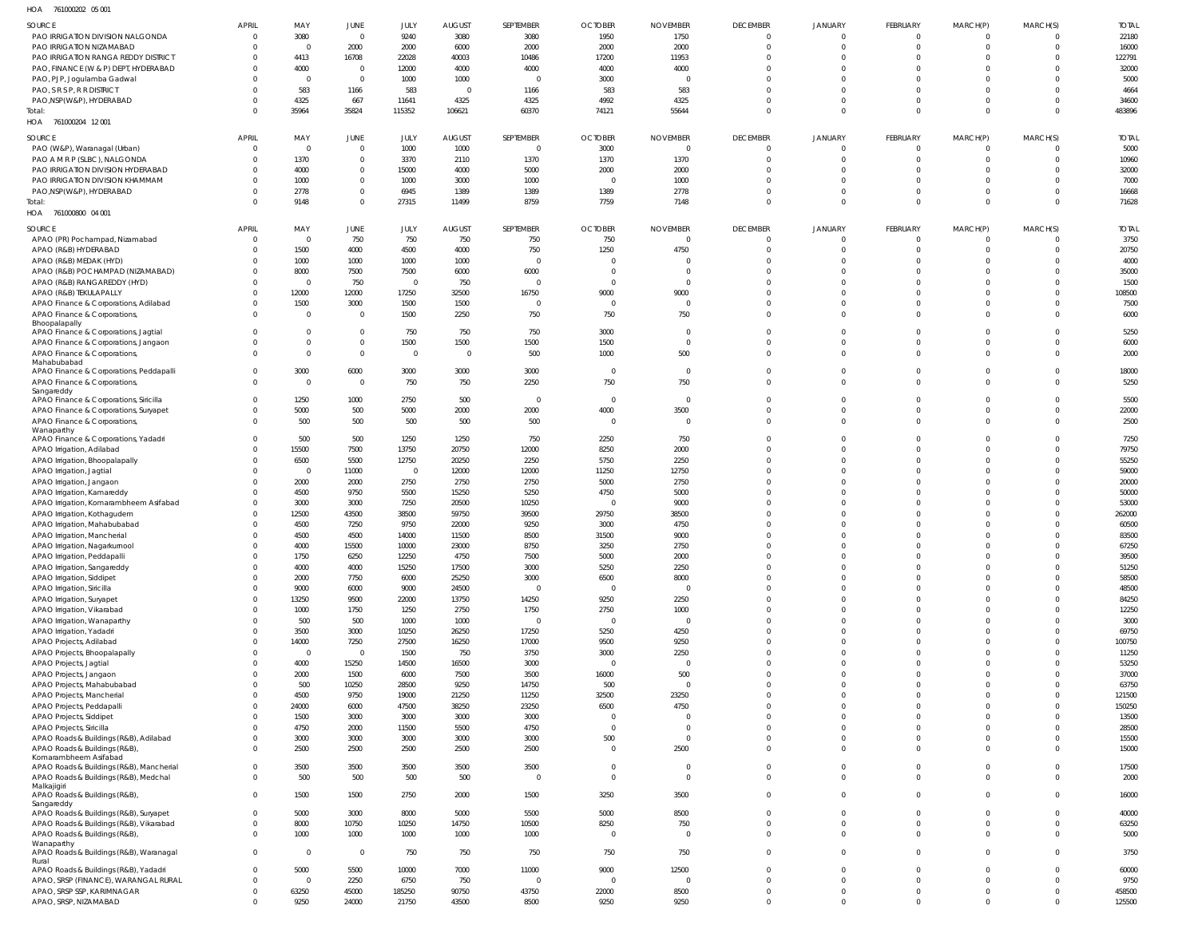HOA 761000202 05 001

| SOURCE | APRIL | MAY | JUNE | JULY | AUGUST | SEPTEMBER | OCTOBER | NOVEMBER | DECEMBER | JANUARY | FEBRUARY | MARCH(P) | MARCH(S) | TOTAL |
|---|---|---|---|---|---|---|---|---|---|---|---|---|---|---|
| PAO IRRIGATION DIVISION NALGONDA | 0 | 3080 | 0 | 9240 | 3080 | 3080 | 1950 | 1750 | 0 | 0 | 0 | 0 | 0 | 22180 |
| PAO IRRIGATION NIZAMABAD | 0 | 0 | 2000 | 2000 | 6000 | 2000 | 2000 | 2000 | 0 | 0 | 0 | 0 | 0 | 16000 |
| PAO IRRIGATION RANGA REDDY DISTRICT | 0 | 4413 | 16708 | 22028 | 40003 | 10486 | 17200 | 11953 | 0 | 0 | 0 | 0 | 0 | 122791 |
| PAO, FINANCE (W & P) DEPT, HYDERABAD | 0 | 4000 | 0 | 12000 | 4000 | 4000 | 4000 | 4000 | 0 | 0 | 0 | 0 | 0 | 32000 |
| PAO, PJP, Jogulamba Gadwal | 0 | 0 | 0 | 1000 | 1000 | 0 | 3000 | 0 | 0 | 0 | 0 | 0 | 0 | 5000 |
| PAO, S R S P, R R DISTRICT | 0 | 583 | 1166 | 583 | 0 | 1166 | 583 | 583 | 0 | 0 | 0 | 0 | 0 | 4664 |
| PAO,NSP(W&P), HYDERABAD | 0 | 4325 | 667 | 11641 | 4325 | 4325 | 4992 | 4325 | 0 | 0 | 0 | 0 | 0 | 34600 |
| Total: | 0 | 35964 | 35824 | 115352 | 106621 | 60370 | 74121 | 55644 | 0 | 0 | 0 | 0 | 0 | 483896 |

HOA 761000204 12 001

| SOURCE | APRIL | MAY | JUNE | JULY | AUGUST | SEPTEMBER | OCTOBER | NOVEMBER | DECEMBER | JANUARY | FEBRUARY | MARCH(P) | MARCH(S) | TOTAL |
|---|---|---|---|---|---|---|---|---|---|---|---|---|---|---|
| PAO (W&P), Waranagal (Urban) | 0 | 0 | 0 | 1000 | 1000 | 0 | 3000 | 0 | 0 | 0 | 0 | 0 | 0 | 5000 |
| PAO A M R P (SLBC), NALGONDA | 0 | 1370 | 0 | 3370 | 2110 | 1370 | 1370 | 1370 | 0 | 0 | 0 | 0 | 0 | 10960 |
| PAO IRRIGATION DIVISION HYDERABAD | 0 | 4000 | 0 | 15000 | 4000 | 5000 | 2000 | 2000 | 0 | 0 | 0 | 0 | 0 | 32000 |
| PAO IRRIGATION DIVISION KHAMMAM | 0 | 1000 | 0 | 1000 | 3000 | 1000 | 0 | 1000 | 0 | 0 | 0 | 0 | 0 | 7000 |
| PAO,NSP(W&P), HYDERABAD | 0 | 2778 | 0 | 6945 | 1389 | 1389 | 1389 | 2778 | 0 | 0 | 0 | 0 | 0 | 16668 |
| Total: | 0 | 9148 | 0 | 27315 | 11499 | 8759 | 7759 | 7148 | 0 | 0 | 0 | 0 | 0 | 71628 |

HOA 761000800 04 001

| SOURCE | APRIL | MAY | JUNE | JULY | AUGUST | SEPTEMBER | OCTOBER | NOVEMBER | DECEMBER | JANUARY | FEBRUARY | MARCH(P) | MARCH(S) | TOTAL |
|---|---|---|---|---|---|---|---|---|---|---|---|---|---|---|
| APAO (PR) Pochampad, Nizamabad | 0 | 0 | 750 | 750 | 750 | 750 | 750 | 0 | 0 | 0 | 0 | 0 | 0 | 3750 |
| APAO (R&B) HYDERABAD | 0 | 1500 | 4000 | 4500 | 4000 | 750 | 1250 | 4750 | 0 | 0 | 0 | 0 | 0 | 20750 |
| APAO (R&B) MEDAK (HYD) | 0 | 1000 | 1000 | 1000 | 1000 | 0 | 0 | 0 | 0 | 0 | 0 | 0 | 0 | 4000 |
| APAO (R&B) POCHAMPAD (NIZAMABAD) | 0 | 8000 | 7500 | 7500 | 6000 | 6000 | 0 | 0 | 0 | 0 | 0 | 0 | 0 | 35000 |
| APAO (R&B) RANGAREDDY (HYD) | 0 | 0 | 750 | 0 | 750 | 0 | 0 | 0 | 0 | 0 | 0 | 0 | 0 | 1500 |
| APAO (R&B) TEKULAPALLY | 0 | 12000 | 12000 | 17250 | 32500 | 16750 | 9000 | 9000 | 0 | 0 | 0 | 0 | 0 | 108500 |
| APAO Finance & Corporations, Adilabad | 0 | 1500 | 3000 | 1500 | 1500 | 0 | 0 | 0 | 0 | 0 | 0 | 0 | 0 | 7500 |
| APAO Finance & Corporations, Bhoopalapally | 0 | 0 | 0 | 1500 | 2250 | 750 | 750 | 750 | 0 | 0 | 0 | 0 | 0 | 6000 |
| APAO Finance & Corporations, Jagtial | 0 | 0 | 0 | 750 | 750 | 750 | 3000 | 0 | 0 | 0 | 0 | 0 | 0 | 5250 |
| APAO Finance & Corporations, Jangaon | 0 | 0 | 0 | 1500 | 1500 | 1500 | 1500 | 0 | 0 | 0 | 0 | 0 | 0 | 6000 |
| APAO Finance & Corporations, Mahabubabad | 0 | 0 | 0 | 0 | 0 | 500 | 1000 | 500 | 0 | 0 | 0 | 0 | 0 | 2000 |
| APAO Finance & Corporations, Peddapalli | 0 | 3000 | 6000 | 3000 | 3000 | 3000 | 0 | 0 | 0 | 0 | 0 | 0 | 0 | 18000 |
| APAO Finance & Corporations, Sangareddy | 0 | 0 | 0 | 750 | 750 | 2250 | 750 | 750 | 0 | 0 | 0 | 0 | 0 | 5250 |
| APAO Finance & Corporations, Siricilla | 0 | 1250 | 1000 | 2750 | 500 | 0 | 0 | 0 | 0 | 0 | 0 | 0 | 0 | 5500 |
| APAO Finance & Corporations, Suryapet | 0 | 5000 | 500 | 5000 | 2000 | 2000 | 4000 | 3500 | 0 | 0 | 0 | 0 | 0 | 22000 |
| APAO Finance & Corporations, Wanaparthy | 0 | 500 | 500 | 500 | 500 | 500 | 0 | 0 | 0 | 0 | 0 | 0 | 0 | 2500 |
| APAO Finance & Corporations, Yadadri | 0 | 500 | 500 | 1250 | 1250 | 750 | 2250 | 750 | 0 | 0 | 0 | 0 | 0 | 7250 |
| APAO Irrigation, Adilabad | 0 | 15500 | 7500 | 13750 | 20750 | 12000 | 8250 | 2000 | 0 | 0 | 0 | 0 | 0 | 79750 |
| APAO Irrigation, Bhoopalapally | 0 | 6500 | 5500 | 12750 | 20250 | 2250 | 5750 | 2250 | 0 | 0 | 0 | 0 | 0 | 55250 |
| APAO Irrigation, Jagtial | 0 | 0 | 11000 | 0 | 12000 | 12000 | 11250 | 12750 | 0 | 0 | 0 | 0 | 0 | 59000 |
| APAO Irrigation, Jangaon | 0 | 2000 | 2000 | 2750 | 2750 | 2750 | 5000 | 2750 | 0 | 0 | 0 | 0 | 0 | 20000 |
| APAO Irrigation, Kamareddy | 0 | 4500 | 9750 | 5500 | 15250 | 5250 | 4750 | 5000 | 0 | 0 | 0 | 0 | 0 | 50000 |
| APAO Irrigation, Komarambheem Asifabad | 0 | 3000 | 3000 | 7250 | 20500 | 10250 | 0 | 9000 | 0 | 0 | 0 | 0 | 0 | 53000 |
| APAO Irrigation, Kothagudem | 0 | 12500 | 43500 | 38500 | 59750 | 39500 | 29750 | 38500 | 0 | 0 | 0 | 0 | 0 | 262000 |
| APAO Irrigation, Mahabubabad | 0 | 4500 | 7250 | 9750 | 22000 | 9250 | 3000 | 4750 | 0 | 0 | 0 | 0 | 0 | 60500 |
| APAO Irrigation, Mancherial | 0 | 4500 | 4500 | 14000 | 11500 | 8500 | 31500 | 9000 | 0 | 0 | 0 | 0 | 0 | 83500 |
| APAO Irrigation, Nagarkurnool | 0 | 4000 | 15500 | 10000 | 23000 | 8750 | 3250 | 2750 | 0 | 0 | 0 | 0 | 0 | 67250 |
| APAO Irrigation, Peddapalli | 0 | 1750 | 6250 | 12250 | 4750 | 7500 | 5000 | 2000 | 0 | 0 | 0 | 0 | 0 | 39500 |
| APAO Irrigation, Sangareddy | 0 | 4000 | 4000 | 15250 | 17500 | 3000 | 5250 | 2250 | 0 | 0 | 0 | 0 | 0 | 51250 |
| APAO Irrigation, Siddipet | 0 | 2000 | 7750 | 6000 | 25250 | 3000 | 6500 | 8000 | 0 | 0 | 0 | 0 | 0 | 58500 |
| APAO Irrigation, Siricilla | 0 | 9000 | 6000 | 9000 | 24500 | 0 | 0 | 0 | 0 | 0 | 0 | 0 | 0 | 48500 |
| APAO Irrigation, Suryapet | 0 | 13250 | 9500 | 22000 | 13750 | 14250 | 9250 | 2250 | 0 | 0 | 0 | 0 | 0 | 84250 |
| APAO Irrigation, Vikarabad | 0 | 1000 | 1750 | 1250 | 2750 | 1750 | 2750 | 1000 | 0 | 0 | 0 | 0 | 0 | 12250 |
| APAO Irrigation, Wanaparthy | 0 | 500 | 500 | 1000 | 1000 | 0 | 0 | 0 | 0 | 0 | 0 | 0 | 0 | 3000 |
| APAO Irrigation, Yadadri | 0 | 3500 | 3000 | 10250 | 26250 | 17250 | 5250 | 4250 | 0 | 0 | 0 | 0 | 0 | 69750 |
| APAO Projects, Adilabad | 0 | 14000 | 7250 | 27500 | 16250 | 17000 | 9500 | 9250 | 0 | 0 | 0 | 0 | 0 | 100750 |
| APAO Projects, Bhoopalapally | 0 | 0 | 0 | 1500 | 750 | 3750 | 3000 | 2250 | 0 | 0 | 0 | 0 | 0 | 11250 |
| APAO Projects, Jagtial | 0 | 4000 | 15250 | 14500 | 16500 | 3000 | 0 | 0 | 0 | 0 | 0 | 0 | 0 | 53250 |
| APAO Projects, Jangaon | 0 | 2000 | 1500 | 6000 | 7500 | 3500 | 16000 | 500 | 0 | 0 | 0 | 0 | 0 | 37000 |
| APAO Projects, Mahabubabad | 0 | 500 | 10250 | 28500 | 9250 | 14750 | 500 | 0 | 0 | 0 | 0 | 0 | 0 | 63750 |
| APAO Projects, Mancherial | 0 | 4500 | 9750 | 19000 | 21250 | 11250 | 32500 | 23250 | 0 | 0 | 0 | 0 | 0 | 121500 |
| APAO Projects, Peddapalli | 0 | 24000 | 6000 | 47500 | 38250 | 23250 | 6500 | 4750 | 0 | 0 | 0 | 0 | 0 | 150250 |
| APAO Projects, Siddipet | 0 | 1500 | 3000 | 3000 | 3000 | 3000 | 0 | 0 | 0 | 0 | 0 | 0 | 0 | 13500 |
| APAO Projects, Siricilla | 0 | 4750 | 2000 | 11500 | 5500 | 4750 | 0 | 0 | 0 | 0 | 0 | 0 | 0 | 28500 |
| APAO Roads & Buildings (R&B), Adilabad | 0 | 3000 | 3000 | 3000 | 3000 | 3000 | 500 | 0 | 0 | 0 | 0 | 0 | 0 | 15500 |
| APAO Roads & Buildings (R&B), Komarambheem Asifabad | 0 | 2500 | 2500 | 2500 | 2500 | 2500 | 0 | 2500 | 0 | 0 | 0 | 0 | 0 | 15000 |
| APAO Roads & Buildings (R&B), Mancherial | 0 | 3500 | 3500 | 3500 | 3500 | 3500 | 0 | 0 | 0 | 0 | 0 | 0 | 0 | 17500 |
| APAO Roads & Buildings (R&B), Medchal Malkajigiri | 0 | 500 | 500 | 500 | 500 | 0 | 0 | 0 | 0 | 0 | 0 | 0 | 0 | 2000 |
| APAO Roads & Buildings (R&B), Sangareddy | 0 | 1500 | 1500 | 2750 | 2000 | 1500 | 3250 | 3500 | 0 | 0 | 0 | 0 | 0 | 16000 |
| APAO Roads & Buildings (R&B), Suryapet | 0 | 5000 | 3000 | 8000 | 5000 | 5500 | 5000 | 8500 | 0 | 0 | 0 | 0 | 0 | 40000 |
| APAO Roads & Buildings (R&B), Vikarabad | 0 | 8000 | 10750 | 10250 | 14750 | 10500 | 8250 | 750 | 0 | 0 | 0 | 0 | 0 | 63250 |
| APAO Roads & Buildings (R&B), Wanaparthy | 0 | 1000 | 1000 | 1000 | 1000 | 1000 | 0 | 0 | 0 | 0 | 0 | 0 | 0 | 5000 |
| APAO Roads & Buildings (R&B), Waranagal Rural | 0 | 0 | 0 | 750 | 750 | 750 | 750 | 750 | 0 | 0 | 0 | 0 | 0 | 3750 |
| APAO Roads & Buildings (R&B), Yadadri | 0 | 5000 | 5500 | 10000 | 7000 | 11000 | 9000 | 12500 | 0 | 0 | 0 | 0 | 0 | 60000 |
| APAO, SRSP (FINANCE), WARANGAL RURAL | 0 | 0 | 2250 | 6750 | 750 | 0 | 0 | 0 | 0 | 0 | 0 | 0 | 0 | 9750 |
| APAO, SRSP SSP, KARIMNAGAR | 0 | 63250 | 45000 | 185250 | 90750 | 43750 | 22000 | 8500 | 0 | 0 | 0 | 0 | 0 | 458500 |
| APAO, SRSP, NIZAMABAD | 0 | 9250 | 24000 | 21750 | 43500 | 8500 | 9250 | 9250 | 0 | 0 | 0 | 0 | 0 | 125500 |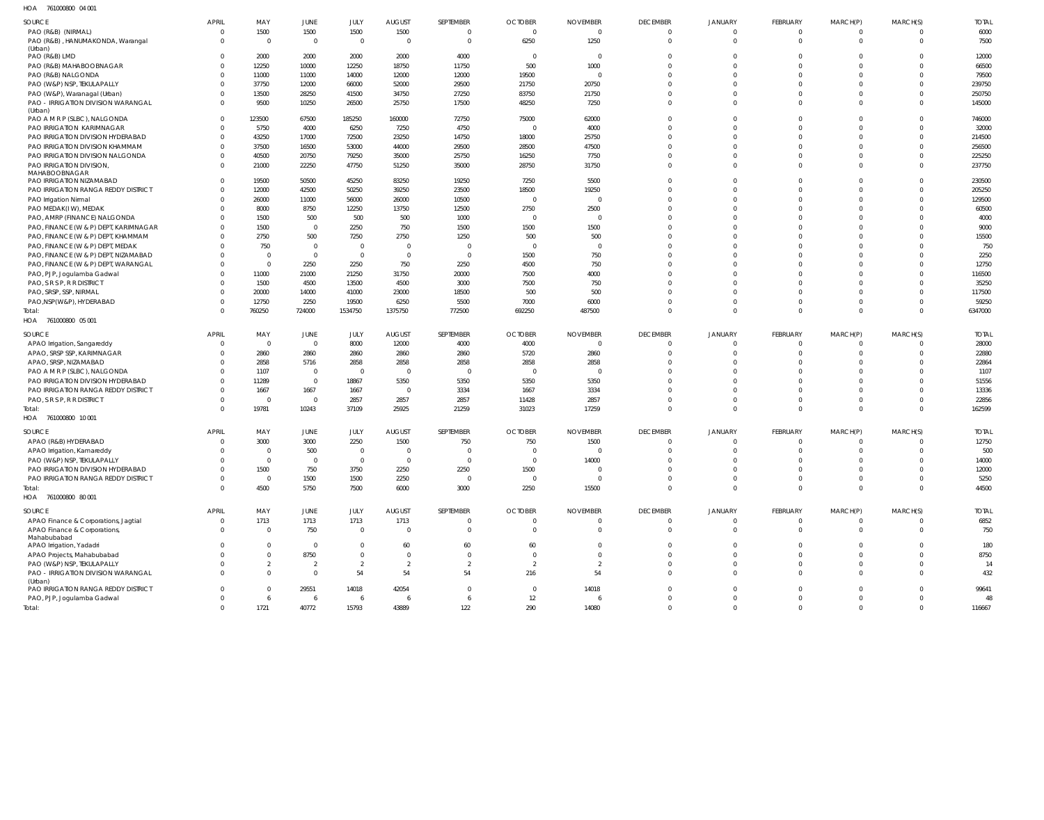HOA 761000800 04 001

| SOURCE | APRIL | MAY | JUNE | JULY | AUGUST | SEPTEMBER | OCTOBER | NOVEMBER | DECEMBER | JANUARY | FEBRUARY | MARCH(P) | MARCH(S) | TOTAL |
|---|---|---|---|---|---|---|---|---|---|---|---|---|---|---|
| PAO (R&B) (NIRMAL) | 0 | 1500 | 1500 | 1500 | 1500 | 0 | 0 | 0 | 0 | 0 | 0 | 0 | 0 | 6000 |
| PAO (R&B) , HANUMAKONDA, Warangal (Urban) | 0 | 0 | 0 | 0 | 0 | 0 | 6250 | 1250 | 0 | 0 | 0 | 0 | 0 | 7500 |
| PAO (R&B) LMD | 0 | 2000 | 2000 | 2000 | 2000 | 4000 | 0 | 0 | 0 | 0 | 0 | 0 | 0 | 12000 |
| PAO (R&B) MAHABOOBNAGAR | 0 | 12250 | 10000 | 12250 | 18750 | 11750 | 500 | 1000 | 0 | 0 | 0 | 0 | 0 | 66500 |
| PAO (R&B) NALGONDA | 0 | 11000 | 11000 | 14000 | 12000 | 12000 | 19500 | 0 | 0 | 0 | 0 | 0 | 0 | 79500 |
| PAO (W&P) NSP, TEKULAPALLY | 0 | 37750 | 12000 | 66000 | 52000 | 29500 | 21750 | 20750 | 0 | 0 | 0 | 0 | 0 | 239750 |
| PAO (W&P), Waranagal (Urban) | 0 | 13500 | 28250 | 41500 | 34750 | 27250 | 83750 | 21750 | 0 | 0 | 0 | 0 | 0 | 250750 |
| PAO - IRRIGATION DIVISION WARANGAL (Urban) | 0 | 9500 | 10250 | 26500 | 25750 | 17500 | 48250 | 7250 | 0 | 0 | 0 | 0 | 0 | 145000 |
| PAO A M R P (SLBC), NALGONDA | 0 | 123500 | 67500 | 185250 | 160000 | 72750 | 75000 | 62000 | 0 | 0 | 0 | 0 | 0 | 746000 |
| PAO IRRIGATION KARIMNAGAR | 0 | 5750 | 4000 | 6250 | 7250 | 4750 | 0 | 4000 | 0 | 0 | 0 | 0 | 0 | 32000 |
| PAO IRRIGATION DIVISION HYDERABAD | 0 | 43250 | 17000 | 72500 | 23250 | 14750 | 18000 | 25750 | 0 | 0 | 0 | 0 | 0 | 214500 |
| PAO IRRIGATION DIVISION KHAMMAM | 0 | 37500 | 16500 | 53000 | 44000 | 29500 | 28500 | 47500 | 0 | 0 | 0 | 0 | 0 | 256500 |
| PAO IRRIGATION DIVISION NALGONDA | 0 | 40500 | 20750 | 79250 | 35000 | 25750 | 16250 | 7750 | 0 | 0 | 0 | 0 | 0 | 225250 |
| PAO IRRIGATION DIVISION, MAHABOOBNAGAR | 0 | 21000 | 22250 | 47750 | 51250 | 35000 | 28750 | 31750 | 0 | 0 | 0 | 0 | 0 | 237750 |
| PAO IRRIGATION NIZAMABAD | 0 | 19500 | 50500 | 45250 | 83250 | 19250 | 7250 | 5500 | 0 | 0 | 0 | 0 | 0 | 230500 |
| PAO IRRIGATION RANGA REDDY DISTRICT | 0 | 12000 | 42500 | 50250 | 39250 | 23500 | 18500 | 19250 | 0 | 0 | 0 | 0 | 0 | 205250 |
| PAO Irrigation Nirmal | 0 | 26000 | 11000 | 56000 | 26000 | 10500 | 0 | 0 | 0 | 0 | 0 | 0 | 0 | 129500 |
| PAO MEDAK(IW), MEDAK | 0 | 8000 | 8750 | 12250 | 13750 | 12500 | 2750 | 2500 | 0 | 0 | 0 | 0 | 0 | 60500 |
| PAO, AMRP (FINANCE) NALGONDA | 0 | 1500 | 500 | 500 | 500 | 1000 | 0 | 0 | 0 | 0 | 0 | 0 | 0 | 4000 |
| PAO, FINANCE (W & P) DEPT, KARIMNAGAR | 0 | 1500 | 0 | 2250 | 750 | 1500 | 1500 | 1500 | 0 | 0 | 0 | 0 | 0 | 9000 |
| PAO, FINANCE (W & P) DEPT, KHAMMAM | 0 | 2750 | 500 | 7250 | 2750 | 1250 | 500 | 500 | 0 | 0 | 0 | 0 | 0 | 15500 |
| PAO, FINANCE (W & P) DEPT, MEDAK | 0 | 750 | 0 | 0 | 0 | 0 | 0 | 0 | 0 | 0 | 0 | 0 | 0 | 750 |
| PAO, FINANCE (W & P) DEPT, NIZAMABAD | 0 | 0 | 0 | 0 | 0 | 0 | 1500 | 750 | 0 | 0 | 0 | 0 | 0 | 2250 |
| PAO, FINANCE (W & P) DEPT, WARANGAL | 0 | 0 | 2250 | 2250 | 750 | 2250 | 4500 | 750 | 0 | 0 | 0 | 0 | 0 | 12750 |
| PAO, PJP, Jogulamba Gadwal | 0 | 11000 | 21000 | 21250 | 31750 | 20000 | 7500 | 4000 | 0 | 0 | 0 | 0 | 0 | 116500 |
| PAO, S R S P, R R DISTRICT | 0 | 1500 | 4500 | 13500 | 4500 | 3000 | 7500 | 750 | 0 | 0 | 0 | 0 | 0 | 35250 |
| PAO, SRSP, SSP, NIRMAL | 0 | 20000 | 14000 | 41000 | 23000 | 18500 | 500 | 500 | 0 | 0 | 0 | 0 | 0 | 117500 |
| PAO,NSP(W&P), HYDERABAD | 0 | 12750 | 2250 | 19500 | 6250 | 5500 | 7000 | 6000 | 0 | 0 | 0 | 0 | 0 | 59250 |
| Total: | 0 | 760250 | 724000 | 1534750 | 1375750 | 772500 | 692250 | 487500 | 0 | 0 | 0 | 0 | 0 | 6347000 |

HOA 761000800 05 001

| SOURCE | APRIL | MAY | JUNE | JULY | AUGUST | SEPTEMBER | OCTOBER | NOVEMBER | DECEMBER | JANUARY | FEBRUARY | MARCH(P) | MARCH(S) | TOTAL |
|---|---|---|---|---|---|---|---|---|---|---|---|---|---|---|
| APAO Irrigation, Sangareddy | 0 | 0 | 0 | 8000 | 12000 | 4000 | 4000 | 0 | 0 | 0 | 0 | 0 | 0 | 28000 |
| APAO, SRSP SSP, KARIMNAGAR | 0 | 2860 | 2860 | 2860 | 2860 | 2860 | 5720 | 2860 | 0 | 0 | 0 | 0 | 0 | 22880 |
| APAO, SRSP, NIZAMABAD | 0 | 2858 | 5716 | 2858 | 2858 | 2858 | 2858 | 2858 | 0 | 0 | 0 | 0 | 0 | 22864 |
| PAO A M R P (SLBC), NALGONDA | 0 | 1107 | 0 | 0 | 0 | 0 | 0 | 0 | 0 | 0 | 0 | 0 | 0 | 1107 |
| PAO IRRIGATION DIVISION HYDERABAD | 0 | 11289 | 0 | 18867 | 5350 | 5350 | 5350 | 5350 | 0 | 0 | 0 | 0 | 0 | 51556 |
| PAO IRRIGATION RANGA REDDY DISTRICT | 0 | 1667 | 1667 | 1667 | 0 | 3334 | 1667 | 3334 | 0 | 0 | 0 | 0 | 0 | 13336 |
| PAO, S R S P, R R DISTRICT | 0 | 0 | 0 | 2857 | 2857 | 2857 | 11428 | 2857 | 0 | 0 | 0 | 0 | 0 | 22856 |
| Total: | 0 | 19781 | 10243 | 37109 | 25925 | 21259 | 31023 | 17259 | 0 | 0 | 0 | 0 | 0 | 162599 |

HOA 761000800 10 001

| SOURCE | APRIL | MAY | JUNE | JULY | AUGUST | SEPTEMBER | OCTOBER | NOVEMBER | DECEMBER | JANUARY | FEBRUARY | MARCH(P) | MARCH(S) | TOTAL |
|---|---|---|---|---|---|---|---|---|---|---|---|---|---|---|
| APAO (R&B) HYDERABAD | 0 | 3000 | 3000 | 2250 | 1500 | 750 | 750 | 1500 | 0 | 0 | 0 | 0 | 0 | 12750 |
| APAO Irrigation, Kamareddy | 0 | 0 | 500 | 0 | 0 | 0 | 0 | 0 | 0 | 0 | 0 | 0 | 0 | 500 |
| PAO (W&P) NSP, TEKULAPALLY | 0 | 0 | 0 | 0 | 0 | 0 | 0 | 14000 | 0 | 0 | 0 | 0 | 0 | 14000 |
| PAO IRRIGATION DIVISION HYDERABAD | 0 | 1500 | 750 | 3750 | 2250 | 2250 | 1500 | 0 | 0 | 0 | 0 | 0 | 0 | 12000 |
| PAO IRRIGATION RANGA REDDY DISTRICT | 0 | 0 | 1500 | 1500 | 2250 | 0 | 0 | 0 | 0 | 0 | 0 | 0 | 0 | 5250 |
| Total: | 0 | 4500 | 5750 | 7500 | 6000 | 3000 | 2250 | 15500 | 0 | 0 | 0 | 0 | 0 | 44500 |

HOA 761000800 80 001

| SOURCE | APRIL | MAY | JUNE | JULY | AUGUST | SEPTEMBER | OCTOBER | NOVEMBER | DECEMBER | JANUARY | FEBRUARY | MARCH(P) | MARCH(S) | TOTAL |
|---|---|---|---|---|---|---|---|---|---|---|---|---|---|---|
| APAO Finance & Corporations, Jagtial | 0 | 1713 | 1713 | 1713 | 1713 | 0 | 0 | 0 | 0 | 0 | 0 | 0 | 0 | 6852 |
| APAO Finance & Corporations, Mahabubabad | 0 | 0 | 750 | 0 | 0 | 0 | 0 | 0 | 0 | 0 | 0 | 0 | 0 | 750 |
| APAO Irrigation, Yadadri | 0 | 0 | 0 | 0 | 60 | 60 | 60 | 0 | 0 | 0 | 0 | 0 | 0 | 180 |
| APAO Projects, Mahabubabad | 0 | 0 | 8750 | 0 | 0 | 0 | 0 | 0 | 0 | 0 | 0 | 0 | 0 | 8750 |
| PAO (W&P) NSP, TEKULAPALLY | 0 | 2 | 2 | 2 | 2 | 2 | 2 | 2 | 0 | 0 | 0 | 0 | 0 | 14 |
| PAO - IRRIGATION DIVISION WARANGAL (Urban) | 0 | 0 | 0 | 54 | 54 | 54 | 216 | 54 | 0 | 0 | 0 | 0 | 0 | 432 |
| PAO IRRIGATION RANGA REDDY DISTRICT | 0 | 0 | 29551 | 14018 | 42054 | 0 | 0 | 14018 | 0 | 0 | 0 | 0 | 0 | 99641 |
| PAO, PJP, Jogulamba Gadwal | 0 | 6 | 6 | 6 | 6 | 6 | 12 | 6 | 0 | 0 | 0 | 0 | 0 | 48 |
| Total: | 0 | 1721 | 40772 | 15793 | 43889 | 122 | 290 | 14080 | 0 | 0 | 0 | 0 | 0 | 116667 |